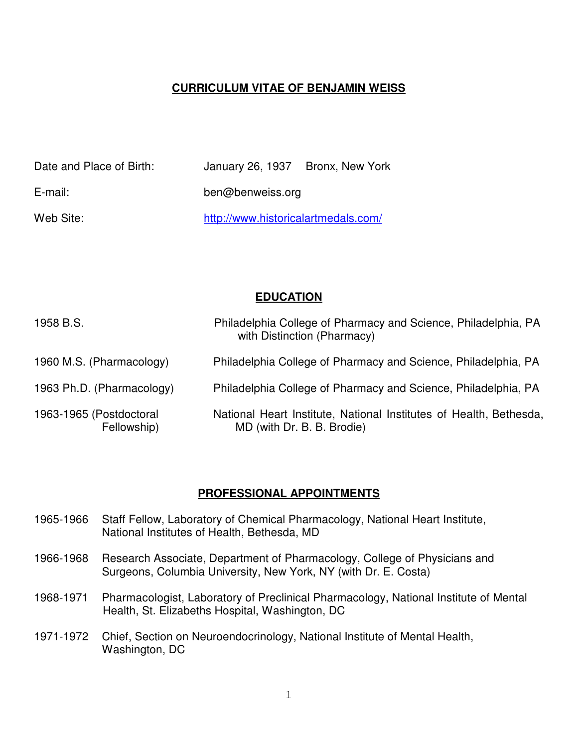# CURRICULUM VITAE OF BENJAMIN WEISS

Date and Place of Birth: January 26, 1937 Bronx, New York

E-mail: ben@benweiss.org

Web Site: http://www.historicalartmedals.com/

## EDUCATION

| | |
|---|---|
| 1958 B.S. | Philadelphia College of Pharmacy and Science, Philadelphia, PA with Distinction (Pharmacy) |
| 1960 M.S. (Pharmacology) | Philadelphia College of Pharmacy and Science, Philadelphia, PA |
| 1963 Ph.D. (Pharmacology) | Philadelphia College of Pharmacy and Science, Philadelphia, PA |
| 1963-1965 (Postdoctoral Fellowship) | National Heart Institute, National Institutes of Health, Bethesda, MD (with Dr. B. B. Brodie) |

## PROFESSIONAL APPOINTMENTS

1965-1966 Staff Fellow, Laboratory of Chemical Pharmacology, National Heart Institute, National Institutes of Health, Bethesda, MD

1966-1968 Research Associate, Department of Pharmacology, College of Physicians and Surgeons, Columbia University, New York, NY (with Dr. E. Costa)

1968-1971 Pharmacologist, Laboratory of Preclinical Pharmacology, National Institute of Mental Health, St. Elizabeths Hospital, Washington, DC

1971-1972 Chief, Section on Neuroendocrinology, National Institute of Mental Health, Washington, DC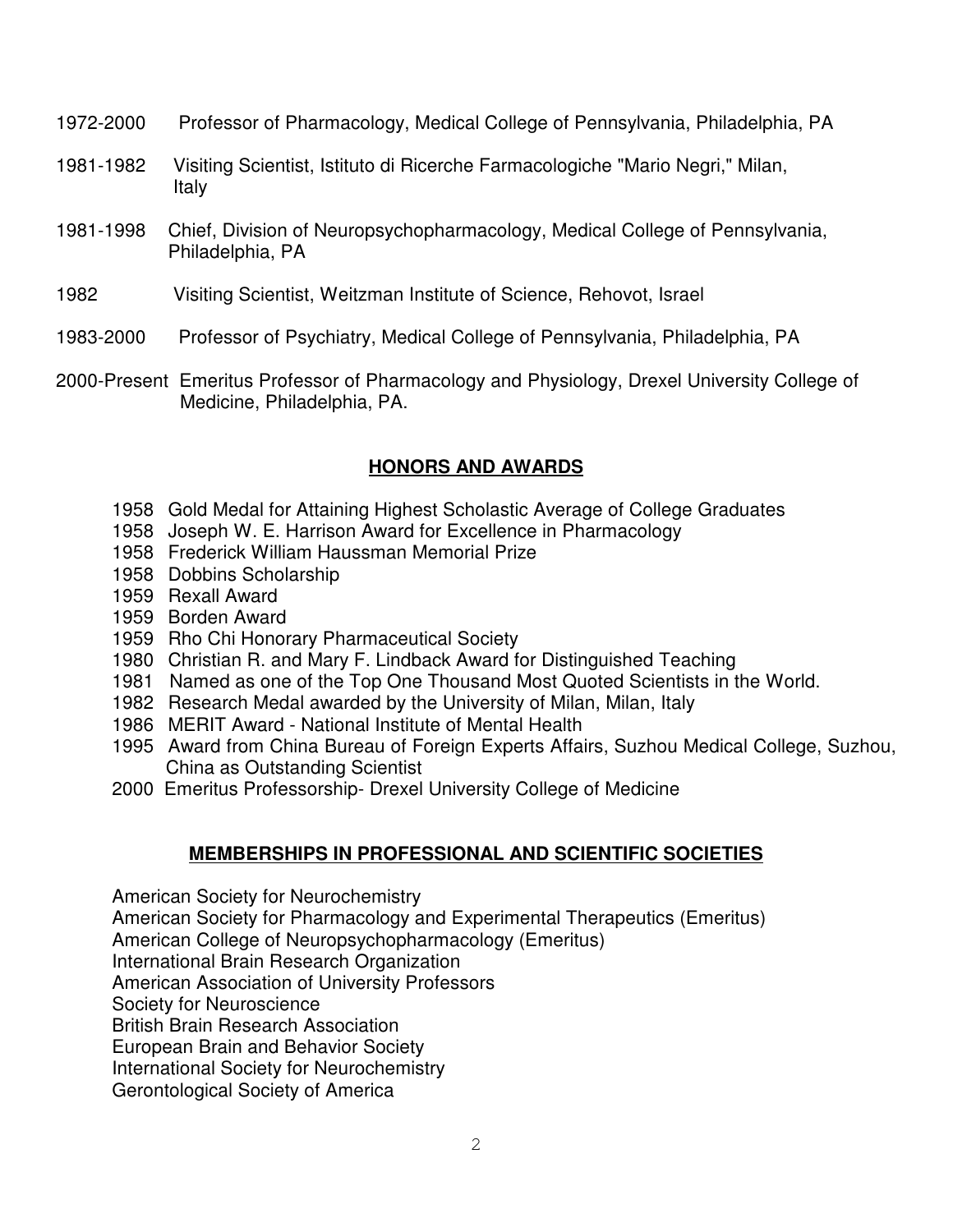1972-2000 Professor of Pharmacology, Medical College of Pennsylvania, Philadelphia, PA

1981-1982 Visiting Scientist, Istituto di Ricerche Farmacologiche "Mario Negri," Milan, Italy

1981-1998 Chief, Division of Neuropsychopharmacology, Medical College of Pennsylvania, Philadelphia, PA

1982 Visiting Scientist, Weitzman Institute of Science, Rehovot, Israel

1983-2000 Professor of Psychiatry, Medical College of Pennsylvania, Philadelphia, PA

2000-Present Emeritus Professor of Pharmacology and Physiology, Drexel University College of Medicine, Philadelphia, PA.

## HONORS AND AWARDS

1958 Gold Medal for Attaining Highest Scholastic Average of College Graduates
1958 Joseph W. E. Harrison Award for Excellence in Pharmacology
1958 Frederick William Haussman Memorial Prize
1958 Dobbins Scholarship
1959 Rexall Award
1959 Borden Award
1959 Rho Chi Honorary Pharmaceutical Society
1980 Christian R. and Mary F. Lindback Award for Distinguished Teaching
1981 Named as one of the Top One Thousand Most Quoted Scientists in the World.
1982 Research Medal awarded by the University of Milan, Milan, Italy
1986 MERIT Award - National Institute of Mental Health
1995 Award from China Bureau of Foreign Experts Affairs, Suzhou Medical College, Suzhou, China as Outstanding Scientist
2000 Emeritus Professorship- Drexel University College of Medicine

## MEMBERSHIPS IN PROFESSIONAL AND SCIENTIFIC SOCIETIES

American Society for Neurochemistry
American Society for Pharmacology and Experimental Therapeutics (Emeritus)
American College of Neuropsychopharmacology (Emeritus)
International Brain Research Organization
American Association of University Professors
Society for Neuroscience
British Brain Research Association
European Brain and Behavior Society
International Society for Neurochemistry
Gerontological Society of America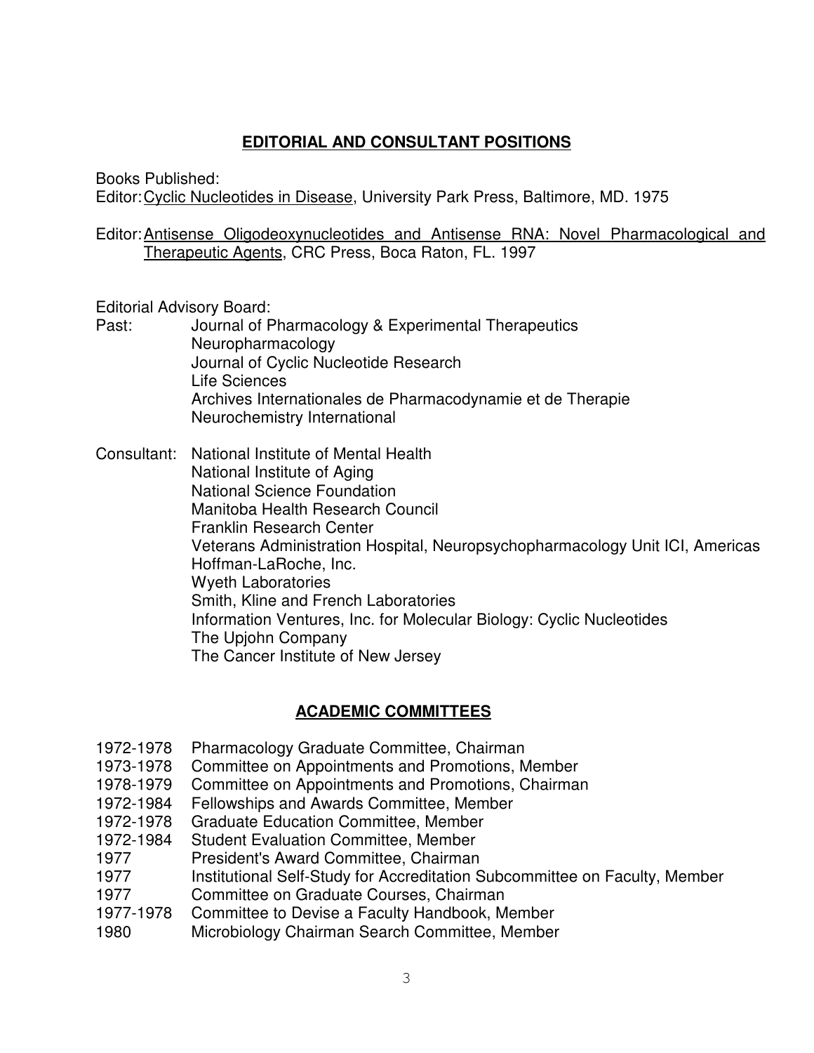## EDITORIAL AND CONSULTANT POSITIONS

Books Published:

Editor: Cyclic Nucleotides in Disease, University Park Press, Baltimore, MD. 1975

Editor: Antisense Oligodeoxynucleotides and Antisense RNA: Novel Pharmacological and Therapeutic Agents, CRC Press, Boca Raton, FL. 1997

Editorial Advisory Board:

Past:
- Journal of Pharmacology & Experimental Therapeutics
- Neuropharmacology
- Journal of Cyclic Nucleotide Research
- Life Sciences
- Archives Internationales de Pharmacodynamie et de Therapie
- Neurochemistry International

Consultant:
- National Institute of Mental Health
- National Institute of Aging
- National Science Foundation
- Manitoba Health Research Council
- Franklin Research Center
- Veterans Administration Hospital, Neuropsychopharmacology Unit ICI, Americas
- Hoffman-LaRoche, Inc.
- Wyeth Laboratories
- Smith, Kline and French Laboratories
- Information Ventures, Inc. for Molecular Biology: Cyclic Nucleotides
- The Upjohn Company
- The Cancer Institute of New Jersey

## ACADEMIC COMMITTEES

- 1972-1978 Pharmacology Graduate Committee, Chairman
- 1973-1978 Committee on Appointments and Promotions, Member
- 1978-1979 Committee on Appointments and Promotions, Chairman
- 1972-1984 Fellowships and Awards Committee, Member
- 1972-1978 Graduate Education Committee, Member
- 1972-1984 Student Evaluation Committee, Member
- 1977 President's Award Committee, Chairman
- 1977 Institutional Self-Study for Accreditation Subcommittee on Faculty, Member
- 1977 Committee on Graduate Courses, Chairman
- 1977-1978 Committee to Devise a Faculty Handbook, Member
- 1980 Microbiology Chairman Search Committee, Member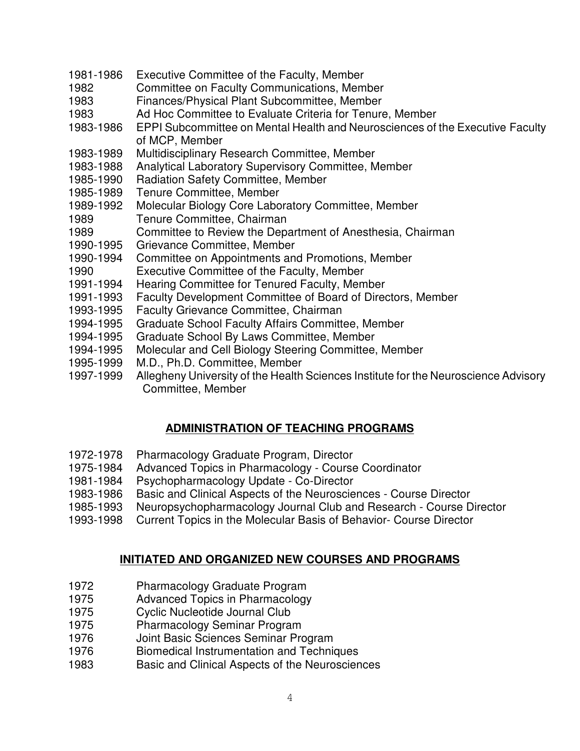1981-1986 Executive Committee of the Faculty, Member
1982 Committee on Faculty Communications, Member
1983 Finances/Physical Plant Subcommittee, Member
1983 Ad Hoc Committee to Evaluate Criteria for Tenure, Member
1983-1986 EPPI Subcommittee on Mental Health and Neurosciences of the Executive Faculty of MCP, Member
1983-1989 Multidisciplinary Research Committee, Member
1983-1988 Analytical Laboratory Supervisory Committee, Member
1985-1990 Radiation Safety Committee, Member
1985-1989 Tenure Committee, Member
1989-1992 Molecular Biology Core Laboratory Committee, Member
1989 Tenure Committee, Chairman
1989 Committee to Review the Department of Anesthesia, Chairman
1990-1995 Grievance Committee, Member
1990-1994 Committee on Appointments and Promotions, Member
1990 Executive Committee of the Faculty, Member
1991-1994 Hearing Committee for Tenured Faculty, Member
1991-1993 Faculty Development Committee of Board of Directors, Member
1993-1995 Faculty Grievance Committee, Chairman
1994-1995 Graduate School Faculty Affairs Committee, Member
1994-1995 Graduate School By Laws Committee, Member
1994-1995 Molecular and Cell Biology Steering Committee, Member
1995-1999 M.D., Ph.D. Committee, Member
1997-1999 Allegheny University of the Health Sciences Institute for the Neuroscience Advisory Committee, Member

## ADMINISTRATION OF TEACHING PROGRAMS

1972-1978 Pharmacology Graduate Program, Director
1975-1984 Advanced Topics in Pharmacology - Course Coordinator
1981-1984 Psychopharmacology Update - Co-Director
1983-1986 Basic and Clinical Aspects of the Neurosciences - Course Director
1985-1993 Neuropsychopharmacology Journal Club and Research - Course Director
1993-1998 Current Topics in the Molecular Basis of Behavior- Course Director

## INITIATED AND ORGANIZED NEW COURSES AND PROGRAMS

1972 Pharmacology Graduate Program
1975 Advanced Topics in Pharmacology
1975 Cyclic Nucleotide Journal Club
1975 Pharmacology Seminar Program
1976 Joint Basic Sciences Seminar Program
1976 Biomedical Instrumentation and Techniques
1983 Basic and Clinical Aspects of the Neurosciences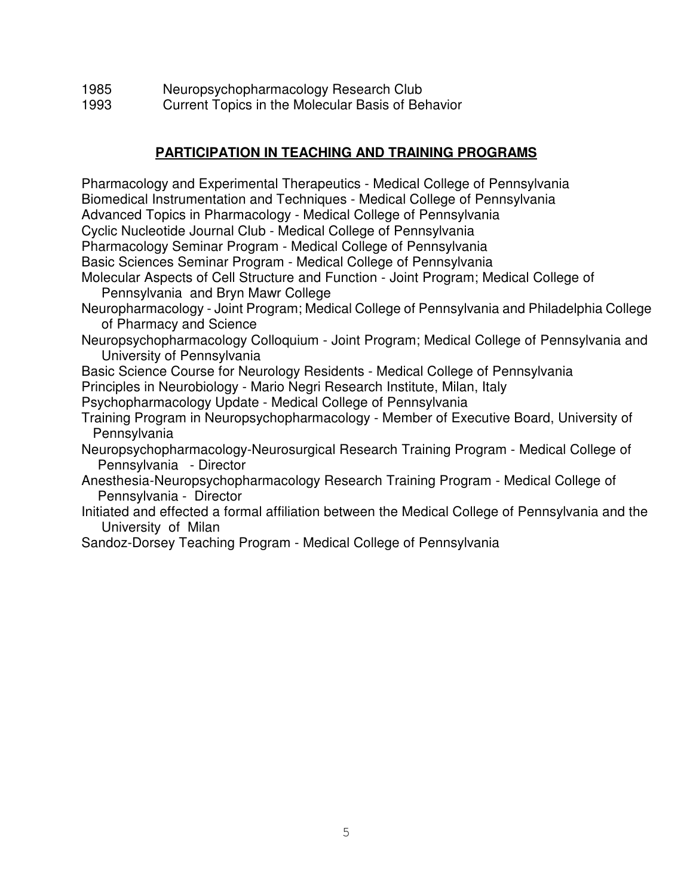1985 Neuropsychopharmacology Research Club
1993 Current Topics in the Molecular Basis of Behavior

## PARTICIPATION IN TEACHING AND TRAINING PROGRAMS

Pharmacology and Experimental Therapeutics - Medical College of Pennsylvania
Biomedical Instrumentation and Techniques - Medical College of Pennsylvania
Advanced Topics in Pharmacology - Medical College of Pennsylvania
Cyclic Nucleotide Journal Club - Medical College of Pennsylvania
Pharmacology Seminar Program - Medical College of Pennsylvania
Basic Sciences Seminar Program - Medical College of Pennsylvania
Molecular Aspects of Cell Structure and Function - Joint Program; Medical College of Pennsylvania and Bryn Mawr College
Neuropharmacology - Joint Program; Medical College of Pennsylvania and Philadelphia College of Pharmacy and Science
Neuropsychopharmacology Colloquium - Joint Program; Medical College of Pennsylvania and University of Pennsylvania
Basic Science Course for Neurology Residents - Medical College of Pennsylvania
Principles in Neurobiology - Mario Negri Research Institute, Milan, Italy
Psychopharmacology Update - Medical College of Pennsylvania
Training Program in Neuropsychopharmacology - Member of Executive Board, University of Pennsylvania
Neuropsychopharmacology-Neurosurgical Research Training Program - Medical College of Pennsylvania - Director
Anesthesia-Neuropsychopharmacology Research Training Program - Medical College of Pennsylvania - Director
Initiated and effected a formal affiliation between the Medical College of Pennsylvania and the University of Milan
Sandoz-Dorsey Teaching Program - Medical College of Pennsylvania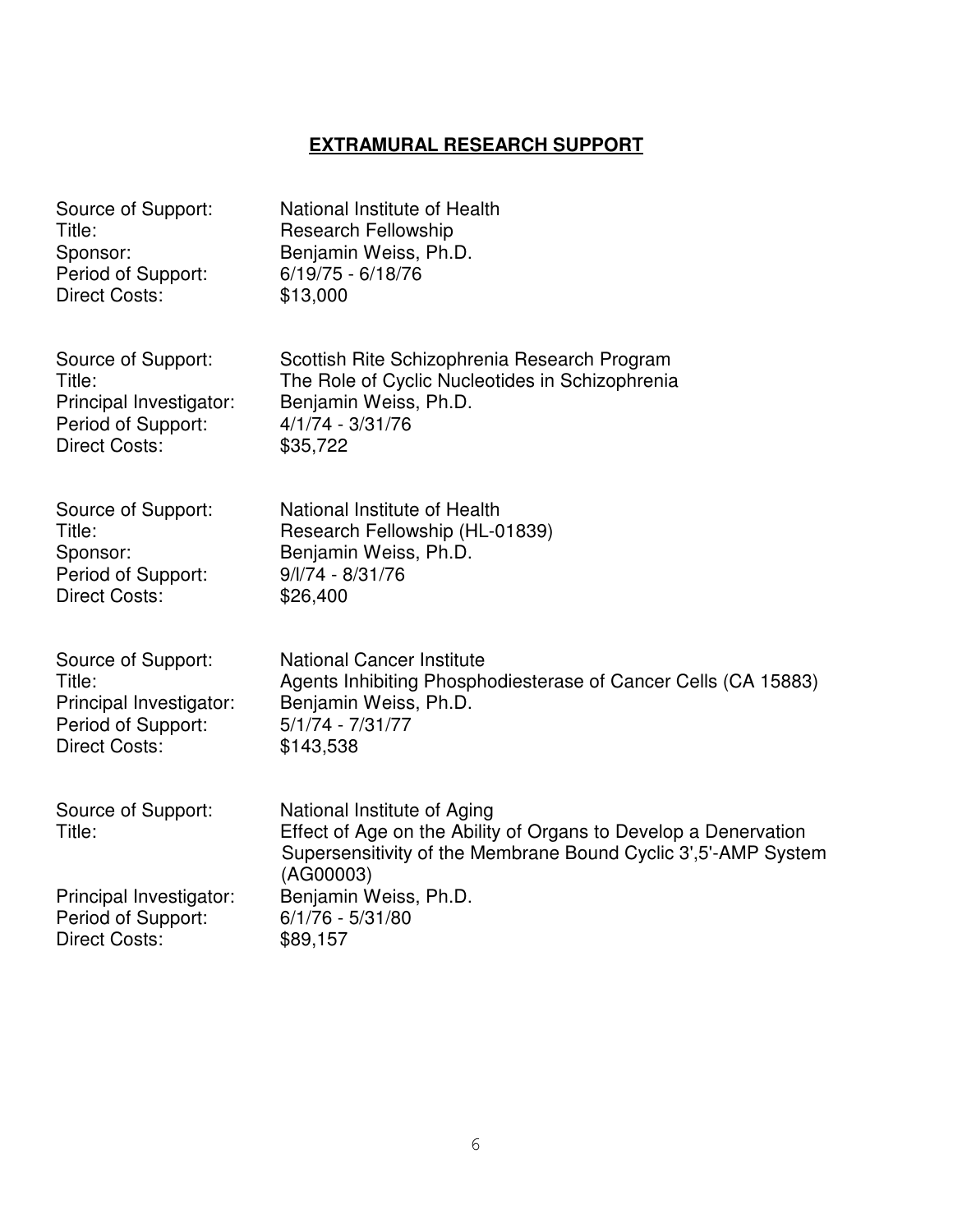## EXTRAMURAL RESEARCH SUPPORT

Source of Support: National Institute of Health
Title: Research Fellowship
Sponsor: Benjamin Weiss, Ph.D.
Period of Support: 6/19/75 - 6/18/76
Direct Costs: $13,000

Source of Support: Scottish Rite Schizophrenia Research Program
Title: The Role of Cyclic Nucleotides in Schizophrenia
Principal Investigator: Benjamin Weiss, Ph.D.
Period of Support: 4/1/74 - 3/31/76
Direct Costs: $35,722

Source of Support: National Institute of Health
Title: Research Fellowship (HL-01839)
Sponsor: Benjamin Weiss, Ph.D.
Period of Support: 9/l/74 - 8/31/76
Direct Costs: $26,400

Source of Support: National Cancer Institute
Title: Agents Inhibiting Phosphodiesterase of Cancer Cells (CA 15883)
Principal Investigator: Benjamin Weiss, Ph.D.
Period of Support: 5/1/74 - 7/31/77
Direct Costs: $143,538

Source of Support: National Institute of Aging
Title: Effect of Age on the Ability of Organs to Develop a Denervation Supersensitivity of the Membrane Bound Cyclic 3',5'-AMP System (AG00003)
Principal Investigator: Benjamin Weiss, Ph.D.
Period of Support: 6/1/76 - 5/31/80
Direct Costs: $89,157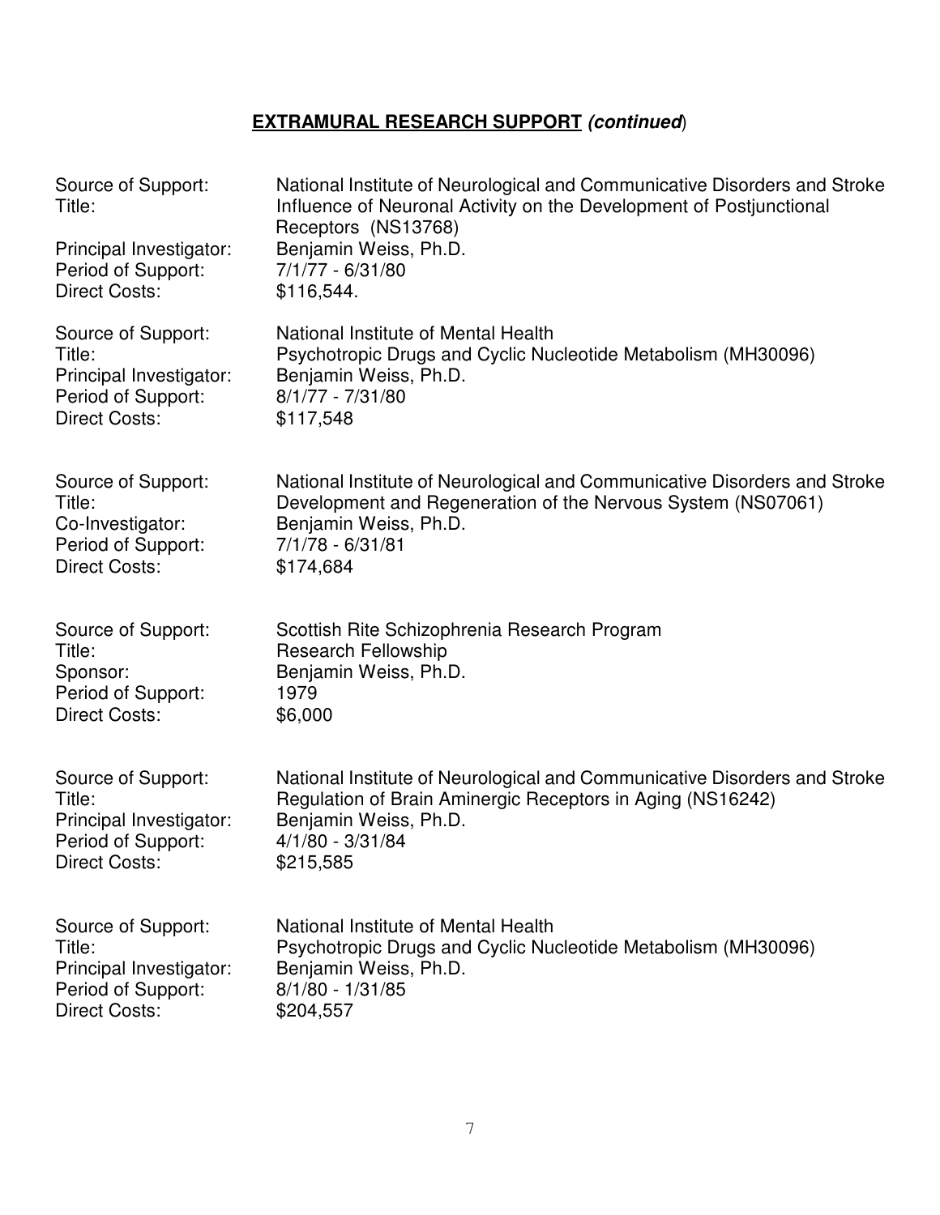## **EXTRAMURAL RESEARCH SUPPORT** ***(continued)***

Source of Support: National Institute of Neurological and Communicative Disorders and Stroke
Title: Influence of Neuronal Activity on the Development of Postjunctional Receptors (NS13768)
Principal Investigator: Benjamin Weiss, Ph.D.
Period of Support: 7/1/77 - 6/31/80
Direct Costs: $116,544.

Source of Support: National Institute of Mental Health
Title: Psychotropic Drugs and Cyclic Nucleotide Metabolism (MH30096)
Principal Investigator: Benjamin Weiss, Ph.D.
Period of Support: 8/1/77 - 7/31/80
Direct Costs: $117,548

Source of Support: National Institute of Neurological and Communicative Disorders and Stroke
Title: Development and Regeneration of the Nervous System (NS07061)
Co-Investigator: Benjamin Weiss, Ph.D.
Period of Support: 7/1/78 - 6/31/81
Direct Costs: $174,684

Source of Support: Scottish Rite Schizophrenia Research Program
Title: Research Fellowship
Sponsor: Benjamin Weiss, Ph.D.
Period of Support: 1979
Direct Costs: $6,000

Source of Support: National Institute of Neurological and Communicative Disorders and Stroke
Title: Regulation of Brain Aminergic Receptors in Aging (NS16242)
Principal Investigator: Benjamin Weiss, Ph.D.
Period of Support: 4/1/80 - 3/31/84
Direct Costs: $215,585

Source of Support: National Institute of Mental Health
Title: Psychotropic Drugs and Cyclic Nucleotide Metabolism (MH30096)
Principal Investigator: Benjamin Weiss, Ph.D.
Period of Support: 8/1/80 - 1/31/85
Direct Costs: $204,557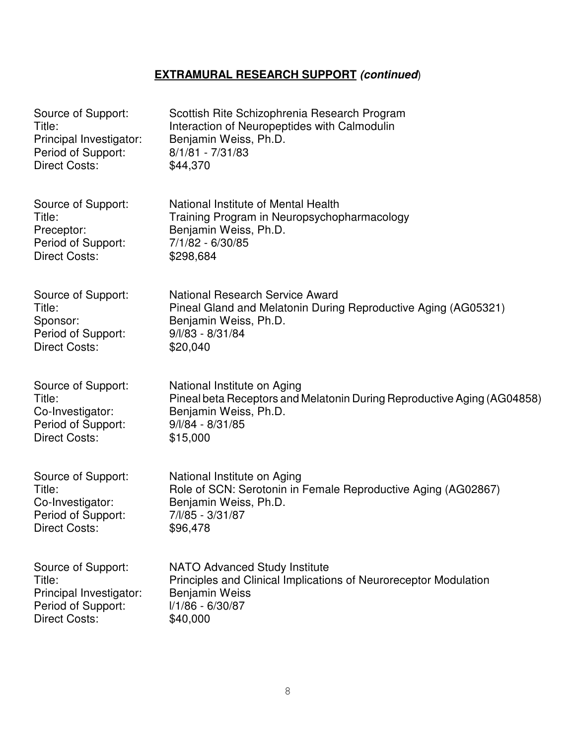## **EXTRAMURAL RESEARCH SUPPORT** ***(continued)***

Source of Support: Scottish Rite Schizophrenia Research Program
Title: Interaction of Neuropeptides with Calmodulin
Principal Investigator: Benjamin Weiss, Ph.D.
Period of Support: 8/1/81 - 7/31/83
Direct Costs: $44,370

Source of Support: National Institute of Mental Health
Title: Training Program in Neuropsychopharmacology
Preceptor: Benjamin Weiss, Ph.D.
Period of Support: 7/1/82 - 6/30/85
Direct Costs: $298,684

Source of Support: National Research Service Award
Title: Pineal Gland and Melatonin During Reproductive Aging (AG05321)
Sponsor: Benjamin Weiss, Ph.D.
Period of Support: 9/l/83 - 8/31/84
Direct Costs: $20,040

Source of Support: National Institute on Aging
Title: Pineal beta Receptors and Melatonin During Reproductive Aging (AG04858)
Co-Investigator: Benjamin Weiss, Ph.D.
Period of Support: 9/l/84 - 8/31/85
Direct Costs: $15,000

Source of Support: National Institute on Aging
Title: Role of SCN: Serotonin in Female Reproductive Aging (AG02867)
Co-Investigator: Benjamin Weiss, Ph.D.
Period of Support: 7/l/85 - 3/31/87
Direct Costs: $96,478

Source of Support: NATO Advanced Study Institute
Title: Principles and Clinical Implications of Neuroreceptor Modulation
Principal Investigator: Benjamin Weiss
Period of Support: l/1/86 - 6/30/87
Direct Costs: $40,000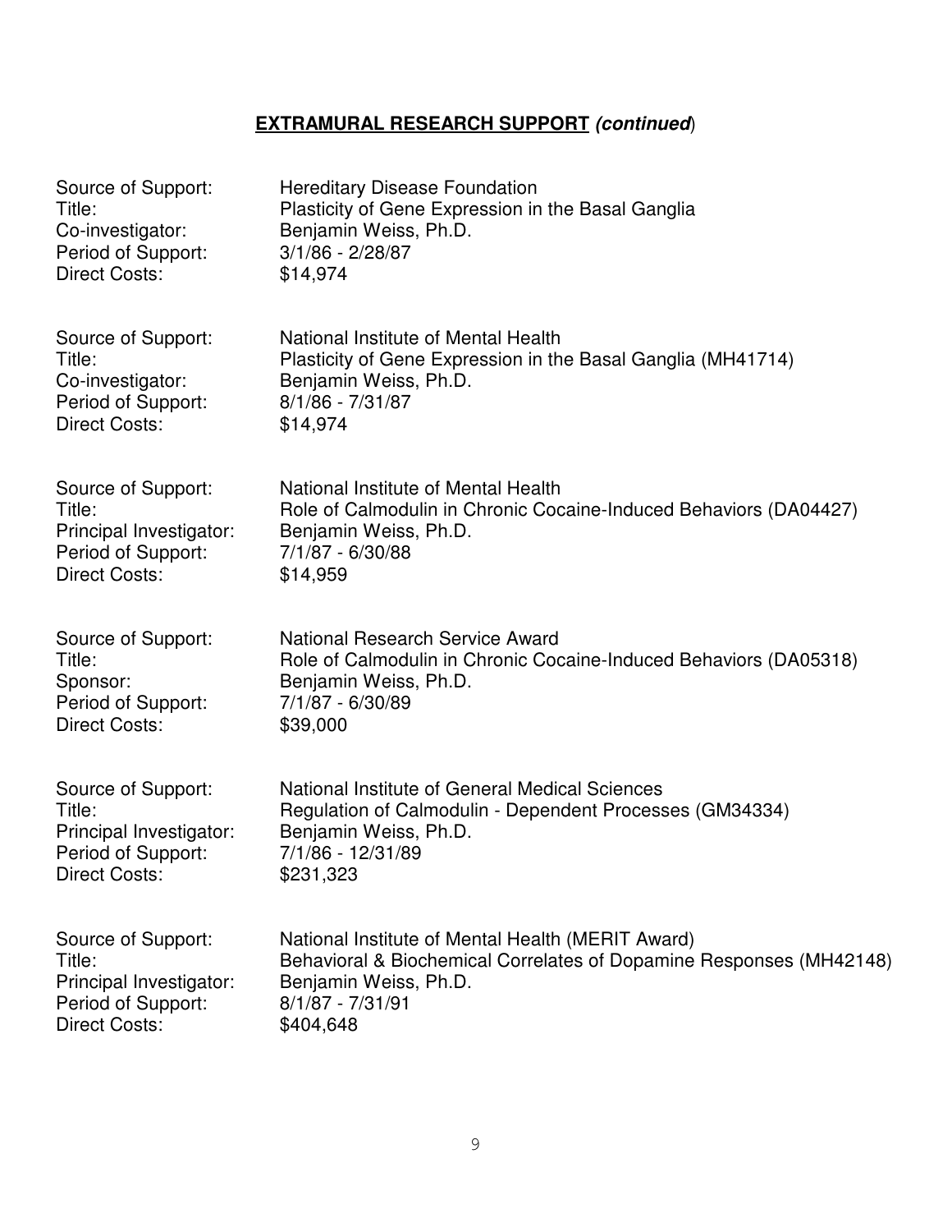## **EXTRAMURAL RESEARCH SUPPORT *(continued)***

Source of Support: Hereditary Disease Foundation
Title: Plasticity of Gene Expression in the Basal Ganglia
Co-investigator: Benjamin Weiss, Ph.D.
Period of Support: 3/1/86 - 2/28/87
Direct Costs: $14,974

Source of Support: National Institute of Mental Health
Title: Plasticity of Gene Expression in the Basal Ganglia (MH41714)
Co-investigator: Benjamin Weiss, Ph.D.
Period of Support: 8/1/86 - 7/31/87
Direct Costs: $14,974

Source of Support: National Institute of Mental Health
Title: Role of Calmodulin in Chronic Cocaine-Induced Behaviors (DA04427)
Principal Investigator: Benjamin Weiss, Ph.D.
Period of Support: 7/1/87 - 6/30/88
Direct Costs: $14,959

Source of Support: National Research Service Award
Title: Role of Calmodulin in Chronic Cocaine-Induced Behaviors (DA05318)
Sponsor: Benjamin Weiss, Ph.D.
Period of Support: 7/1/87 - 6/30/89
Direct Costs: $39,000

Source of Support: National Institute of General Medical Sciences
Title: Regulation of Calmodulin - Dependent Processes (GM34334)
Principal Investigator: Benjamin Weiss, Ph.D.
Period of Support: 7/1/86 - 12/31/89
Direct Costs: $231,323

Source of Support: National Institute of Mental Health (MERIT Award)
Title: Behavioral & Biochemical Correlates of Dopamine Responses (MH42148)
Principal Investigator: Benjamin Weiss, Ph.D.
Period of Support: 8/1/87 - 7/31/91
Direct Costs: $404,648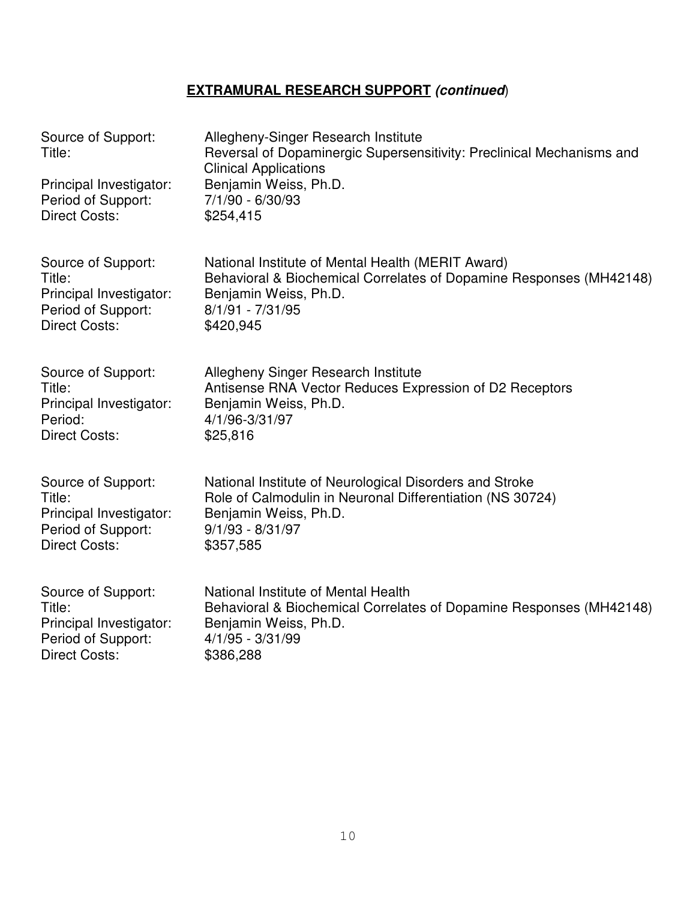## **EXTRAMURAL RESEARCH SUPPORT *(continued*)**

Source of Support: Allegheny-Singer Research Institute
Title: Reversal of Dopaminergic Supersensitivity: Preclinical Mechanisms and Clinical Applications
Principal Investigator: Benjamin Weiss, Ph.D.
Period of Support: 7/1/90 - 6/30/93
Direct Costs: $254,415

Source of Support: National Institute of Mental Health (MERIT Award)
Title: Behavioral & Biochemical Correlates of Dopamine Responses (MH42148)
Principal Investigator: Benjamin Weiss, Ph.D.
Period of Support: 8/1/91 - 7/31/95
Direct Costs: $420,945

Source of Support: Allegheny Singer Research Institute
Title: Antisense RNA Vector Reduces Expression of D2 Receptors
Principal Investigator: Benjamin Weiss, Ph.D.
Period: 4/1/96-3/31/97
Direct Costs: $25,816

Source of Support: National Institute of Neurological Disorders and Stroke
Title: Role of Calmodulin in Neuronal Differentiation (NS 30724)
Principal Investigator: Benjamin Weiss, Ph.D.
Period of Support: 9/1/93 - 8/31/97
Direct Costs: $357,585

Source of Support: National Institute of Mental Health
Title: Behavioral & Biochemical Correlates of Dopamine Responses (MH42148)
Principal Investigator: Benjamin Weiss, Ph.D.
Period of Support: 4/1/95 - 3/31/99
Direct Costs: $386,288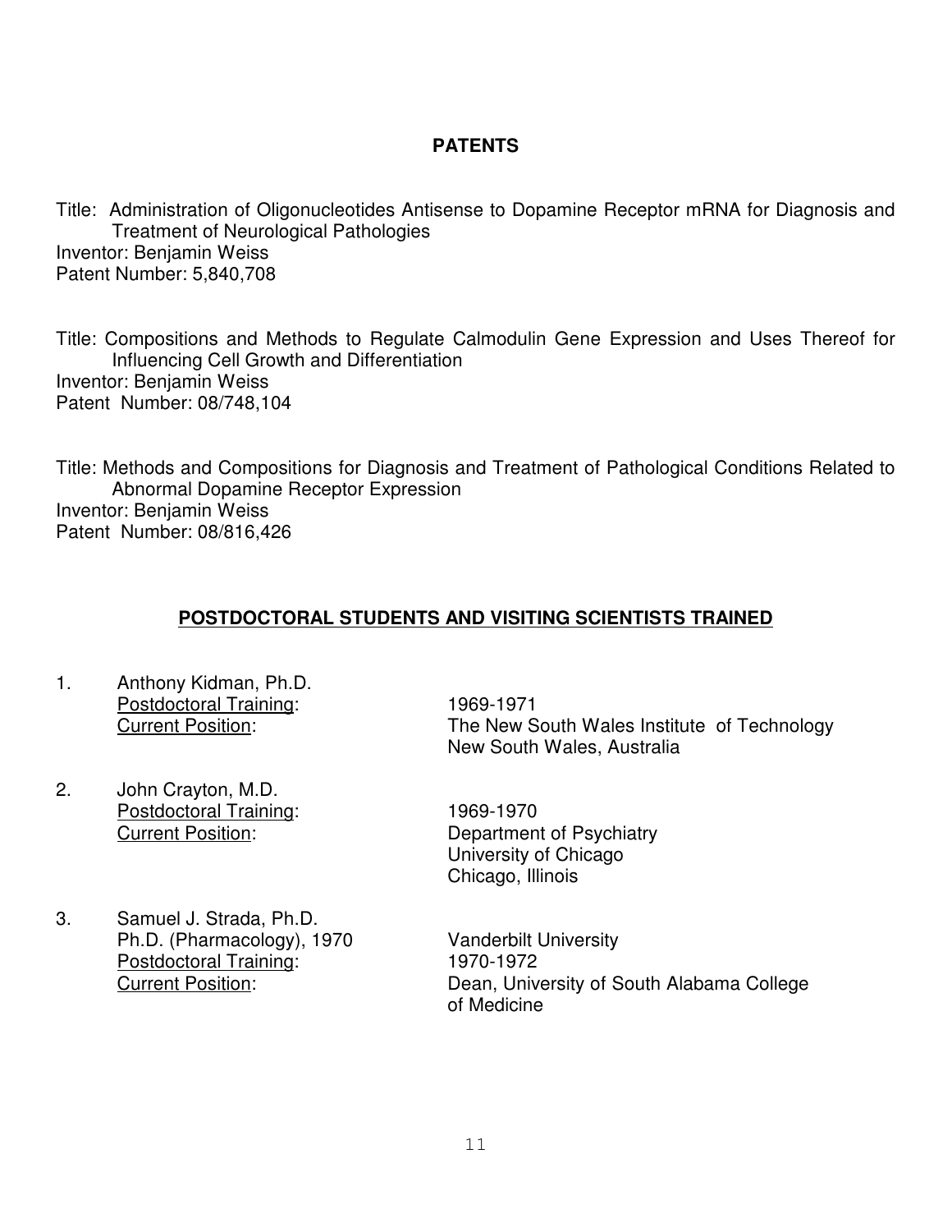## PATENTS

Title: Administration of Oligonucleotides Antisense to Dopamine Receptor mRNA for Diagnosis and Treatment of Neurological Pathologies
Inventor: Benjamin Weiss
Patent Number: 5,840,708

Title: Compositions and Methods to Regulate Calmodulin Gene Expression and Uses Thereof for Influencing Cell Growth and Differentiation
Inventor: Benjamin Weiss
Patent Number: 08/748,104

Title: Methods and Compositions for Diagnosis and Treatment of Pathological Conditions Related to Abnormal Dopamine Receptor Expression
Inventor: Benjamin Weiss
Patent Number: 08/816,426

## POSTDOCTORAL STUDENTS AND VISITING SCIENTISTS TRAINED

1. Anthony Kidman, Ph.D.
   Postdoctoral Training: 1969-1971
   Current Position: The New South Wales Institute of Technology, New South Wales, Australia

2. John Crayton, M.D.
   Postdoctoral Training: 1969-1970
   Current Position: Department of Psychiatry, University of Chicago, Chicago, Illinois

3. Samuel J. Strada, Ph.D.
   Ph.D. (Pharmacology), 1970 Vanderbilt University
   Postdoctoral Training: 1970-1972
   Current Position: Dean, University of South Alabama College of Medicine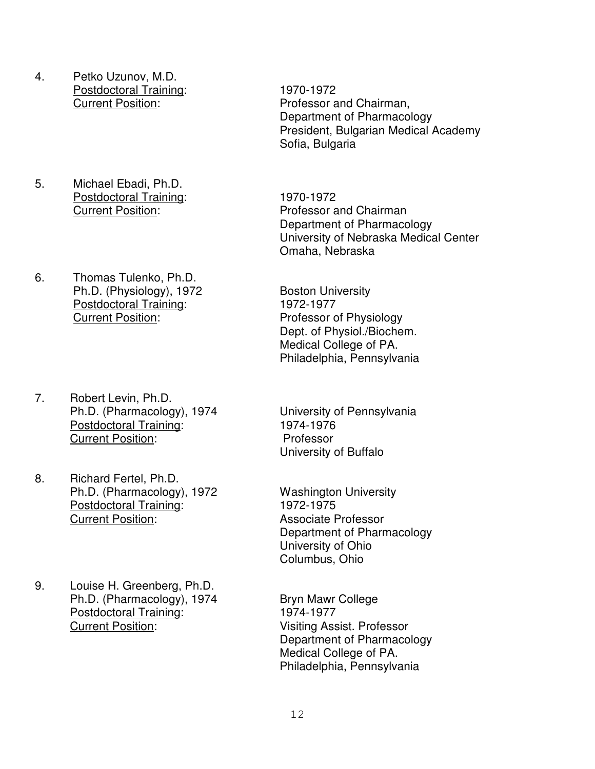4. Petko Uzunov, M.D.
   <u>Postdoctoral Training</u>: 1970-1972
   <u>Current Position</u>: Professor and Chairman,
   Department of Pharmacology
   President, Bulgarian Medical Academy
   Sofia, Bulgaria

5. Michael Ebadi, Ph.D.
   <u>Postdoctoral Training</u>: 1970-1972
   <u>Current Position</u>: Professor and Chairman
   Department of Pharmacology
   University of Nebraska Medical Center
   Omaha, Nebraska

6. Thomas Tulenko, Ph.D.
   Ph.D. (Physiology), 1972 Boston University
   <u>Postdoctoral Training</u>: 1972-1977
   <u>Current Position</u>: Professor of Physiology
   Dept. of Physiol./Biochem.
   Medical College of PA.
   Philadelphia, Pennsylvania

7. Robert Levin, Ph.D.
   Ph.D. (Pharmacology), 1974 University of Pennsylvania
   <u>Postdoctoral Training</u>: 1974-1976
   <u>Current Position</u>: Professor
   University of Buffalo

8. Richard Fertel, Ph.D.
   Ph.D. (Pharmacology), 1972 Washington University
   <u>Postdoctoral Training</u>: 1972-1975
   <u>Current Position</u>: Associate Professor
   Department of Pharmacology
   University of Ohio
   Columbus, Ohio

9. Louise H. Greenberg, Ph.D.
   Ph.D. (Pharmacology), 1974 Bryn Mawr College
   <u>Postdoctoral Training</u>: 1974-1977
   <u>Current Position</u>: Visiting Assist. Professor
   Department of Pharmacology
   Medical College of PA.
   Philadelphia, Pennsylvania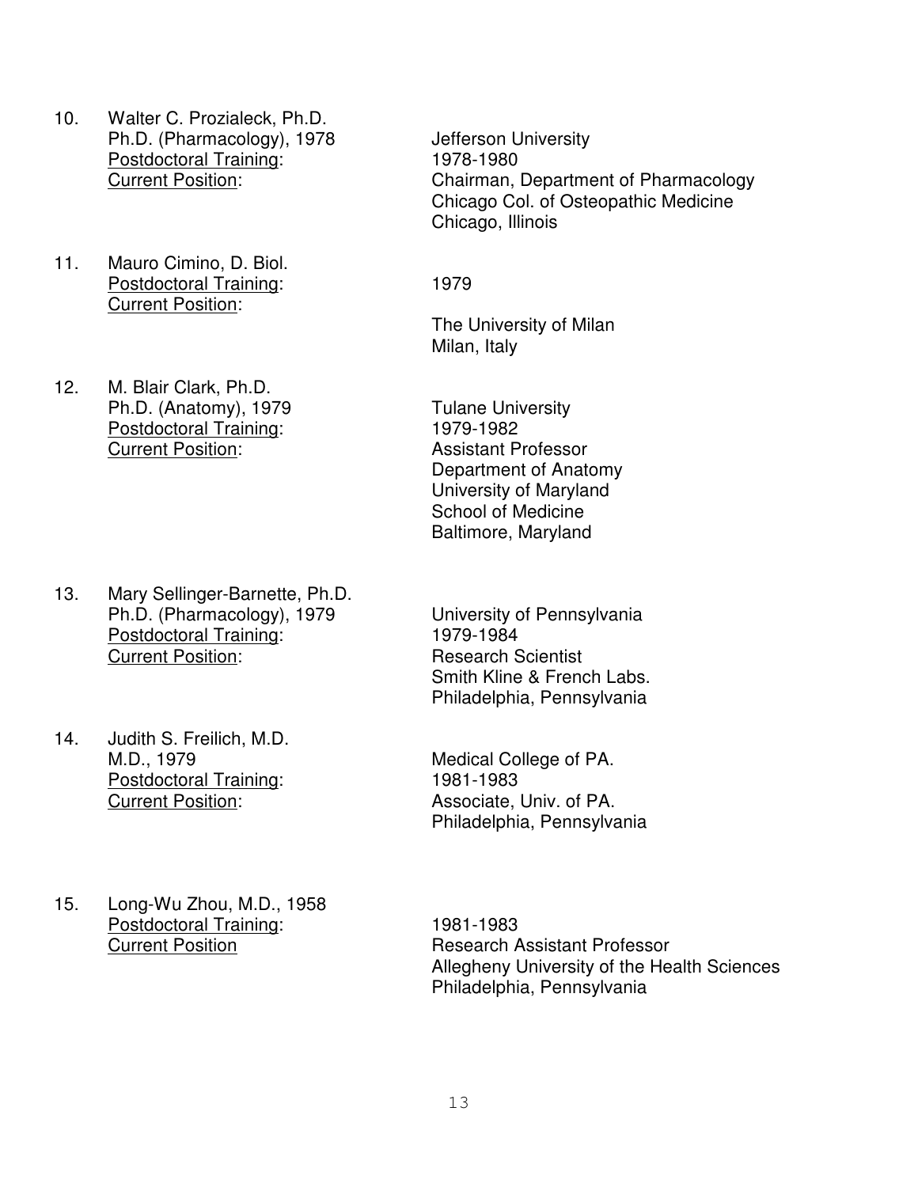10. Walter C. Prozialeck, Ph.D.
    Ph.D. (Pharmacology), 1978 — Jefferson University
    Postdoctoral Training: 1978-1980
    Current Position: Chairman, Department of Pharmacology
    Chicago Col. of Osteopathic Medicine
    Chicago, Illinois

11. Mauro Cimino, D. Biol.
    Postdoctoral Training: 1979
    Current Position:
    The University of Milan
    Milan, Italy

12. M. Blair Clark, Ph.D.
    Ph.D. (Anatomy), 1979 — Tulane University
    Postdoctoral Training: 1979-1982
    Current Position: Assistant Professor
    Department of Anatomy
    University of Maryland
    School of Medicine
    Baltimore, Maryland

13. Mary Sellinger-Barnette, Ph.D.
    Ph.D. (Pharmacology), 1979 — University of Pennsylvania
    Postdoctoral Training: 1979-1984
    Current Position: Research Scientist
    Smith Kline & French Labs.
    Philadelphia, Pennsylvania

14. Judith S. Freilich, M.D.
    M.D., 1979 — Medical College of PA.
    Postdoctoral Training: 1981-1983
    Current Position: Associate, Univ. of PA.
    Philadelphia, Pennsylvania

15. Long-Wu Zhou, M.D., 1958
    Postdoctoral Training: 1981-1983
    Current Position: Research Assistant Professor
    Allegheny University of the Health Sciences
    Philadelphia, Pennsylvania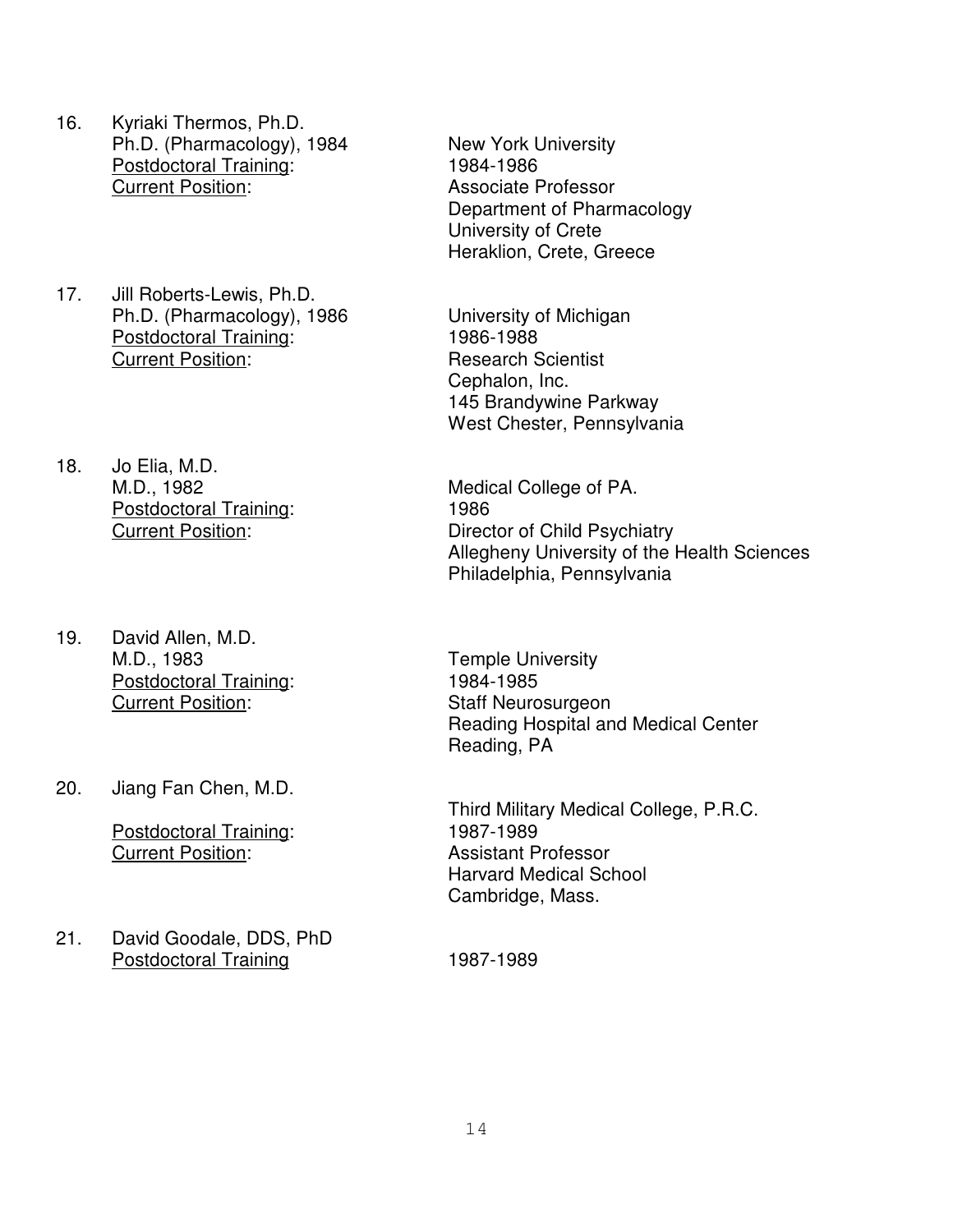16. Kyriaki Thermos, Ph.D.
    Ph.D. (Pharmacology), 1984 — New York University
    Postdoctoral Training: 1984-1986
    Current Position: Associate Professor
    Department of Pharmacology
    University of Crete
    Heraklion, Crete, Greece

17. Jill Roberts-Lewis, Ph.D.
    Ph.D. (Pharmacology), 1986 — University of Michigan
    Postdoctoral Training: 1986-1988
    Current Position: Research Scientist
    Cephalon, Inc.
    145 Brandywine Parkway
    West Chester, Pennsylvania

18. Jo Elia, M.D.
    M.D., 1982 — Medical College of PA.
    Postdoctoral Training: 1986
    Current Position: Director of Child Psychiatry
    Allegheny University of the Health Sciences
    Philadelphia, Pennsylvania

19. David Allen, M.D.
    M.D., 1983 — Temple University
    Postdoctoral Training: 1984-1985
    Current Position: Staff Neurosurgeon
    Reading Hospital and Medical Center
    Reading, PA

20. Jiang Fan Chen, M.D.
    Third Military Medical College, P.R.C.
    Postdoctoral Training: 1987-1989
    Current Position: Assistant Professor
    Harvard Medical School
    Cambridge, Mass.

21. David Goodale, DDS, PhD
    Postdoctoral Training 1987-1989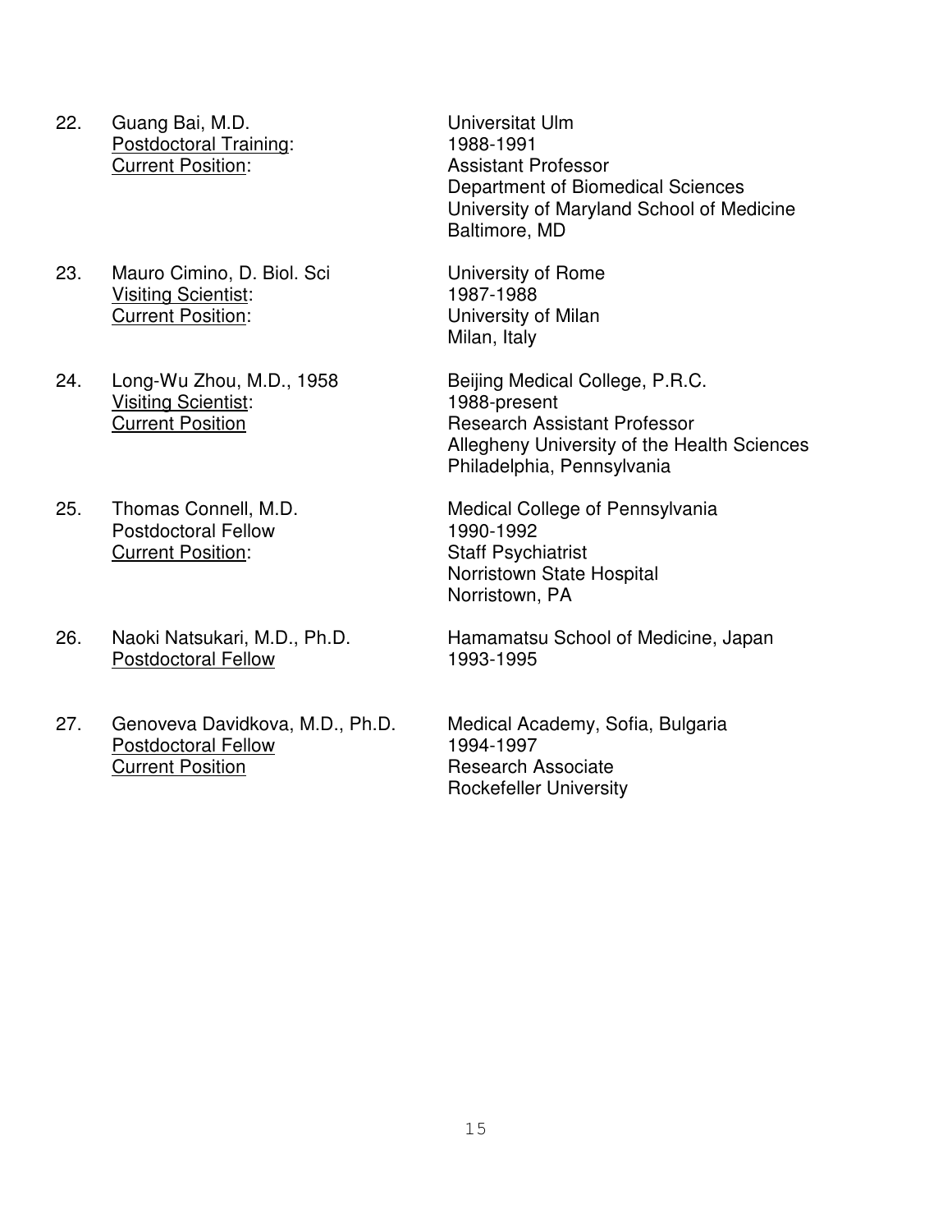22. Guang Bai, M.D. — Universitat Ulm
    <u>Postdoctoral Training</u>: 1988-1991
    <u>Current Position</u>: Assistant Professor
    Department of Biomedical Sciences
    University of Maryland School of Medicine
    Baltimore, MD

23. Mauro Cimino, D. Biol. Sci — University of Rome
    <u>Visiting Scientist</u>: 1987-1988
    <u>Current Position</u>: University of Milan
    Milan, Italy

24. Long-Wu Zhou, M.D., 1958 — Beijing Medical College, P.R.C.
    <u>Visiting Scientist</u>: 1988-present
    <u>Current Position</u> Research Assistant Professor
    Allegheny University of the Health Sciences
    Philadelphia, Pennsylvania

25. Thomas Connell, M.D. — Medical College of Pennsylvania
    Postdoctoral Fellow 1990-1992
    <u>Current Position</u>: Staff Psychiatrist
    Norristown State Hospital
    Norristown, PA

26. Naoki Natsukari, M.D., Ph.D. — Hamamatsu School of Medicine, Japan
    <u>Postdoctoral Fellow</u> 1993-1995

27. Genoveva Davidkova, M.D., Ph.D. — Medical Academy, Sofia, Bulgaria
    <u>Postdoctoral Fellow</u> 1994-1997
    <u>Current Position</u> Research Associate
    Rockefeller University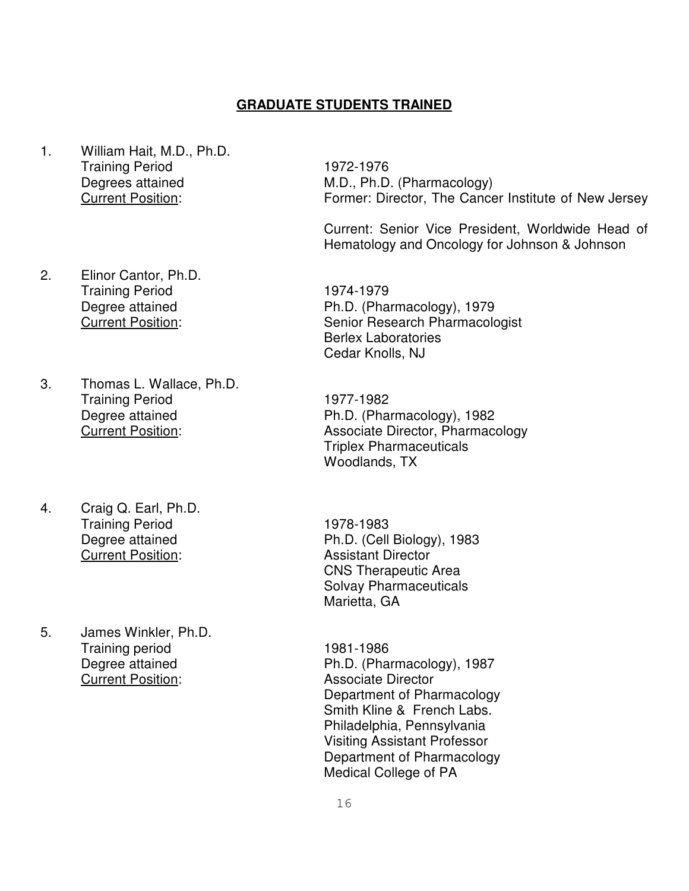## GRADUATE STUDENTS TRAINED

1. William Hait, M.D., Ph.D.
   - Training Period: 1972-1976
   - Degrees attained: M.D., Ph.D. (Pharmacology)
   - Current Position: Former: Director, The Cancer Institute of New Jersey

     Current: Senior Vice President, Worldwide Head of Hematology and Oncology for Johnson & Johnson

2. Elinor Cantor, Ph.D.
   - Training Period: 1974-1979
   - Degree attained: Ph.D. (Pharmacology), 1979
   - Current Position: Senior Research Pharmacologist
     Berlex Laboratories
     Cedar Knolls, NJ

3. Thomas L. Wallace, Ph.D.
   - Training Period: 1977-1982
   - Degree attained: Ph.D. (Pharmacology), 1982
   - Current Position: Associate Director, Pharmacology
     Triplex Pharmaceuticals
     Woodlands, TX

4. Craig Q. Earl, Ph.D.
   - Training Period: 1978-1983
   - Degree attained: Ph.D. (Cell Biology), 1983
   - Current Position: Assistant Director
     CNS Therapeutic Area
     Solvay Pharmaceuticals
     Marietta, GA

5. James Winkler, Ph.D.
   - Training period: 1981-1986
   - Degree attained: Ph.D. (Pharmacology), 1987
   - Current Position: Associate Director
     Department of Pharmacology
     Smith Kline & French Labs.
     Philadelphia, Pennsylvania
     Visiting Assistant Professor
     Department of Pharmacology
     Medical College of PA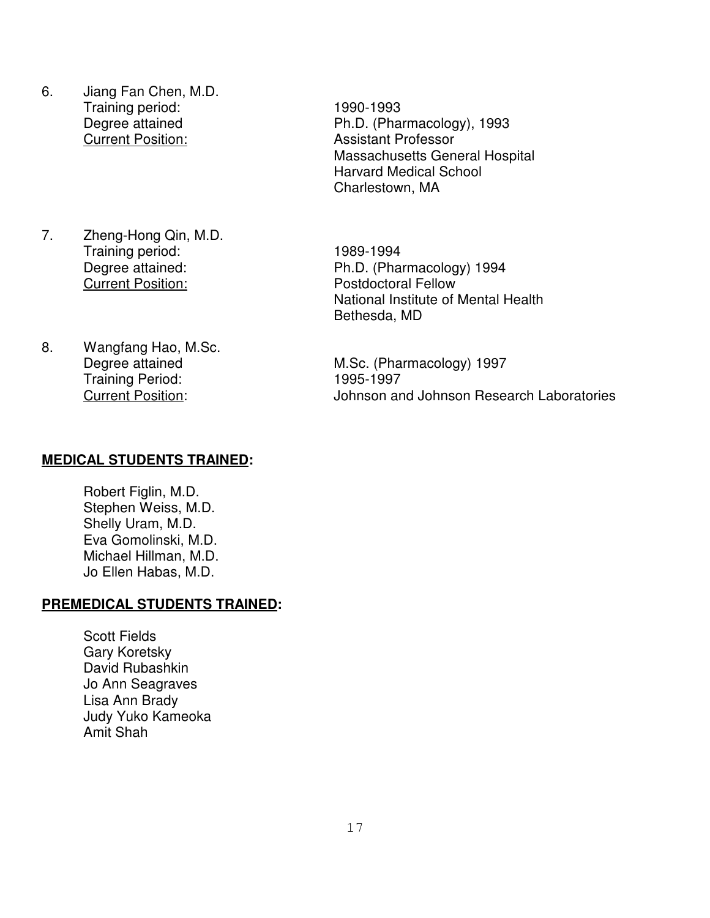6. Jiang Fan Chen, M.D.
   Training period: 1990-1993
   Degree attained Ph.D. (Pharmacology), 1993
   Current Position: Assistant Professor
   Massachusetts General Hospital
   Harvard Medical School
   Charlestown, MA

7. Zheng-Hong Qin, M.D.
   Training period: 1989-1994
   Degree attained: Ph.D. (Pharmacology) 1994
   Current Position: Postdoctoral Fellow
   National Institute of Mental Health
   Bethesda, MD

8. Wangfang Hao, M.Sc.
   Degree attained M.Sc. (Pharmacology) 1997
   Training Period: 1995-1997
   Current Position: Johnson and Johnson Research Laboratories

**MEDICAL STUDENTS TRAINED:**

Robert Figlin, M.D.
Stephen Weiss, M.D.
Shelly Uram, M.D.
Eva Gomolinski, M.D.
Michael Hillman, M.D.
Jo Ellen Habas, M.D.

**PREMEDICAL STUDENTS TRAINED:**

Scott Fields
Gary Koretsky
David Rubashkin
Jo Ann Seagraves
Lisa Ann Brady
Judy Yuko Kameoka
Amit Shah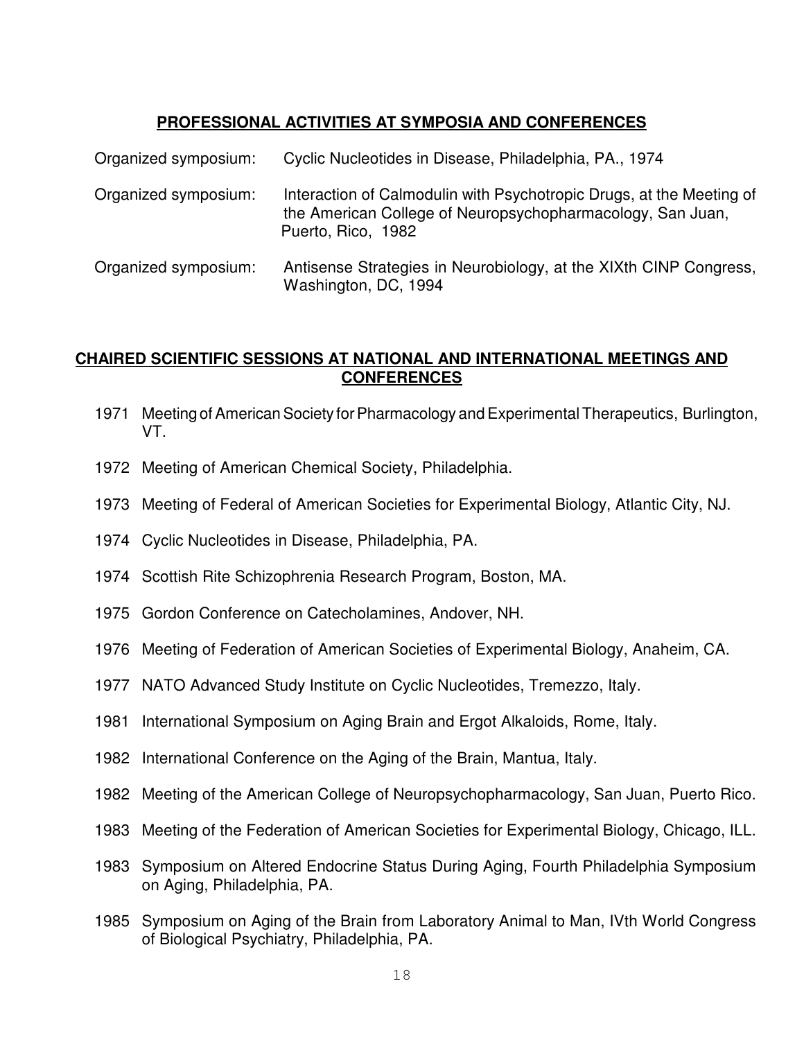## PROFESSIONAL ACTIVITIES AT SYMPOSIA AND CONFERENCES

Organized symposium: Cyclic Nucleotides in Disease, Philadelphia, PA., 1974

Organized symposium: Interaction of Calmodulin with Psychotropic Drugs, at the Meeting of the American College of Neuropsychopharmacology, San Juan, Puerto, Rico, 1982

Organized symposium: Antisense Strategies in Neurobiology, at the XIXth CINP Congress, Washington, DC, 1994

## CHAIRED SCIENTIFIC SESSIONS AT NATIONAL AND INTERNATIONAL MEETINGS AND CONFERENCES

1971 Meeting of American Society for Pharmacology and Experimental Therapeutics, Burlington, VT.

1972 Meeting of American Chemical Society, Philadelphia.

1973 Meeting of Federal of American Societies for Experimental Biology, Atlantic City, NJ.

1974 Cyclic Nucleotides in Disease, Philadelphia, PA.

1974 Scottish Rite Schizophrenia Research Program, Boston, MA.

1975 Gordon Conference on Catecholamines, Andover, NH.

1976 Meeting of Federation of American Societies of Experimental Biology, Anaheim, CA.

1977 NATO Advanced Study Institute on Cyclic Nucleotides, Tremezzo, Italy.

1981 International Symposium on Aging Brain and Ergot Alkaloids, Rome, Italy.

1982 International Conference on the Aging of the Brain, Mantua, Italy.

1982 Meeting of the American College of Neuropsychopharmacology, San Juan, Puerto Rico.

1983 Meeting of the Federation of American Societies for Experimental Biology, Chicago, ILL.

1983 Symposium on Altered Endocrine Status During Aging, Fourth Philadelphia Symposium on Aging, Philadelphia, PA.

1985 Symposium on Aging of the Brain from Laboratory Animal to Man, IVth World Congress of Biological Psychiatry, Philadelphia, PA.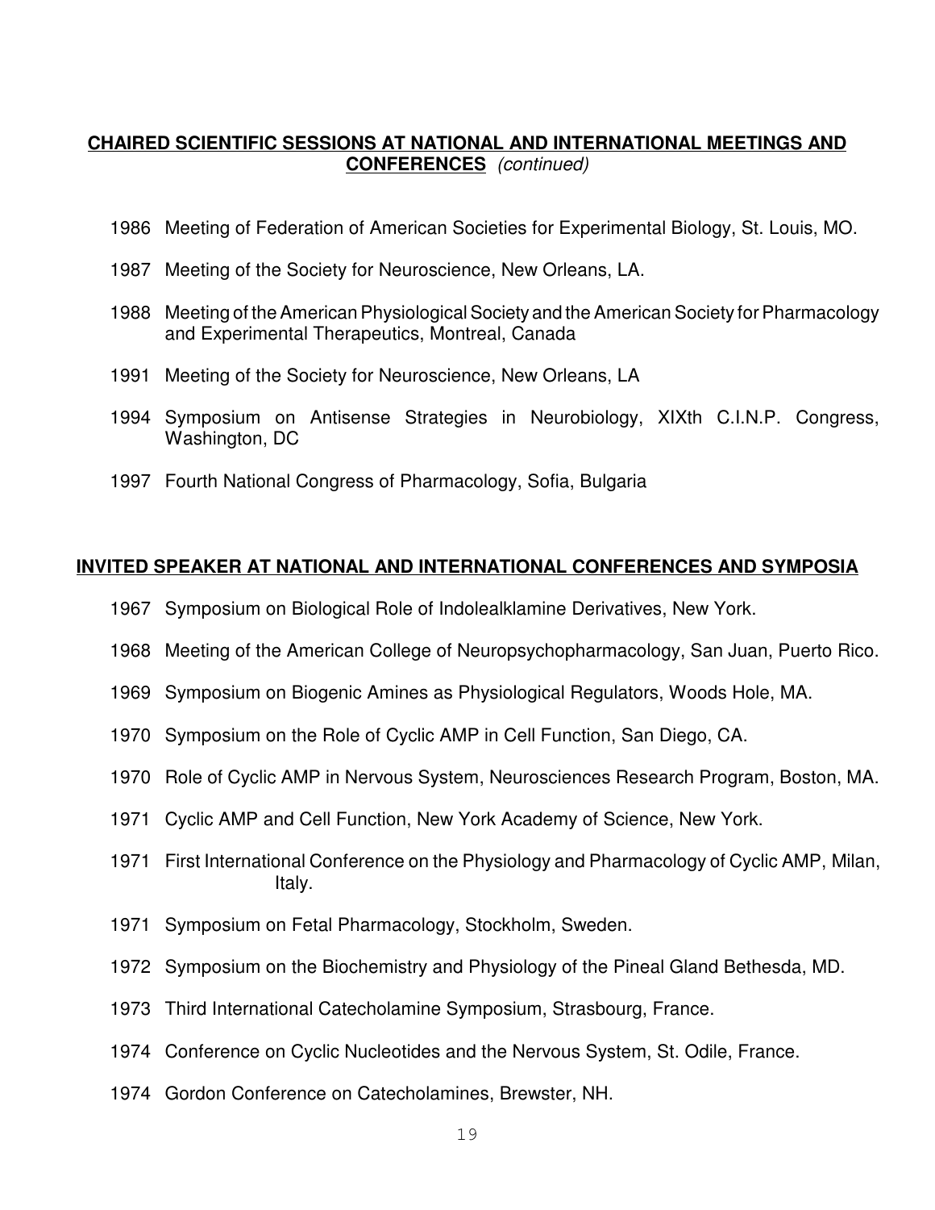## CHAIRED SCIENTIFIC SESSIONS AT NATIONAL AND INTERNATIONAL MEETINGS AND CONFERENCES *(continued)*

1986 Meeting of Federation of American Societies for Experimental Biology, St. Louis, MO.

1987 Meeting of the Society for Neuroscience, New Orleans, LA.

1988 Meeting of the American Physiological Society and the American Society for Pharmacology and Experimental Therapeutics, Montreal, Canada

1991 Meeting of the Society for Neuroscience, New Orleans, LA

1994 Symposium on Antisense Strategies in Neurobiology, XIXth C.I.N.P. Congress, Washington, DC

1997 Fourth National Congress of Pharmacology, Sofia, Bulgaria

## INVITED SPEAKER AT NATIONAL AND INTERNATIONAL CONFERENCES AND SYMPOSIA

1967 Symposium on Biological Role of Indolealklamine Derivatives, New York.

1968 Meeting of the American College of Neuropsychopharmacology, San Juan, Puerto Rico.

1969 Symposium on Biogenic Amines as Physiological Regulators, Woods Hole, MA.

1970 Symposium on the Role of Cyclic AMP in Cell Function, San Diego, CA.

1970 Role of Cyclic AMP in Nervous System, Neurosciences Research Program, Boston, MA.

1971 Cyclic AMP and Cell Function, New York Academy of Science, New York.

1971 First International Conference on the Physiology and Pharmacology of Cyclic AMP, Milan, Italy.

1971 Symposium on Fetal Pharmacology, Stockholm, Sweden.

1972 Symposium on the Biochemistry and Physiology of the Pineal Gland Bethesda, MD.

1973 Third International Catecholamine Symposium, Strasbourg, France.

1974 Conference on Cyclic Nucleotides and the Nervous System, St. Odile, France.

1974 Gordon Conference on Catecholamines, Brewster, NH.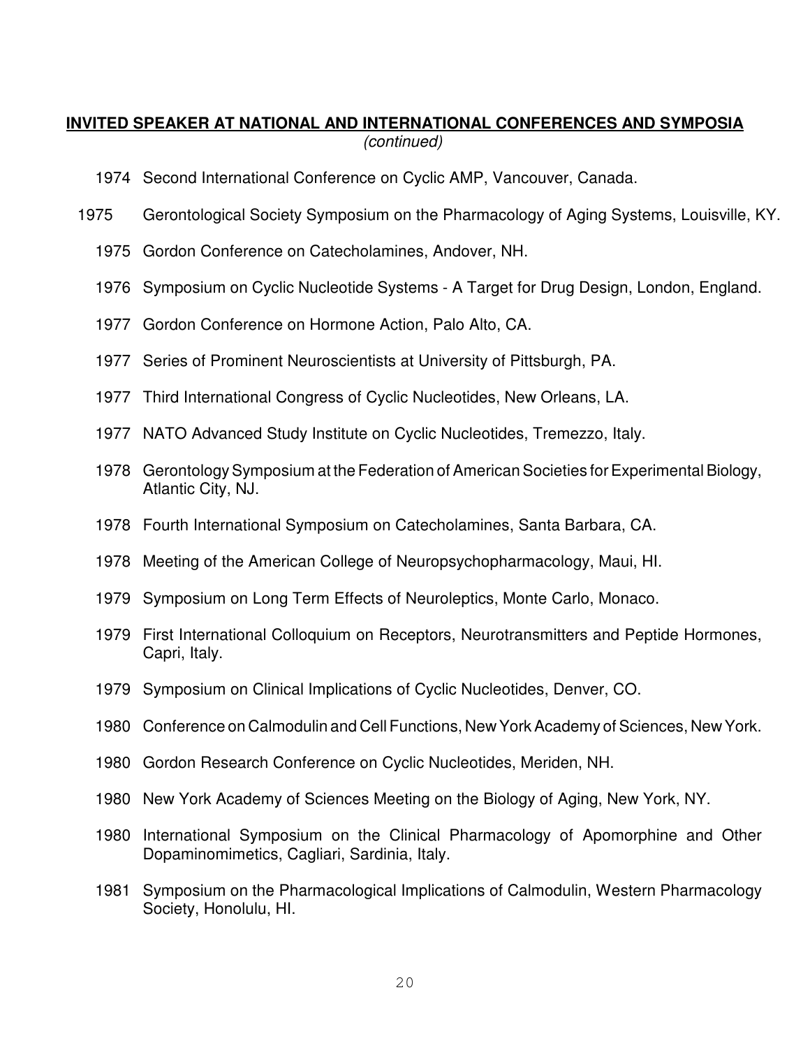**INVITED SPEAKER AT NATIONAL AND INTERNATIONAL CONFERENCES AND SYMPOSIA**
*(continued)*

1974 Second International Conference on Cyclic AMP, Vancouver, Canada.

1975 Gerontological Society Symposium on the Pharmacology of Aging Systems, Louisville, KY.

1975 Gordon Conference on Catecholamines, Andover, NH.

1976 Symposium on Cyclic Nucleotide Systems - A Target for Drug Design, London, England.

1977 Gordon Conference on Hormone Action, Palo Alto, CA.

1977 Series of Prominent Neuroscientists at University of Pittsburgh, PA.

1977 Third International Congress of Cyclic Nucleotides, New Orleans, LA.

1977 NATO Advanced Study Institute on Cyclic Nucleotides, Tremezzo, Italy.

1978 Gerontology Symposium at the Federation of American Societies for Experimental Biology, Atlantic City, NJ.

1978 Fourth International Symposium on Catecholamines, Santa Barbara, CA.

1978 Meeting of the American College of Neuropsychopharmacology, Maui, HI.

1979 Symposium on Long Term Effects of Neuroleptics, Monte Carlo, Monaco.

1979 First International Colloquium on Receptors, Neurotransmitters and Peptide Hormones, Capri, Italy.

1979 Symposium on Clinical Implications of Cyclic Nucleotides, Denver, CO.

1980 Conference on Calmodulin and Cell Functions, New York Academy of Sciences, New York.

1980 Gordon Research Conference on Cyclic Nucleotides, Meriden, NH.

1980 New York Academy of Sciences Meeting on the Biology of Aging, New York, NY.

1980 International Symposium on the Clinical Pharmacology of Apomorphine and Other Dopaminomimetics, Cagliari, Sardinia, Italy.

1981 Symposium on the Pharmacological Implications of Calmodulin, Western Pharmacology Society, Honolulu, HI.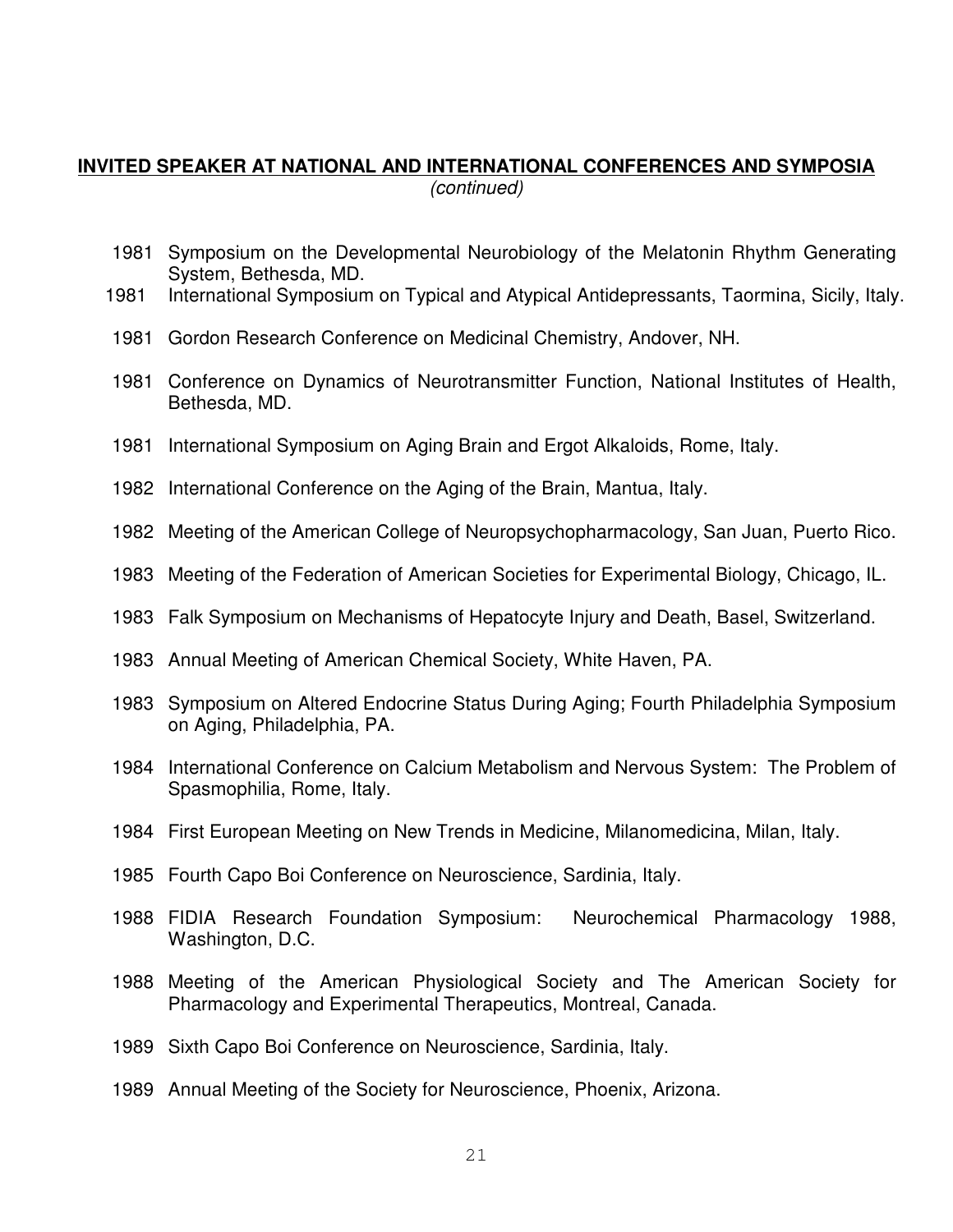**INVITED SPEAKER AT NATIONAL AND INTERNATIONAL CONFERENCES AND SYMPOSIA**
*(continued)*

1981 Symposium on the Developmental Neurobiology of the Melatonin Rhythm Generating System, Bethesda, MD.

1981 International Symposium on Typical and Atypical Antidepressants, Taormina, Sicily, Italy.

1981 Gordon Research Conference on Medicinal Chemistry, Andover, NH.

1981 Conference on Dynamics of Neurotransmitter Function, National Institutes of Health, Bethesda, MD.

1981 International Symposium on Aging Brain and Ergot Alkaloids, Rome, Italy.

1982 International Conference on the Aging of the Brain, Mantua, Italy.

1982 Meeting of the American College of Neuropsychopharmacology, San Juan, Puerto Rico.

1983 Meeting of the Federation of American Societies for Experimental Biology, Chicago, IL.

1983 Falk Symposium on Mechanisms of Hepatocyte Injury and Death, Basel, Switzerland.

1983 Annual Meeting of American Chemical Society, White Haven, PA.

1983 Symposium on Altered Endocrine Status During Aging; Fourth Philadelphia Symposium on Aging, Philadelphia, PA.

1984 International Conference on Calcium Metabolism and Nervous System: The Problem of Spasmophilia, Rome, Italy.

1984 First European Meeting on New Trends in Medicine, Milanomedicina, Milan, Italy.

1985 Fourth Capo Boi Conference on Neuroscience, Sardinia, Italy.

1988 FIDIA Research Foundation Symposium: Neurochemical Pharmacology 1988, Washington, D.C.

1988 Meeting of the American Physiological Society and The American Society for Pharmacology and Experimental Therapeutics, Montreal, Canada.

1989 Sixth Capo Boi Conference on Neuroscience, Sardinia, Italy.

1989 Annual Meeting of the Society for Neuroscience, Phoenix, Arizona.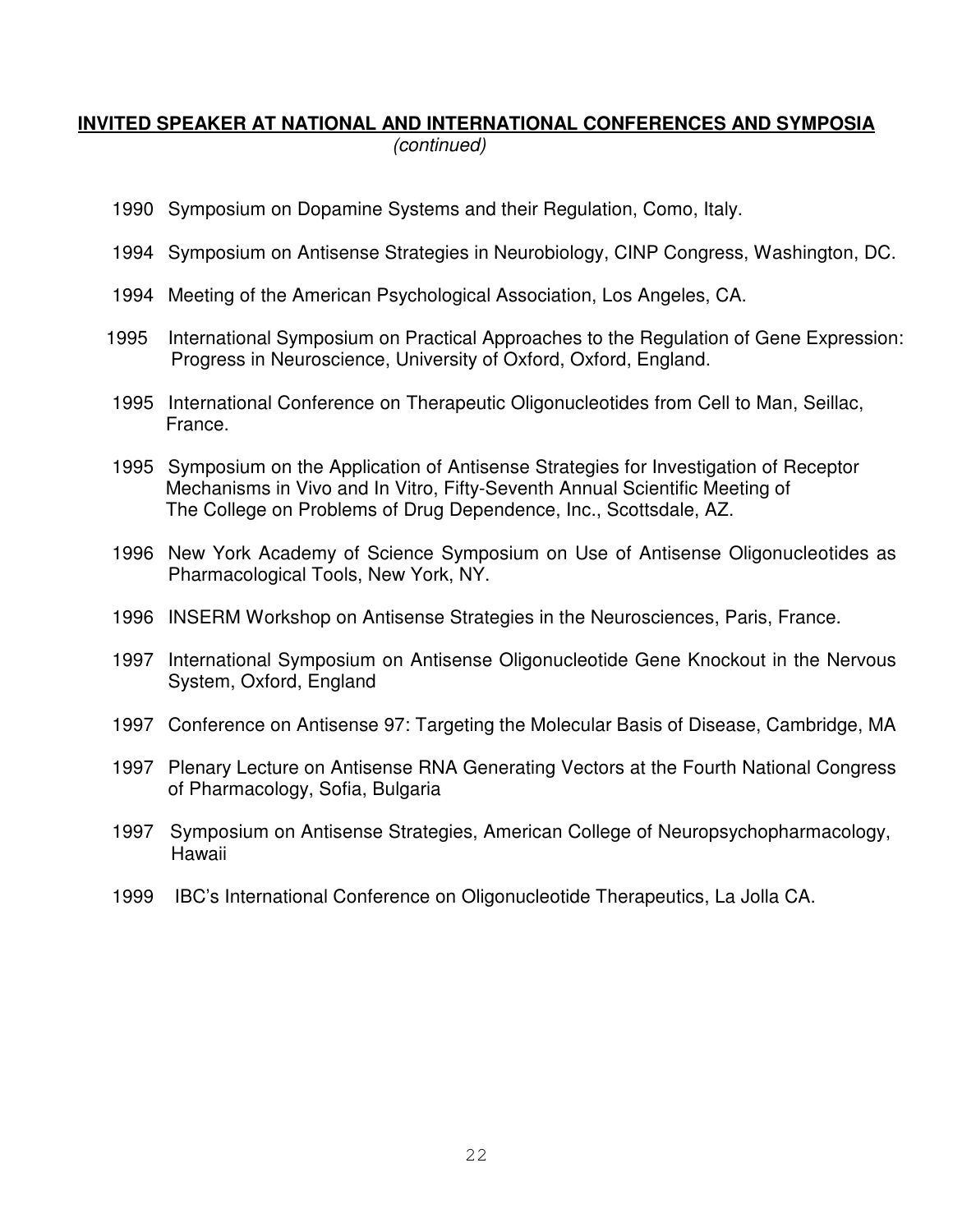**INVITED SPEAKER AT NATIONAL AND INTERNATIONAL CONFERENCES AND SYMPOSIA**
*(continued)*

1990 Symposium on Dopamine Systems and their Regulation, Como, Italy.

1994 Symposium on Antisense Strategies in Neurobiology, CINP Congress, Washington, DC.

1994 Meeting of the American Psychological Association, Los Angeles, CA.

1995 International Symposium on Practical Approaches to the Regulation of Gene Expression: Progress in Neuroscience, University of Oxford, Oxford, England.

1995 International Conference on Therapeutic Oligonucleotides from Cell to Man, Seillac, France.

1995 Symposium on the Application of Antisense Strategies for Investigation of Receptor Mechanisms in Vivo and In Vitro, Fifty-Seventh Annual Scientific Meeting of The College on Problems of Drug Dependence, Inc., Scottsdale, AZ.

1996 New York Academy of Science Symposium on Use of Antisense Oligonucleotides as Pharmacological Tools, New York, NY.

1996 INSERM Workshop on Antisense Strategies in the Neurosciences, Paris, France.

1997 International Symposium on Antisense Oligonucleotide Gene Knockout in the Nervous System, Oxford, England

1997 Conference on Antisense 97: Targeting the Molecular Basis of Disease, Cambridge, MA

1997 Plenary Lecture on Antisense RNA Generating Vectors at the Fourth National Congress of Pharmacology, Sofia, Bulgaria

1997 Symposium on Antisense Strategies, American College of Neuropsychopharmacology, Hawaii

1999 IBC's International Conference on Oligonucleotide Therapeutics, La Jolla CA.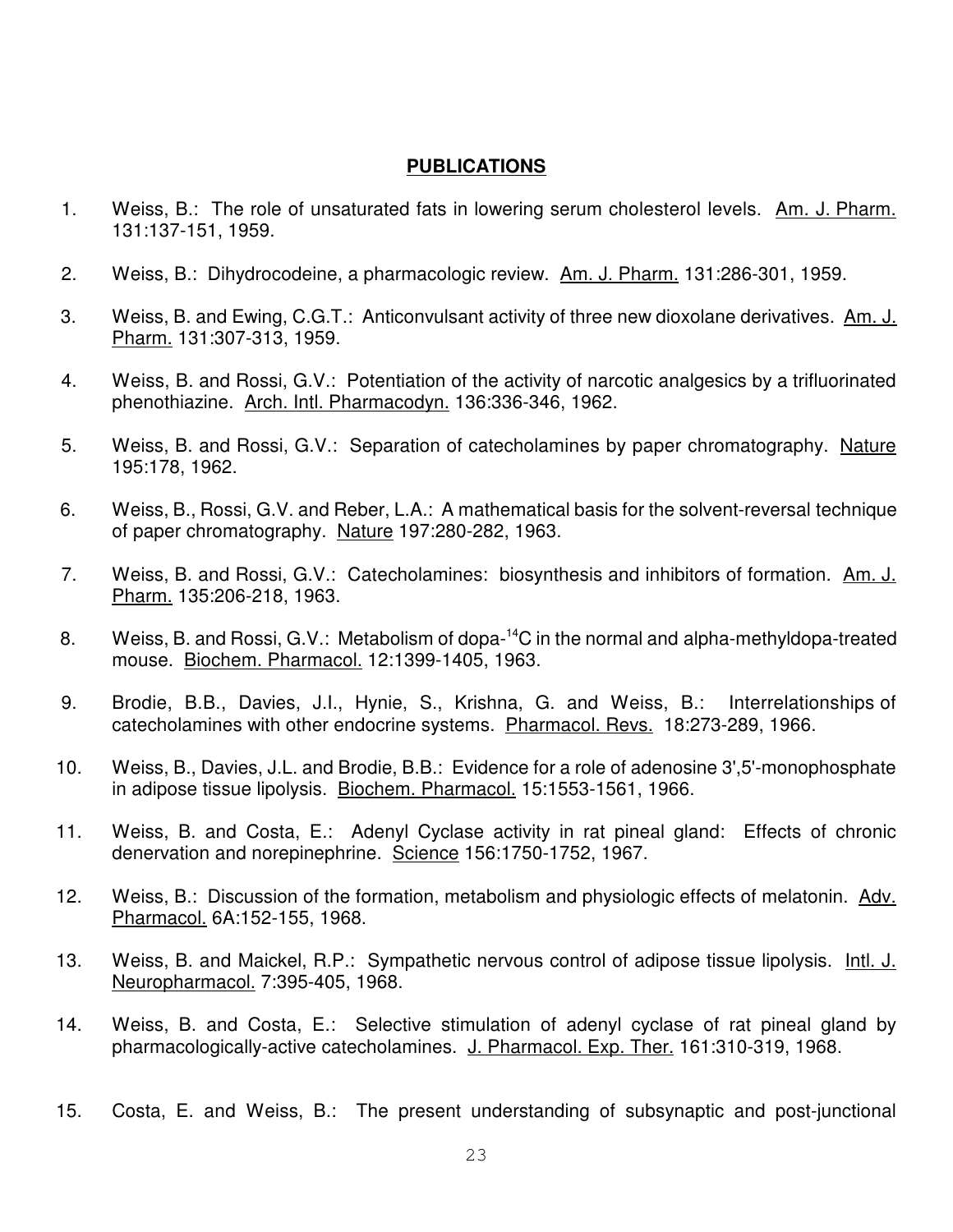## PUBLICATIONS

1. Weiss, B.: The role of unsaturated fats in lowering serum cholesterol levels. Am. J. Pharm. 131:137-151, 1959.

2. Weiss, B.: Dihydrocodeine, a pharmacologic review. Am. J. Pharm. 131:286-301, 1959.

3. Weiss, B. and Ewing, C.G.T.: Anticonvulsant activity of three new dioxolane derivatives. Am. J. Pharm. 131:307-313, 1959.

4. Weiss, B. and Rossi, G.V.: Potentiation of the activity of narcotic analgesics by a trifluorinated phenothiazine. Arch. Intl. Pharmacodyn. 136:336-346, 1962.

5. Weiss, B. and Rossi, G.V.: Separation of catecholamines by paper chromatography. Nature 195:178, 1962.

6. Weiss, B., Rossi, G.V. and Reber, L.A.: A mathematical basis for the solvent-reversal technique of paper chromatography. Nature 197:280-282, 1963.

7. Weiss, B. and Rossi, G.V.: Catecholamines: biosynthesis and inhibitors of formation. Am. J. Pharm. 135:206-218, 1963.

8. Weiss, B. and Rossi, G.V.: Metabolism of dopa-$^{14}$C in the normal and alpha-methyldopa-treated mouse. Biochem. Pharmacol. 12:1399-1405, 1963.

9. Brodie, B.B., Davies, J.I., Hynie, S., Krishna, G. and Weiss, B.: Interrelationships of catecholamines with other endocrine systems. Pharmacol. Revs. 18:273-289, 1966.

10. Weiss, B., Davies, J.L. and Brodie, B.B.: Evidence for a role of adenosine 3',5'-monophosphate in adipose tissue lipolysis. Biochem. Pharmacol. 15:1553-1561, 1966.

11. Weiss, B. and Costa, E.: Adenyl Cyclase activity in rat pineal gland: Effects of chronic denervation and norepinephrine. Science 156:1750-1752, 1967.

12. Weiss, B.: Discussion of the formation, metabolism and physiologic effects of melatonin. Adv. Pharmacol. 6A:152-155, 1968.

13. Weiss, B. and Maickel, R.P.: Sympathetic nervous control of adipose tissue lipolysis. Intl. J. Neuropharmacol. 7:395-405, 1968.

14. Weiss, B. and Costa, E.: Selective stimulation of adenyl cyclase of rat pineal gland by pharmacologically-active catecholamines. J. Pharmacol. Exp. Ther. 161:310-319, 1968.

15. Costa, E. and Weiss, B.: The present understanding of subsynaptic and post-junctional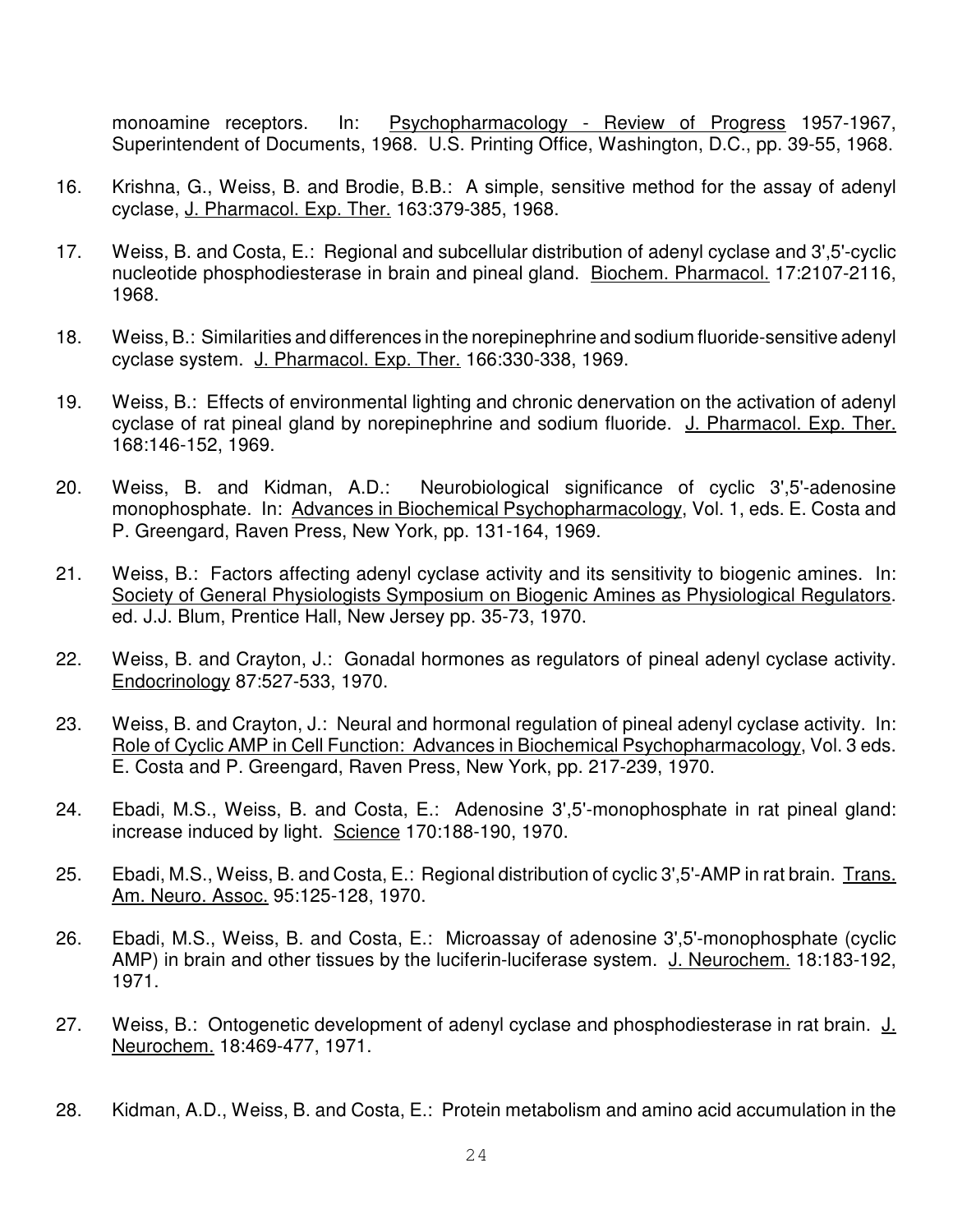monoamine receptors. In: Psychopharmacology - Review of Progress 1957-1967, Superintendent of Documents, 1968. U.S. Printing Office, Washington, D.C., pp. 39-55, 1968.

16. Krishna, G., Weiss, B. and Brodie, B.B.: A simple, sensitive method for the assay of adenyl cyclase, J. Pharmacol. Exp. Ther. 163:379-385, 1968.

17. Weiss, B. and Costa, E.: Regional and subcellular distribution of adenyl cyclase and 3',5'-cyclic nucleotide phosphodiesterase in brain and pineal gland. Biochem. Pharmacol. 17:2107-2116, 1968.

18. Weiss, B.: Similarities and differences in the norepinephrine and sodium fluoride-sensitive adenyl cyclase system. J. Pharmacol. Exp. Ther. 166:330-338, 1969.

19. Weiss, B.: Effects of environmental lighting and chronic denervation on the activation of adenyl cyclase of rat pineal gland by norepinephrine and sodium fluoride. J. Pharmacol. Exp. Ther. 168:146-152, 1969.

20. Weiss, B. and Kidman, A.D.: Neurobiological significance of cyclic 3',5'-adenosine monophosphate. In: Advances in Biochemical Psychopharmacology, Vol. 1, eds. E. Costa and P. Greengard, Raven Press, New York, pp. 131-164, 1969.

21. Weiss, B.: Factors affecting adenyl cyclase activity and its sensitivity to biogenic amines. In: Society of General Physiologists Symposium on Biogenic Amines as Physiological Regulators. ed. J.J. Blum, Prentice Hall, New Jersey pp. 35-73, 1970.

22. Weiss, B. and Crayton, J.: Gonadal hormones as regulators of pineal adenyl cyclase activity. Endocrinology 87:527-533, 1970.

23. Weiss, B. and Crayton, J.: Neural and hormonal regulation of pineal adenyl cyclase activity. In: Role of Cyclic AMP in Cell Function: Advances in Biochemical Psychopharmacology, Vol. 3 eds. E. Costa and P. Greengard, Raven Press, New York, pp. 217-239, 1970.

24. Ebadi, M.S., Weiss, B. and Costa, E.: Adenosine 3',5'-monophosphate in rat pineal gland: increase induced by light. Science 170:188-190, 1970.

25. Ebadi, M.S., Weiss, B. and Costa, E.: Regional distribution of cyclic 3',5'-AMP in rat brain. Trans. Am. Neuro. Assoc. 95:125-128, 1970.

26. Ebadi, M.S., Weiss, B. and Costa, E.: Microassay of adenosine 3',5'-monophosphate (cyclic AMP) in brain and other tissues by the luciferin-luciferase system. J. Neurochem. 18:183-192, 1971.

27. Weiss, B.: Ontogenetic development of adenyl cyclase and phosphodiesterase in rat brain. J. Neurochem. 18:469-477, 1971.

28. Kidman, A.D., Weiss, B. and Costa, E.: Protein metabolism and amino acid accumulation in the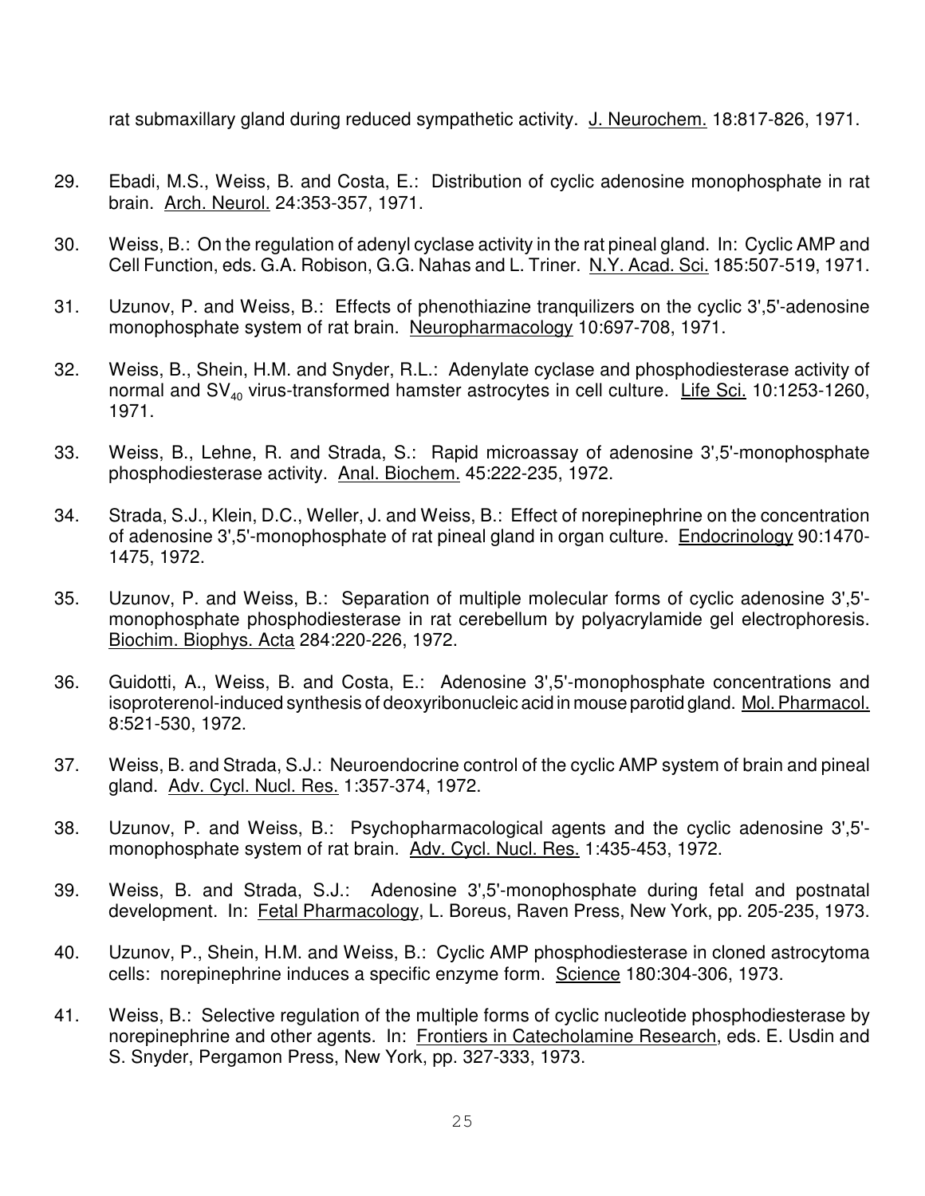rat submaxillary gland during reduced sympathetic activity. J. Neurochem. 18:817-826, 1971.

29. Ebadi, M.S., Weiss, B. and Costa, E.: Distribution of cyclic adenosine monophosphate in rat brain. Arch. Neurol. 24:353-357, 1971.

30. Weiss, B.: On the regulation of adenyl cyclase activity in the rat pineal gland. In: Cyclic AMP and Cell Function, eds. G.A. Robison, G.G. Nahas and L. Triner. N.Y. Acad. Sci. 185:507-519, 1971.

31. Uzunov, P. and Weiss, B.: Effects of phenothiazine tranquilizers on the cyclic 3',5'-adenosine monophosphate system of rat brain. Neuropharmacology 10:697-708, 1971.

32. Weiss, B., Shein, H.M. and Snyder, R.L.: Adenylate cyclase and phosphodiesterase activity of normal and $SV_{40}$ virus-transformed hamster astrocytes in cell culture. Life Sci. 10:1253-1260, 1971.

33. Weiss, B., Lehne, R. and Strada, S.: Rapid microassay of adenosine 3',5'-monophosphate phosphodiesterase activity. Anal. Biochem. 45:222-235, 1972.

34. Strada, S.J., Klein, D.C., Weller, J. and Weiss, B.: Effect of norepinephrine on the concentration of adenosine 3',5'-monophosphate of rat pineal gland in organ culture. Endocrinology 90:1470-1475, 1972.

35. Uzunov, P. and Weiss, B.: Separation of multiple molecular forms of cyclic adenosine 3',5'-monophosphate phosphodiesterase in rat cerebellum by polyacrylamide gel electrophoresis. Biochim. Biophys. Acta 284:220-226, 1972.

36. Guidotti, A., Weiss, B. and Costa, E.: Adenosine 3',5'-monophosphate concentrations and isoproterenol-induced synthesis of deoxyribonucleic acid in mouse parotid gland. Mol. Pharmacol. 8:521-530, 1972.

37. Weiss, B. and Strada, S.J.: Neuroendocrine control of the cyclic AMP system of brain and pineal gland. Adv. Cycl. Nucl. Res. 1:357-374, 1972.

38. Uzunov, P. and Weiss, B.: Psychopharmacological agents and the cyclic adenosine 3',5'-monophosphate system of rat brain. Adv. Cycl. Nucl. Res. 1:435-453, 1972.

39. Weiss, B. and Strada, S.J.: Adenosine 3',5'-monophosphate during fetal and postnatal development. In: Fetal Pharmacology, L. Boreus, Raven Press, New York, pp. 205-235, 1973.

40. Uzunov, P., Shein, H.M. and Weiss, B.: Cyclic AMP phosphodiesterase in cloned astrocytoma cells: norepinephrine induces a specific enzyme form. Science 180:304-306, 1973.

41. Weiss, B.: Selective regulation of the multiple forms of cyclic nucleotide phosphodiesterase by norepinephrine and other agents. In: Frontiers in Catecholamine Research, eds. E. Usdin and S. Snyder, Pergamon Press, New York, pp. 327-333, 1973.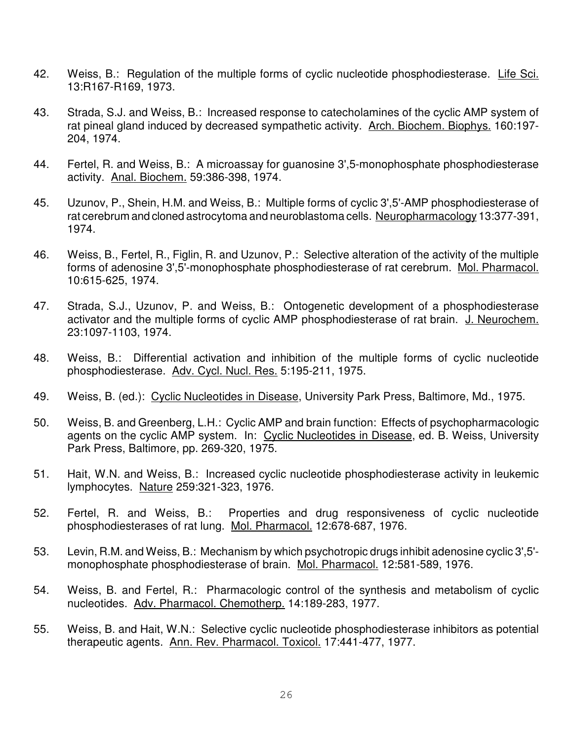42. Weiss, B.: Regulation of the multiple forms of cyclic nucleotide phosphodiesterase. Life Sci. 13:R167-R169, 1973.

43. Strada, S.J. and Weiss, B.: Increased response to catecholamines of the cyclic AMP system of rat pineal gland induced by decreased sympathetic activity. Arch. Biochem. Biophys. 160:197-204, 1974.

44. Fertel, R. and Weiss, B.: A microassay for guanosine 3',5-monophosphate phosphodiesterase activity. Anal. Biochem. 59:386-398, 1974.

45. Uzunov, P., Shein, H.M. and Weiss, B.: Multiple forms of cyclic 3',5'-AMP phosphodiesterase of rat cerebrum and cloned astrocytoma and neuroblastoma cells. Neuropharmacology 13:377-391, 1974.

46. Weiss, B., Fertel, R., Figlin, R. and Uzunov, P.: Selective alteration of the activity of the multiple forms of adenosine 3',5'-monophosphate phosphodiesterase of rat cerebrum. Mol. Pharmacol. 10:615-625, 1974.

47. Strada, S.J., Uzunov, P. and Weiss, B.: Ontogenetic development of a phosphodiesterase activator and the multiple forms of cyclic AMP phosphodiesterase of rat brain. J. Neurochem. 23:1097-1103, 1974.

48. Weiss, B.: Differential activation and inhibition of the multiple forms of cyclic nucleotide phosphodiesterase. Adv. Cycl. Nucl. Res. 5:195-211, 1975.

49. Weiss, B. (ed.): Cyclic Nucleotides in Disease, University Park Press, Baltimore, Md., 1975.

50. Weiss, B. and Greenberg, L.H.: Cyclic AMP and brain function: Effects of psychopharmacologic agents on the cyclic AMP system. In: Cyclic Nucleotides in Disease, ed. B. Weiss, University Park Press, Baltimore, pp. 269-320, 1975.

51. Hait, W.N. and Weiss, B.: Increased cyclic nucleotide phosphodiesterase activity in leukemic lymphocytes. Nature 259:321-323, 1976.

52. Fertel, R. and Weiss, B.: Properties and drug responsiveness of cyclic nucleotide phosphodiesterases of rat lung. Mol. Pharmacol. 12:678-687, 1976.

53. Levin, R.M. and Weiss, B.: Mechanism by which psychotropic drugs inhibit adenosine cyclic 3',5'-monophosphate phosphodiesterase of brain. Mol. Pharmacol. 12:581-589, 1976.

54. Weiss, B. and Fertel, R.: Pharmacologic control of the synthesis and metabolism of cyclic nucleotides. Adv. Pharmacol. Chemotherp. 14:189-283, 1977.

55. Weiss, B. and Hait, W.N.: Selective cyclic nucleotide phosphodiesterase inhibitors as potential therapeutic agents. Ann. Rev. Pharmacol. Toxicol. 17:441-477, 1977.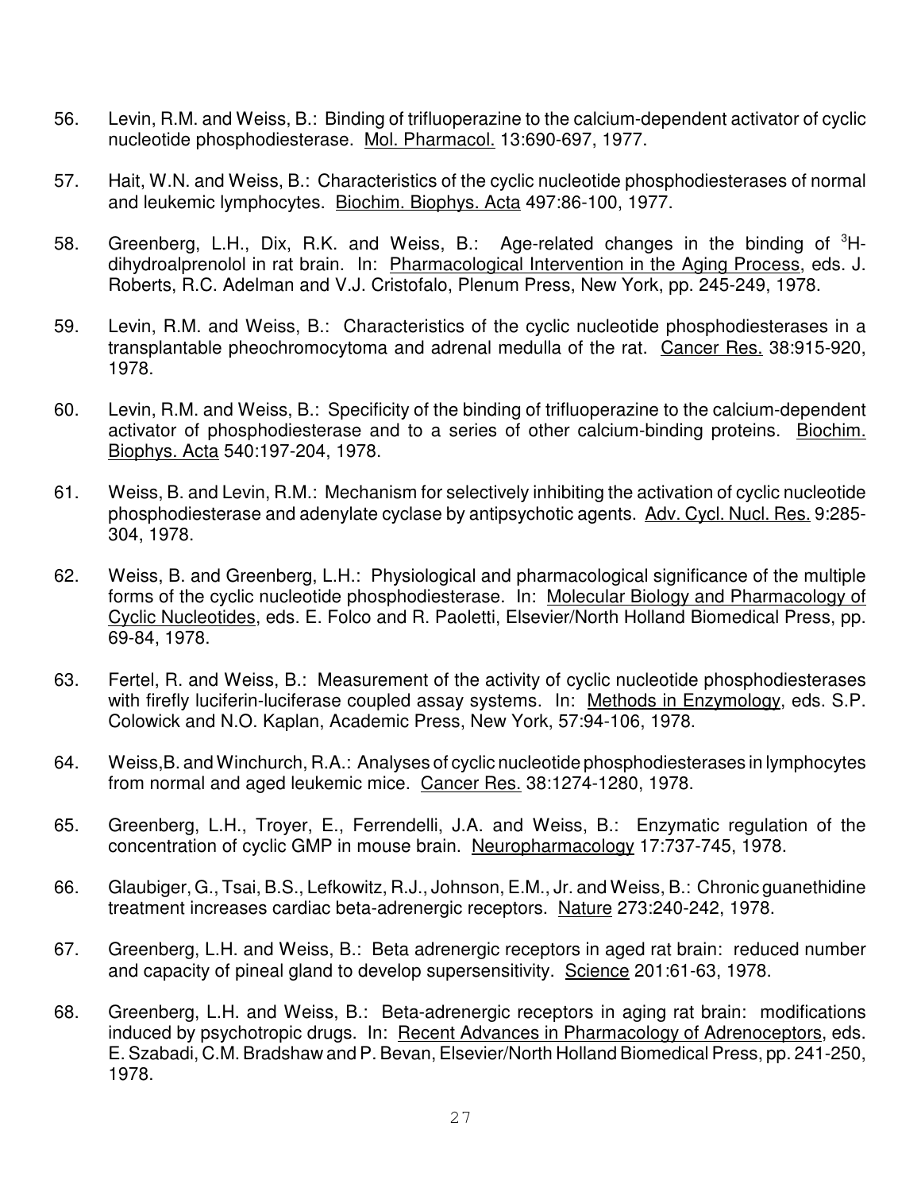56. Levin, R.M. and Weiss, B.: Binding of trifluoperazine to the calcium-dependent activator of cyclic nucleotide phosphodiesterase. Mol. Pharmacol. 13:690-697, 1977.

57. Hait, W.N. and Weiss, B.: Characteristics of the cyclic nucleotide phosphodiesterases of normal and leukemic lymphocytes. Biochim. Biophys. Acta 497:86-100, 1977.

58. Greenberg, L.H., Dix, R.K. and Weiss, B.: Age-related changes in the binding of $^{3}$H-dihydroalprenolol in rat brain. In: Pharmacological Intervention in the Aging Process, eds. J. Roberts, R.C. Adelman and V.J. Cristofalo, Plenum Press, New York, pp. 245-249, 1978.

59. Levin, R.M. and Weiss, B.: Characteristics of the cyclic nucleotide phosphodiesterases in a transplantable pheochromocytoma and adrenal medulla of the rat. Cancer Res. 38:915-920, 1978.

60. Levin, R.M. and Weiss, B.: Specificity of the binding of trifluoperazine to the calcium-dependent activator of phosphodiesterase and to a series of other calcium-binding proteins. Biochim. Biophys. Acta 540:197-204, 1978.

61. Weiss, B. and Levin, R.M.: Mechanism for selectively inhibiting the activation of cyclic nucleotide phosphodiesterase and adenylate cyclase by antipsychotic agents. Adv. Cycl. Nucl. Res. 9:285-304, 1978.

62. Weiss, B. and Greenberg, L.H.: Physiological and pharmacological significance of the multiple forms of the cyclic nucleotide phosphodiesterase. In: Molecular Biology and Pharmacology of Cyclic Nucleotides, eds. E. Folco and R. Paoletti, Elsevier/North Holland Biomedical Press, pp. 69-84, 1978.

63. Fertel, R. and Weiss, B.: Measurement of the activity of cyclic nucleotide phosphodiesterases with firefly luciferin-luciferase coupled assay systems. In: Methods in Enzymology, eds. S.P. Colowick and N.O. Kaplan, Academic Press, New York, 57:94-106, 1978.

64. Weiss,B. and Winchurch, R.A.: Analyses of cyclic nucleotide phosphodiesterases in lymphocytes from normal and aged leukemic mice. Cancer Res. 38:1274-1280, 1978.

65. Greenberg, L.H., Troyer, E., Ferrendelli, J.A. and Weiss, B.: Enzymatic regulation of the concentration of cyclic GMP in mouse brain. Neuropharmacology 17:737-745, 1978.

66. Glaubiger, G., Tsai, B.S., Lefkowitz, R.J., Johnson, E.M., Jr. and Weiss, B.: Chronic guanethidine treatment increases cardiac beta-adrenergic receptors. Nature 273:240-242, 1978.

67. Greenberg, L.H. and Weiss, B.: Beta adrenergic receptors in aged rat brain: reduced number and capacity of pineal gland to develop supersensitivity. Science 201:61-63, 1978.

68. Greenberg, L.H. and Weiss, B.: Beta-adrenergic receptors in aging rat brain: modifications induced by psychotropic drugs. In: Recent Advances in Pharmacology of Adrenoceptors, eds. E. Szabadi, C.M. Bradshaw and P. Bevan, Elsevier/North Holland Biomedical Press, pp. 241-250, 1978.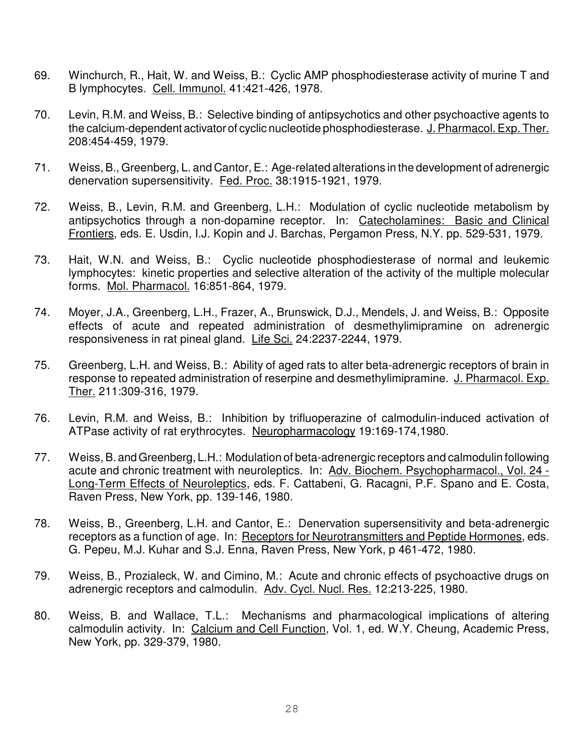69. Winchurch, R., Hait, W. and Weiss, B.: Cyclic AMP phosphodiesterase activity of murine T and B lymphocytes. Cell. Immunol. 41:421-426, 1978.

70. Levin, R.M. and Weiss, B.: Selective binding of antipsychotics and other psychoactive agents to the calcium-dependent activator of cyclic nucleotide phosphodiesterase. J. Pharmacol. Exp. Ther. 208:454-459, 1979.

71. Weiss, B., Greenberg, L. and Cantor, E.: Age-related alterations in the development of adrenergic denervation supersensitivity. Fed. Proc. 38:1915-1921, 1979.

72. Weiss, B., Levin, R.M. and Greenberg, L.H.: Modulation of cyclic nucleotide metabolism by antipsychotics through a non-dopamine receptor. In: Catecholamines: Basic and Clinical Frontiers, eds. E. Usdin, I.J. Kopin and J. Barchas, Pergamon Press, N.Y. pp. 529-531, 1979.

73. Hait, W.N. and Weiss, B.: Cyclic nucleotide phosphodiesterase of normal and leukemic lymphocytes: kinetic properties and selective alteration of the activity of the multiple molecular forms. Mol. Pharmacol. 16:851-864, 1979.

74. Moyer, J.A., Greenberg, L.H., Frazer, A., Brunswick, D.J., Mendels, J. and Weiss, B.: Opposite effects of acute and repeated administration of desmethylimipramine on adrenergic responsiveness in rat pineal gland. Life Sci. 24:2237-2244, 1979.

75. Greenberg, L.H. and Weiss, B.: Ability of aged rats to alter beta-adrenergic receptors of brain in response to repeated administration of reserpine and desmethylimipramine. J. Pharmacol. Exp. Ther. 211:309-316, 1979.

76. Levin, R.M. and Weiss, B.: Inhibition by trifluoperazine of calmodulin-induced activation of ATPase activity of rat erythrocytes. Neuropharmacology 19:169-174,1980.

77. Weiss, B. and Greenberg, L.H.: Modulation of beta-adrenergic receptors and calmodulin following acute and chronic treatment with neuroleptics. In: Adv. Biochem. Psychopharmacol., Vol. 24 - Long-Term Effects of Neuroleptics, eds. F. Cattabeni, G. Racagni, P.F. Spano and E. Costa, Raven Press, New York, pp. 139-146, 1980.

78. Weiss, B., Greenberg, L.H. and Cantor, E.: Denervation supersensitivity and beta-adrenergic receptors as a function of age. In: Receptors for Neurotransmitters and Peptide Hormones, eds. G. Pepeu, M.J. Kuhar and S.J. Enna, Raven Press, New York, p 461-472, 1980.

79. Weiss, B., Prozialeck, W. and Cimino, M.: Acute and chronic effects of psychoactive drugs on adrenergic receptors and calmodulin. Adv. Cycl. Nucl. Res. 12:213-225, 1980.

80. Weiss, B. and Wallace, T.L.: Mechanisms and pharmacological implications of altering calmodulin activity. In: Calcium and Cell Function, Vol. 1, ed. W.Y. Cheung, Academic Press, New York, pp. 329-379, 1980.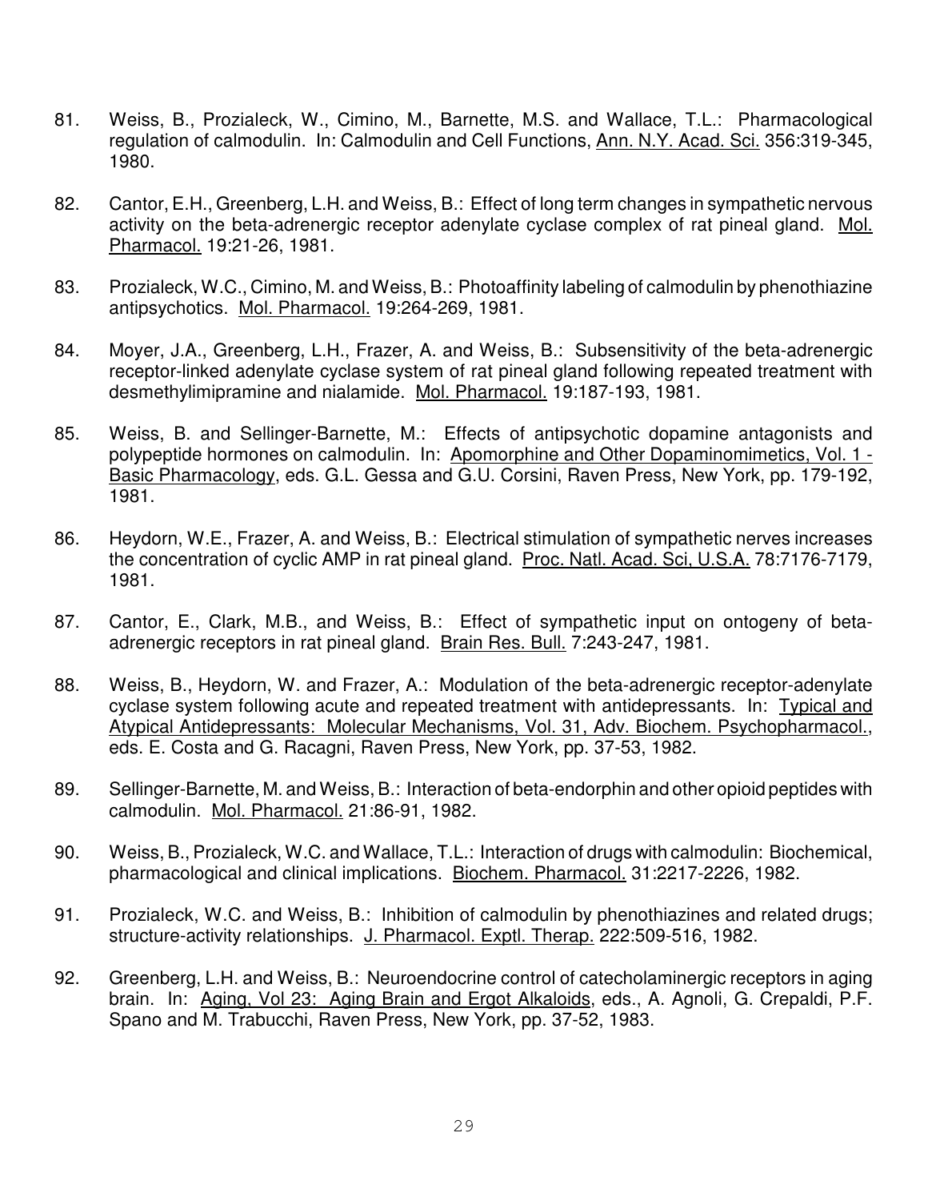81. Weiss, B., Prozialeck, W., Cimino, M., Barnette, M.S. and Wallace, T.L.: Pharmacological regulation of calmodulin. In: Calmodulin and Cell Functions, Ann. N.Y. Acad. Sci. 356:319-345, 1980.

82. Cantor, E.H., Greenberg, L.H. and Weiss, B.: Effect of long term changes in sympathetic nervous activity on the beta-adrenergic receptor adenylate cyclase complex of rat pineal gland. Mol. Pharmacol. 19:21-26, 1981.

83. Prozialeck, W.C., Cimino, M. and Weiss, B.: Photoaffinity labeling of calmodulin by phenothiazine antipsychotics. Mol. Pharmacol. 19:264-269, 1981.

84. Moyer, J.A., Greenberg, L.H., Frazer, A. and Weiss, B.: Subsensitivity of the beta-adrenergic receptor-linked adenylate cyclase system of rat pineal gland following repeated treatment with desmethylimipramine and nialamide. Mol. Pharmacol. 19:187-193, 1981.

85. Weiss, B. and Sellinger-Barnette, M.: Effects of antipsychotic dopamine antagonists and polypeptide hormones on calmodulin. In: Apomorphine and Other Dopaminomimetics, Vol. 1 - Basic Pharmacology, eds. G.L. Gessa and G.U. Corsini, Raven Press, New York, pp. 179-192, 1981.

86. Heydorn, W.E., Frazer, A. and Weiss, B.: Electrical stimulation of sympathetic nerves increases the concentration of cyclic AMP in rat pineal gland. Proc. Natl. Acad. Sci, U.S.A. 78:7176-7179, 1981.

87. Cantor, E., Clark, M.B., and Weiss, B.: Effect of sympathetic input on ontogeny of beta-adrenergic receptors in rat pineal gland. Brain Res. Bull. 7:243-247, 1981.

88. Weiss, B., Heydorn, W. and Frazer, A.: Modulation of the beta-adrenergic receptor-adenylate cyclase system following acute and repeated treatment with antidepressants. In: Typical and Atypical Antidepressants: Molecular Mechanisms, Vol. 31, Adv. Biochem. Psychopharmacol., eds. E. Costa and G. Racagni, Raven Press, New York, pp. 37-53, 1982.

89. Sellinger-Barnette, M. and Weiss, B.: Interaction of beta-endorphin and other opioid peptides with calmodulin. Mol. Pharmacol. 21:86-91, 1982.

90. Weiss, B., Prozialeck, W.C. and Wallace, T.L.: Interaction of drugs with calmodulin: Biochemical, pharmacological and clinical implications. Biochem. Pharmacol. 31:2217-2226, 1982.

91. Prozialeck, W.C. and Weiss, B.: Inhibition of calmodulin by phenothiazines and related drugs; structure-activity relationships. J. Pharmacol. Exptl. Therap. 222:509-516, 1982.

92. Greenberg, L.H. and Weiss, B.: Neuroendocrine control of catecholaminergic receptors in aging brain. In: Aging, Vol 23: Aging Brain and Ergot Alkaloids, eds., A. Agnoli, G. Crepaldi, P.F. Spano and M. Trabucchi, Raven Press, New York, pp. 37-52, 1983.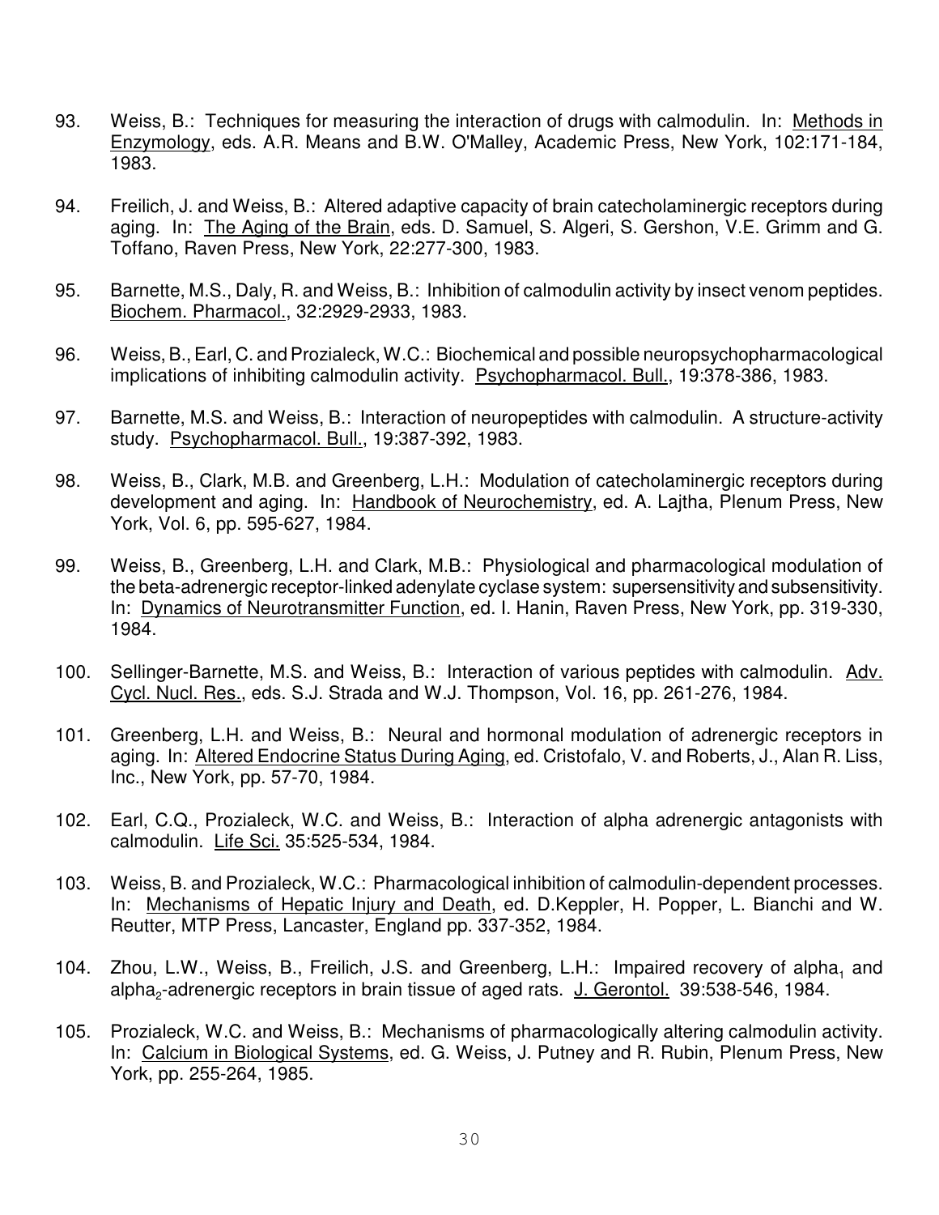93. Weiss, B.: Techniques for measuring the interaction of drugs with calmodulin. In: Methods in Enzymology, eds. A.R. Means and B.W. O'Malley, Academic Press, New York, 102:171-184, 1983.

94. Freilich, J. and Weiss, B.: Altered adaptive capacity of brain catecholaminergic receptors during aging. In: The Aging of the Brain, eds. D. Samuel, S. Algeri, S. Gershon, V.E. Grimm and G. Toffano, Raven Press, New York, 22:277-300, 1983.

95. Barnette, M.S., Daly, R. and Weiss, B.: Inhibition of calmodulin activity by insect venom peptides. Biochem. Pharmacol., 32:2929-2933, 1983.

96. Weiss, B., Earl, C. and Prozialeck, W.C.: Biochemical and possible neuropsychopharmacological implications of inhibiting calmodulin activity. Psychopharmacol. Bull., 19:378-386, 1983.

97. Barnette, M.S. and Weiss, B.: Interaction of neuropeptides with calmodulin. A structure-activity study. Psychopharmacol. Bull., 19:387-392, 1983.

98. Weiss, B., Clark, M.B. and Greenberg, L.H.: Modulation of catecholaminergic receptors during development and aging. In: Handbook of Neurochemistry, ed. A. Lajtha, Plenum Press, New York, Vol. 6, pp. 595-627, 1984.

99. Weiss, B., Greenberg, L.H. and Clark, M.B.: Physiological and pharmacological modulation of the beta-adrenergic receptor-linked adenylate cyclase system: supersensitivity and subsensitivity. In: Dynamics of Neurotransmitter Function, ed. I. Hanin, Raven Press, New York, pp. 319-330, 1984.

100. Sellinger-Barnette, M.S. and Weiss, B.: Interaction of various peptides with calmodulin. Adv. Cycl. Nucl. Res., eds. S.J. Strada and W.J. Thompson, Vol. 16, pp. 261-276, 1984.

101. Greenberg, L.H. and Weiss, B.: Neural and hormonal modulation of adrenergic receptors in aging. In: Altered Endocrine Status During Aging, ed. Cristofalo, V. and Roberts, J., Alan R. Liss, Inc., New York, pp. 57-70, 1984.

102. Earl, C.Q., Prozialeck, W.C. and Weiss, B.: Interaction of alpha adrenergic antagonists with calmodulin. Life Sci. 35:525-534, 1984.

103. Weiss, B. and Prozialeck, W.C.: Pharmacological inhibition of calmodulin-dependent processes. In: Mechanisms of Hepatic Injury and Death, ed. D.Keppler, H. Popper, L. Bianchi and W. Reutter, MTP Press, Lancaster, England pp. 337-352, 1984.

104. Zhou, L.W., Weiss, B., Freilich, J.S. and Greenberg, L.H.: Impaired recovery of $alpha_1$ and $alpha_2$-adrenergic receptors in brain tissue of aged rats. J. Gerontol. 39:538-546, 1984.

105. Prozialeck, W.C. and Weiss, B.: Mechanisms of pharmacologically altering calmodulin activity. In: Calcium in Biological Systems, ed. G. Weiss, J. Putney and R. Rubin, Plenum Press, New York, pp. 255-264, 1985.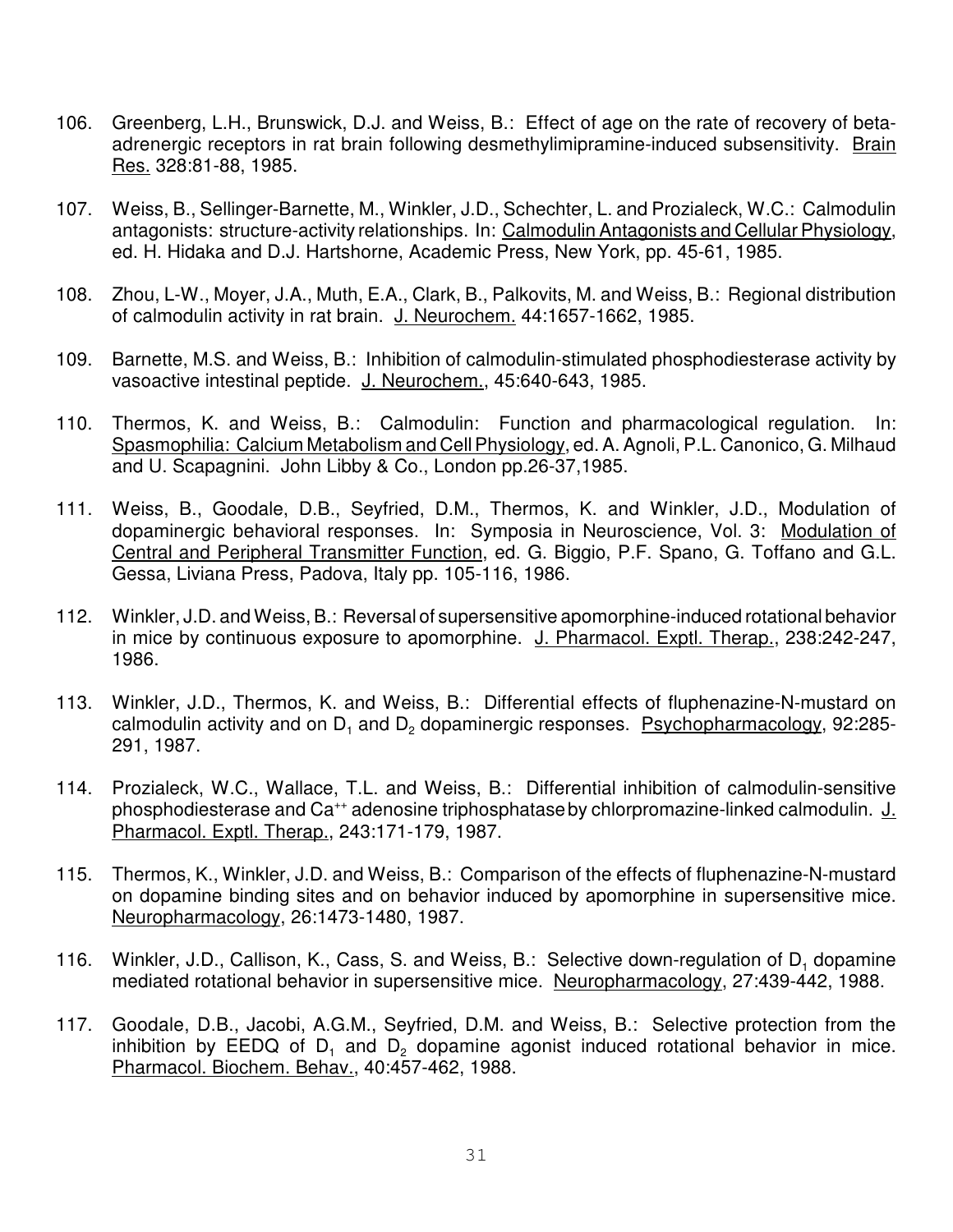106. Greenberg, L.H., Brunswick, D.J. and Weiss, B.: Effect of age on the rate of recovery of beta-adrenergic receptors in rat brain following desmethylimipramine-induced subsensitivity. Brain Res. 328:81-88, 1985.

107. Weiss, B., Sellinger-Barnette, M., Winkler, J.D., Schechter, L. and Prozialeck, W.C.: Calmodulin antagonists: structure-activity relationships. In: Calmodulin Antagonists and Cellular Physiology, ed. H. Hidaka and D.J. Hartshorne, Academic Press, New York, pp. 45-61, 1985.

108. Zhou, L-W., Moyer, J.A., Muth, E.A., Clark, B., Palkovits, M. and Weiss, B.: Regional distribution of calmodulin activity in rat brain. J. Neurochem. 44:1657-1662, 1985.

109. Barnette, M.S. and Weiss, B.: Inhibition of calmodulin-stimulated phosphodiesterase activity by vasoactive intestinal peptide. J. Neurochem., 45:640-643, 1985.

110. Thermos, K. and Weiss, B.: Calmodulin: Function and pharmacological regulation. In: Spasmophilia: Calcium Metabolism and Cell Physiology, ed. A. Agnoli, P.L. Canonico, G. Milhaud and U. Scapagnini. John Libby & Co., London pp.26-37,1985.

111. Weiss, B., Goodale, D.B., Seyfried, D.M., Thermos, K. and Winkler, J.D., Modulation of dopaminergic behavioral responses. In: Symposia in Neuroscience, Vol. 3: Modulation of Central and Peripheral Transmitter Function, ed. G. Biggio, P.F. Spano, G. Toffano and G.L. Gessa, Liviana Press, Padova, Italy pp. 105-116, 1986.

112. Winkler, J.D. and Weiss, B.: Reversal of supersensitive apomorphine-induced rotational behavior in mice by continuous exposure to apomorphine. J. Pharmacol. Exptl. Therap., 238:242-247, 1986.

113. Winkler, J.D., Thermos, K. and Weiss, B.: Differential effects of fluphenazine-N-mustard on calmodulin activity and on $D_1$ and $D_2$ dopaminergic responses. Psychopharmacology, 92:285-291, 1987.

114. Prozialeck, W.C., Wallace, T.L. and Weiss, B.: Differential inhibition of calmodulin-sensitive phosphodiesterase and $Ca^{++}$ adenosine triphosphatase by chlorpromazine-linked calmodulin. J. Pharmacol. Exptl. Therap., 243:171-179, 1987.

115. Thermos, K., Winkler, J.D. and Weiss, B.: Comparison of the effects of fluphenazine-N-mustard on dopamine binding sites and on behavior induced by apomorphine in supersensitive mice. Neuropharmacology, 26:1473-1480, 1987.

116. Winkler, J.D., Callison, K., Cass, S. and Weiss, B.: Selective down-regulation of $D_1$ dopamine mediated rotational behavior in supersensitive mice. Neuropharmacology, 27:439-442, 1988.

117. Goodale, D.B., Jacobi, A.G.M., Seyfried, D.M. and Weiss, B.: Selective protection from the inhibition by EEDQ of $D_1$ and $D_2$ dopamine agonist induced rotational behavior in mice. Pharmacol. Biochem. Behav., 40:457-462, 1988.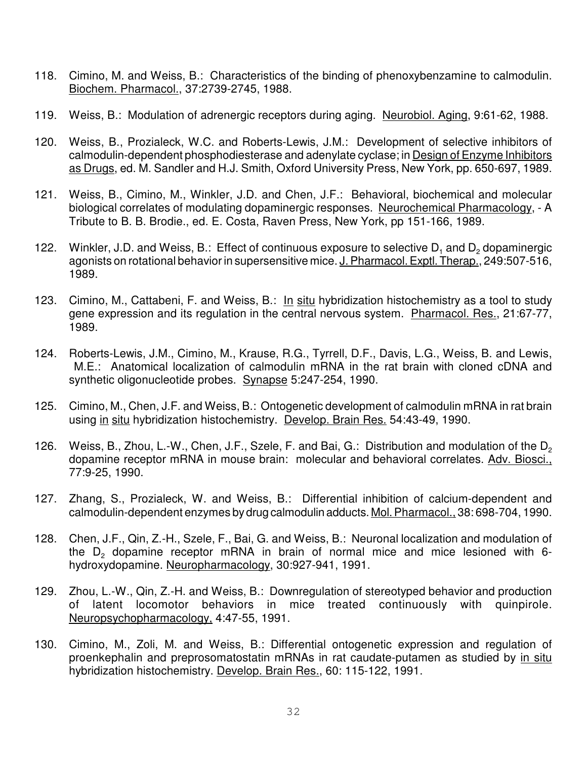118. Cimino, M. and Weiss, B.: Characteristics of the binding of phenoxybenzamine to calmodulin. Biochem. Pharmacol., 37:2739-2745, 1988.

119. Weiss, B.: Modulation of adrenergic receptors during aging. Neurobiol. Aging, 9:61-62, 1988.

120. Weiss, B., Prozialeck, W.C. and Roberts-Lewis, J.M.: Development of selective inhibitors of calmodulin-dependent phosphodiesterase and adenylate cyclase; in Design of Enzyme Inhibitors as Drugs, ed. M. Sandler and H.J. Smith, Oxford University Press, New York, pp. 650-697, 1989.

121. Weiss, B., Cimino, M., Winkler, J.D. and Chen, J.F.: Behavioral, biochemical and molecular biological correlates of modulating dopaminergic responses. Neurochemical Pharmacology, - A Tribute to B. B. Brodie., ed. E. Costa, Raven Press, New York, pp 151-166, 1989.

122. Winkler, J.D. and Weiss, B.: Effect of continuous exposure to selective $D_1$ and $D_2$ dopaminergic agonists on rotational behavior in supersensitive mice. J. Pharmacol. Exptl. Therap., 249:507-516, 1989.

123. Cimino, M., Cattabeni, F. and Weiss, B.: In situ hybridization histochemistry as a tool to study gene expression and its regulation in the central nervous system. Pharmacol. Res., 21:67-77, 1989.

124. Roberts-Lewis, J.M., Cimino, M., Krause, R.G., Tyrrell, D.F., Davis, L.G., Weiss, B. and Lewis, M.E.: Anatomical localization of calmodulin mRNA in the rat brain with cloned cDNA and synthetic oligonucleotide probes. Synapse 5:247-254, 1990.

125. Cimino, M., Chen, J.F. and Weiss, B.: Ontogenetic development of calmodulin mRNA in rat brain using in situ hybridization histochemistry. Develop. Brain Res. 54:43-49, 1990.

126. Weiss, B., Zhou, L.-W., Chen, J.F., Szele, F. and Bai, G.: Distribution and modulation of the $D_2$ dopamine receptor mRNA in mouse brain: molecular and behavioral correlates. Adv. Biosci., 77:9-25, 1990.

127. Zhang, S., Prozialeck, W. and Weiss, B.: Differential inhibition of calcium-dependent and calmodulin-dependent enzymes by drug calmodulin adducts. Mol. Pharmacol., 38: 698-704, 1990.

128. Chen, J.F., Qin, Z.-H., Szele, F., Bai, G. and Weiss, B.: Neuronal localization and modulation of the $D_2$ dopamine receptor mRNA in brain of normal mice and mice lesioned with 6-hydroxydopamine. Neuropharmacology, 30:927-941, 1991.

129. Zhou, L.-W., Qin, Z.-H. and Weiss, B.: Downregulation of stereotyped behavior and production of latent locomotor behaviors in mice treated continuously with quinpirole. Neuropsychopharmacology, 4:47-55, 1991.

130. Cimino, M., Zoli, M. and Weiss, B.: Differential ontogenetic expression and regulation of proenkephalin and preprosomatostatin mRNAs in rat caudate-putamen as studied by in situ hybridization histochemistry. Develop. Brain Res., 60: 115-122, 1991.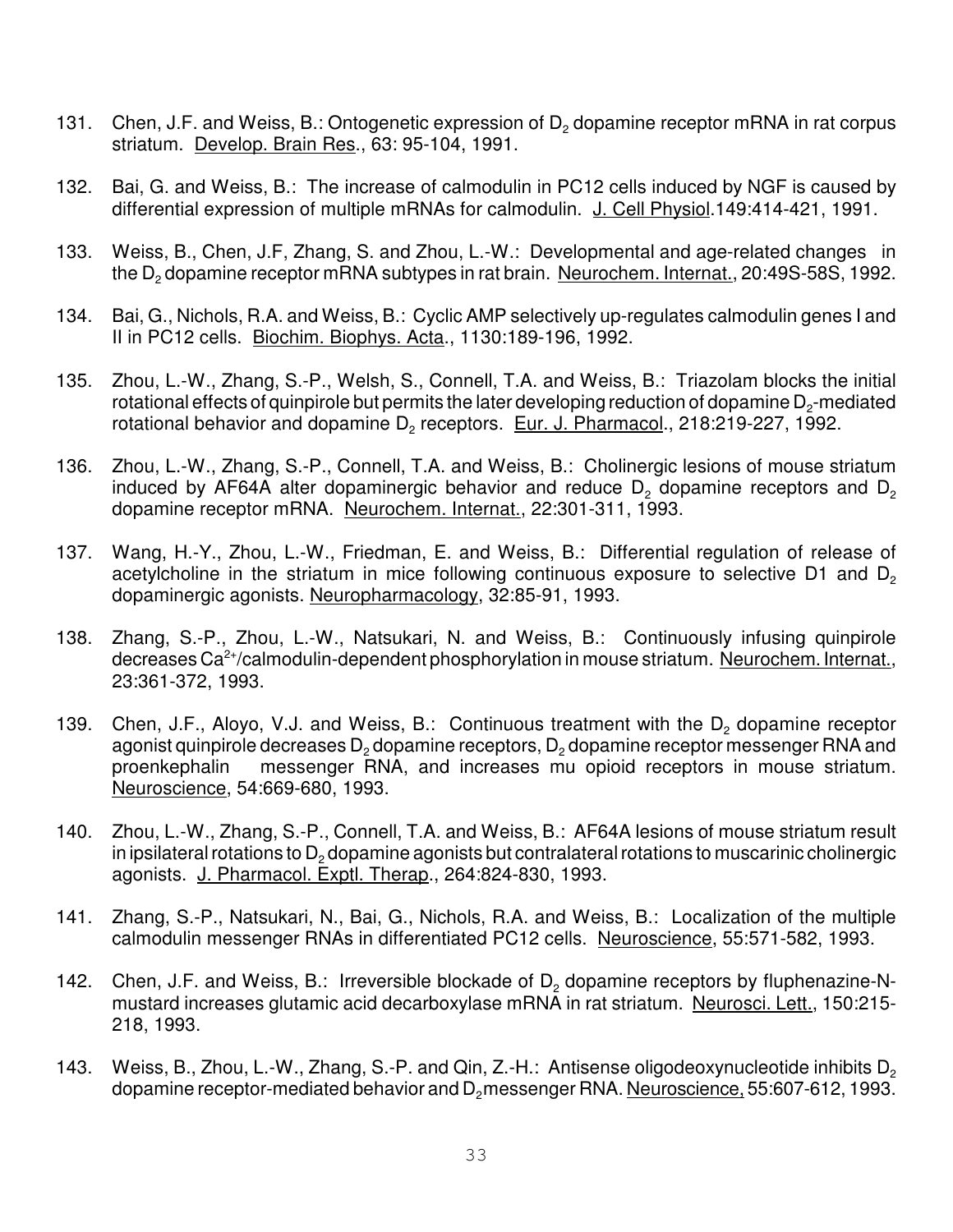131. Chen, J.F. and Weiss, B.: Ontogenetic expression of $D_2$ dopamine receptor mRNA in rat corpus striatum. Develop. Brain Res., 63: 95-104, 1991.

132. Bai, G. and Weiss, B.: The increase of calmodulin in PC12 cells induced by NGF is caused by differential expression of multiple mRNAs for calmodulin. J. Cell Physiol.149:414-421, 1991.

133. Weiss, B., Chen, J.F, Zhang, S. and Zhou, L.-W.: Developmental and age-related changes in the $D_2$ dopamine receptor mRNA subtypes in rat brain. Neurochem. Internat., 20:49S-58S, 1992.

134. Bai, G., Nichols, R.A. and Weiss, B.: Cyclic AMP selectively up-regulates calmodulin genes I and II in PC12 cells. Biochim. Biophys. Acta., 1130:189-196, 1992.

135. Zhou, L.-W., Zhang, S.-P., Welsh, S., Connell, T.A. and Weiss, B.: Triazolam blocks the initial rotational effects of quinpirole but permits the later developing reduction of dopamine $D_2$-mediated rotational behavior and dopamine $D_2$ receptors. Eur. J. Pharmacol., 218:219-227, 1992.

136. Zhou, L.-W., Zhang, S.-P., Connell, T.A. and Weiss, B.: Cholinergic lesions of mouse striatum induced by AF64A alter dopaminergic behavior and reduce $D_2$ dopamine receptors and $D_2$ dopamine receptor mRNA. Neurochem. Internat., 22:301-311, 1993.

137. Wang, H.-Y., Zhou, L.-W., Friedman, E. and Weiss, B.: Differential regulation of release of acetylcholine in the striatum in mice following continuous exposure to selective D1 and $D_2$ dopaminergic agonists. Neuropharmacology, 32:85-91, 1993.

138. Zhang, S.-P., Zhou, L.-W., Natsukari, N. and Weiss, B.: Continuously infusing quinpirole decreases $Ca^{2+}$/calmodulin-dependent phosphorylation in mouse striatum. Neurochem. Internat., 23:361-372, 1993.

139. Chen, J.F., Aloyo, V.J. and Weiss, B.: Continuous treatment with the $D_2$ dopamine receptor agonist quinpirole decreases $D_2$ dopamine receptors, $D_2$ dopamine receptor messenger RNA and proenkephalin messenger RNA, and increases mu opioid receptors in mouse striatum. Neuroscience, 54:669-680, 1993.

140. Zhou, L.-W., Zhang, S.-P., Connell, T.A. and Weiss, B.: AF64A lesions of mouse striatum result in ipsilateral rotations to $D_2$ dopamine agonists but contralateral rotations to muscarinic cholinergic agonists. J. Pharmacol. Exptl. Therap., 264:824-830, 1993.

141. Zhang, S.-P., Natsukari, N., Bai, G., Nichols, R.A. and Weiss, B.: Localization of the multiple calmodulin messenger RNAs in differentiated PC12 cells. Neuroscience, 55:571-582, 1993.

142. Chen, J.F. and Weiss, B.: Irreversible blockade of $D_2$ dopamine receptors by fluphenazine-N-mustard increases glutamic acid decarboxylase mRNA in rat striatum. Neurosci. Lett., 150:215-218, 1993.

143. Weiss, B., Zhou, L.-W., Zhang, S.-P. and Qin, Z.-H.: Antisense oligodeoxynucleotide inhibits $D_2$ dopamine receptor-mediated behavior and $D_2$ messenger RNA. Neuroscience, 55:607-612, 1993.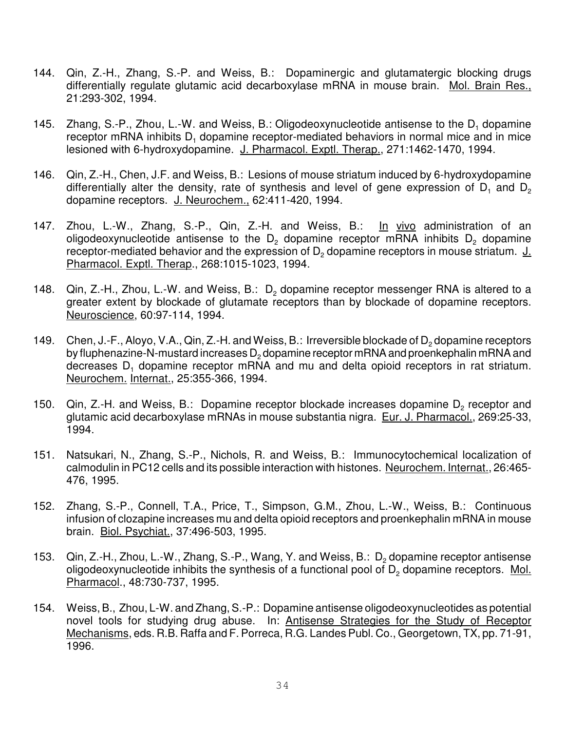144. Qin, Z.-H., Zhang, S.-P. and Weiss, B.: Dopaminergic and glutamatergic blocking drugs differentially regulate glutamic acid decarboxylase mRNA in mouse brain. Mol. Brain Res., 21:293-302, 1994.

145. Zhang, S.-P., Zhou, L.-W. and Weiss, B.: Oligodeoxynucleotide antisense to the $D_1$ dopamine receptor mRNA inhibits $D_1$ dopamine receptor-mediated behaviors in normal mice and in mice lesioned with 6-hydroxydopamine. J. Pharmacol. Exptl. Therap., 271:1462-1470, 1994.

146. Qin, Z.-H., Chen, J.F. and Weiss, B.: Lesions of mouse striatum induced by 6-hydroxydopamine differentially alter the density, rate of synthesis and level of gene expression of $D_1$ and $D_2$ dopamine receptors. J. Neurochem., 62:411-420, 1994.

147. Zhou, L.-W., Zhang, S.-P., Qin, Z.-H. and Weiss, B.: In vivo administration of an oligodeoxynucleotide antisense to the $D_2$ dopamine receptor mRNA inhibits $D_2$ dopamine receptor-mediated behavior and the expression of $D_2$ dopamine receptors in mouse striatum. J. Pharmacol. Exptl. Therap., 268:1015-1023, 1994.

148. Qin, Z.-H., Zhou, L.-W. and Weiss, B.: $D_2$ dopamine receptor messenger RNA is altered to a greater extent by blockade of glutamate receptors than by blockade of dopamine receptors. Neuroscience, 60:97-114, 1994.

149. Chen, J.-F., Aloyo, V.A., Qin, Z.-H. and Weiss, B.: Irreversible blockade of $D_2$ dopamine receptors by fluphenazine-N-mustard increases $D_2$ dopamine receptor mRNA and proenkephalin mRNA and decreases $D_1$ dopamine receptor mRNA and mu and delta opioid receptors in rat striatum. Neurochem. Internat., 25:355-366, 1994.

150. Qin, Z.-H. and Weiss, B.: Dopamine receptor blockade increases dopamine $D_2$ receptor and glutamic acid decarboxylase mRNAs in mouse substantia nigra. Eur. J. Pharmacol., 269:25-33, 1994.

151. Natsukari, N., Zhang, S.-P., Nichols, R. and Weiss, B.: Immunocytochemical localization of calmodulin in PC12 cells and its possible interaction with histones. Neurochem. Internat., 26:465-476, 1995.

152. Zhang, S.-P., Connell, T.A., Price, T., Simpson, G.M., Zhou, L.-W., Weiss, B.: Continuous infusion of clozapine increases mu and delta opioid receptors and proenkephalin mRNA in mouse brain. Biol. Psychiat., 37:496-503, 1995.

153. Qin, Z.-H., Zhou, L.-W., Zhang, S.-P., Wang, Y. and Weiss, B.: $D_2$ dopamine receptor antisense oligodeoxynucleotide inhibits the synthesis of a functional pool of $D_2$ dopamine receptors. Mol. Pharmacol., 48:730-737, 1995.

154. Weiss, B., Zhou, L-W. and Zhang, S.-P.: Dopamine antisense oligodeoxynucleotides as potential novel tools for studying drug abuse. In: Antisense Strategies for the Study of Receptor Mechanisms, eds. R.B. Raffa and F. Porreca, R.G. Landes Publ. Co., Georgetown, TX, pp. 71-91, 1996.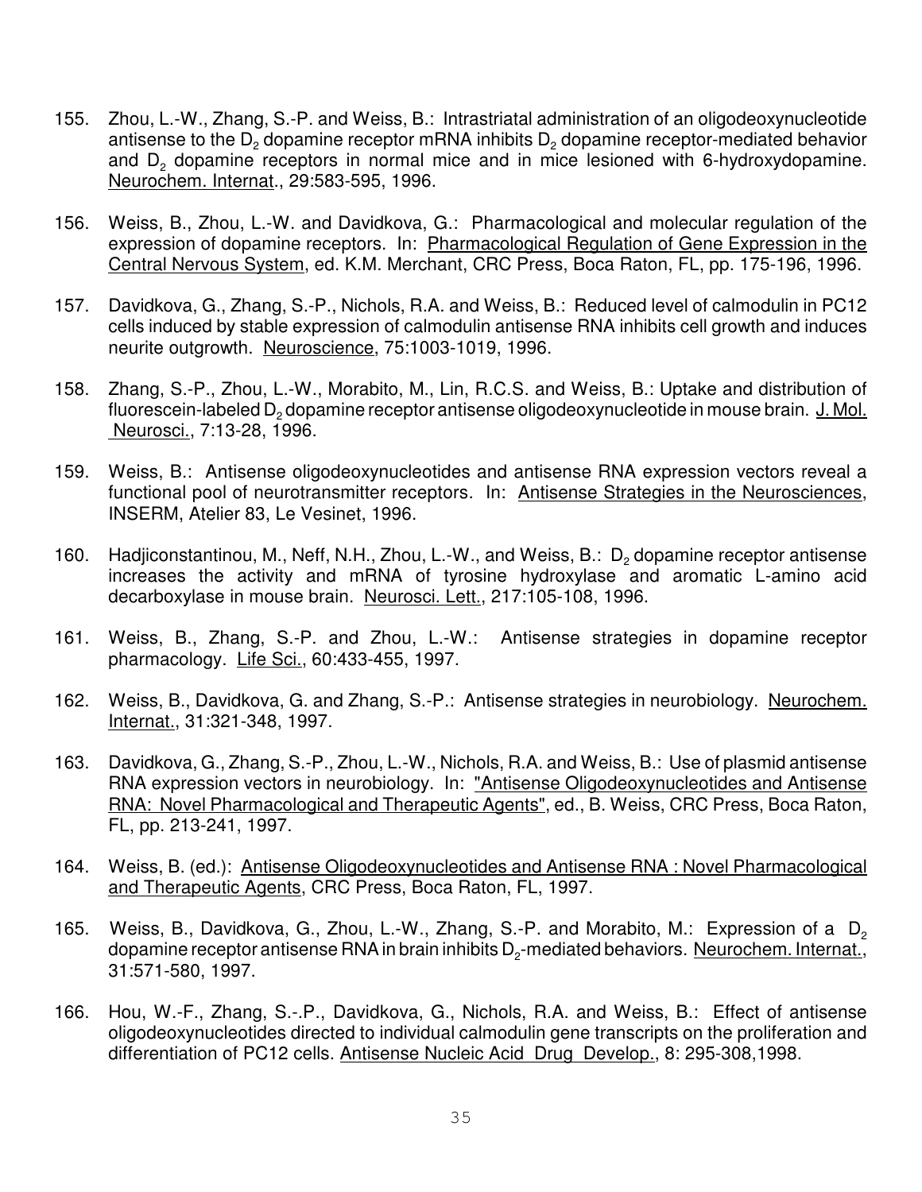155. Zhou, L.-W., Zhang, S.-P. and Weiss, B.: Intrastriatal administration of an oligodeoxynucleotide antisense to the $D_2$ dopamine receptor mRNA inhibits $D_2$ dopamine receptor-mediated behavior and $D_2$ dopamine receptors in normal mice and in mice lesioned with 6-hydroxydopamine. Neurochem. Internat., 29:583-595, 1996.

156. Weiss, B., Zhou, L.-W. and Davidkova, G.: Pharmacological and molecular regulation of the expression of dopamine receptors. In: Pharmacological Regulation of Gene Expression in the Central Nervous System, ed. K.M. Merchant, CRC Press, Boca Raton, FL, pp. 175-196, 1996.

157. Davidkova, G., Zhang, S.-P., Nichols, R.A. and Weiss, B.: Reduced level of calmodulin in PC12 cells induced by stable expression of calmodulin antisense RNA inhibits cell growth and induces neurite outgrowth. Neuroscience, 75:1003-1019, 1996.

158. Zhang, S.-P., Zhou, L.-W., Morabito, M., Lin, R.C.S. and Weiss, B.: Uptake and distribution of fluorescein-labeled $D_2$ dopamine receptor antisense oligodeoxynucleotide in mouse brain. J. Mol. Neurosci., 7:13-28, 1996.

159. Weiss, B.: Antisense oligodeoxynucleotides and antisense RNA expression vectors reveal a functional pool of neurotransmitter receptors. In: Antisense Strategies in the Neurosciences, INSERM, Atelier 83, Le Vesinet, 1996.

160. Hadjiconstantinou, M., Neff, N.H., Zhou, L.-W., and Weiss, B.: $D_2$ dopamine receptor antisense increases the activity and mRNA of tyrosine hydroxylase and aromatic L-amino acid decarboxylase in mouse brain. Neurosci. Lett., 217:105-108, 1996.

161. Weiss, B., Zhang, S.-P. and Zhou, L.-W.: Antisense strategies in dopamine receptor pharmacology. Life Sci., 60:433-455, 1997.

162. Weiss, B., Davidkova, G. and Zhang, S.-P.: Antisense strategies in neurobiology. Neurochem. Internat., 31:321-348, 1997.

163. Davidkova, G., Zhang, S.-P., Zhou, L.-W., Nichols, R.A. and Weiss, B.: Use of plasmid antisense RNA expression vectors in neurobiology. In: "Antisense Oligodeoxynucleotides and Antisense RNA: Novel Pharmacological and Therapeutic Agents", ed., B. Weiss, CRC Press, Boca Raton, FL, pp. 213-241, 1997.

164. Weiss, B. (ed.): Antisense Oligodeoxynucleotides and Antisense RNA : Novel Pharmacological and Therapeutic Agents, CRC Press, Boca Raton, FL, 1997.

165. Weiss, B., Davidkova, G., Zhou, L.-W., Zhang, S.-P. and Morabito, M.: Expression of a $D_2$ dopamine receptor antisense RNA in brain inhibits $D_2$-mediated behaviors. Neurochem. Internat., 31:571-580, 1997.

166. Hou, W.-F., Zhang, S.-.P., Davidkova, G., Nichols, R.A. and Weiss, B.: Effect of antisense oligodeoxynucleotides directed to individual calmodulin gene transcripts on the proliferation and differentiation of PC12 cells. Antisense Nucleic Acid Drug Develop., 8: 295-308,1998.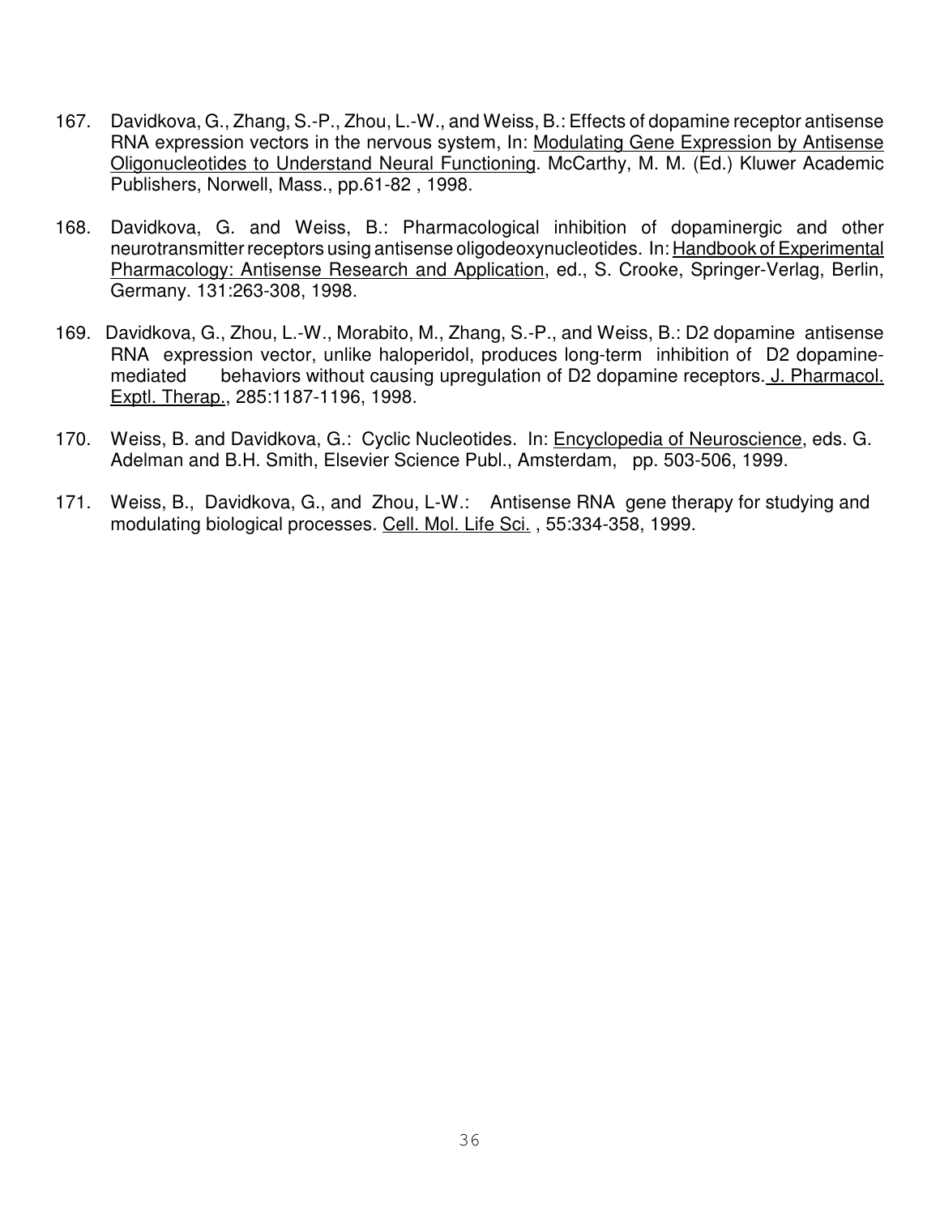167. Davidkova, G., Zhang, S.-P., Zhou, L.-W., and Weiss, B.: Effects of dopamine receptor antisense RNA expression vectors in the nervous system, In: Modulating Gene Expression by Antisense Oligonucleotides to Understand Neural Functioning. McCarthy, M. M. (Ed.) Kluwer Academic Publishers, Norwell, Mass., pp.61-82 , 1998.

168. Davidkova, G. and Weiss, B.: Pharmacological inhibition of dopaminergic and other neurotransmitter receptors using antisense oligodeoxynucleotides. In: Handbook of Experimental Pharmacology: Antisense Research and Application, ed., S. Crooke, Springer-Verlag, Berlin, Germany. 131:263-308, 1998.

169. Davidkova, G., Zhou, L.-W., Morabito, M., Zhang, S.-P., and Weiss, B.: D2 dopamine antisense RNA expression vector, unlike haloperidol, produces long-term inhibition of D2 dopamine-mediated behaviors without causing upregulation of D2 dopamine receptors. J. Pharmacol. Exptl. Therap., 285:1187-1196, 1998.

170. Weiss, B. and Davidkova, G.: Cyclic Nucleotides. In: Encyclopedia of Neuroscience, eds. G. Adelman and B.H. Smith, Elsevier Science Publ., Amsterdam, pp. 503-506, 1999.

171. Weiss, B., Davidkova, G., and Zhou, L-W.: Antisense RNA gene therapy for studying and modulating biological processes. Cell. Mol. Life Sci. , 55:334-358, 1999.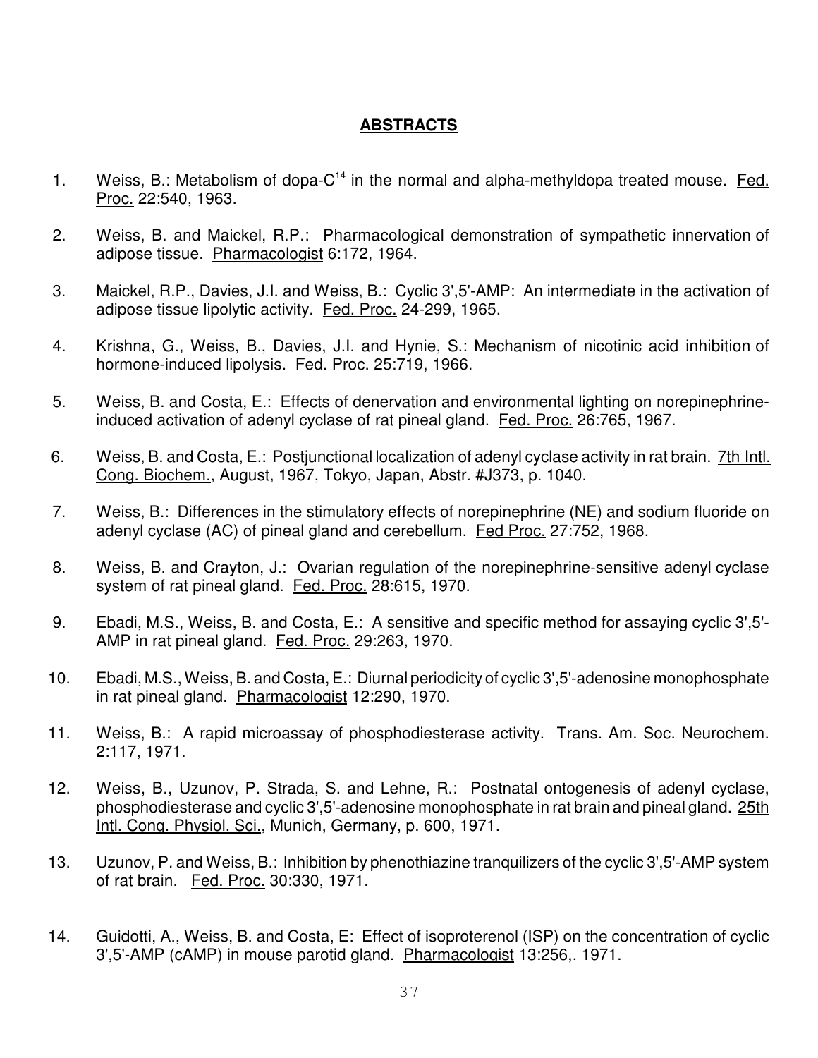## ABSTRACTS

1. Weiss, B.: Metabolism of dopa-$C^{14}$ in the normal and alpha-methyldopa treated mouse. Fed. Proc. 22:540, 1963.

2. Weiss, B. and Maickel, R.P.: Pharmacological demonstration of sympathetic innervation of adipose tissue. Pharmacologist 6:172, 1964.

3. Maickel, R.P., Davies, J.I. and Weiss, B.: Cyclic 3',5'-AMP: An intermediate in the activation of adipose tissue lipolytic activity. Fed. Proc. 24-299, 1965.

4. Krishna, G., Weiss, B., Davies, J.I. and Hynie, S.: Mechanism of nicotinic acid inhibition of hormone-induced lipolysis. Fed. Proc. 25:719, 1966.

5. Weiss, B. and Costa, E.: Effects of denervation and environmental lighting on norepinephrine-induced activation of adenyl cyclase of rat pineal gland. Fed. Proc. 26:765, 1967.

6. Weiss, B. and Costa, E.: Postjunctional localization of adenyl cyclase activity in rat brain. 7th Intl. Cong. Biochem., August, 1967, Tokyo, Japan, Abstr. #J373, p. 1040.

7. Weiss, B.: Differences in the stimulatory effects of norepinephrine (NE) and sodium fluoride on adenyl cyclase (AC) of pineal gland and cerebellum. Fed Proc. 27:752, 1968.

8. Weiss, B. and Crayton, J.: Ovarian regulation of the norepinephrine-sensitive adenyl cyclase system of rat pineal gland. Fed. Proc. 28:615, 1970.

9. Ebadi, M.S., Weiss, B. and Costa, E.: A sensitive and specific method for assaying cyclic 3',5'-AMP in rat pineal gland. Fed. Proc. 29:263, 1970.

10. Ebadi, M.S., Weiss, B. and Costa, E.: Diurnal periodicity of cyclic 3',5'-adenosine monophosphate in rat pineal gland. Pharmacologist 12:290, 1970.

11. Weiss, B.: A rapid microassay of phosphodiesterase activity. Trans. Am. Soc. Neurochem. 2:117, 1971.

12. Weiss, B., Uzunov, P. Strada, S. and Lehne, R.: Postnatal ontogenesis of adenyl cyclase, phosphodiesterase and cyclic 3',5'-adenosine monophosphate in rat brain and pineal gland. 25th Intl. Cong. Physiol. Sci., Munich, Germany, p. 600, 1971.

13. Uzunov, P. and Weiss, B.: Inhibition by phenothiazine tranquilizers of the cyclic 3',5'-AMP system of rat brain. Fed. Proc. 30:330, 1971.

14. Guidotti, A., Weiss, B. and Costa, E: Effect of isoproterenol (ISP) on the concentration of cyclic 3',5'-AMP (cAMP) in mouse parotid gland. Pharmacologist 13:256,. 1971.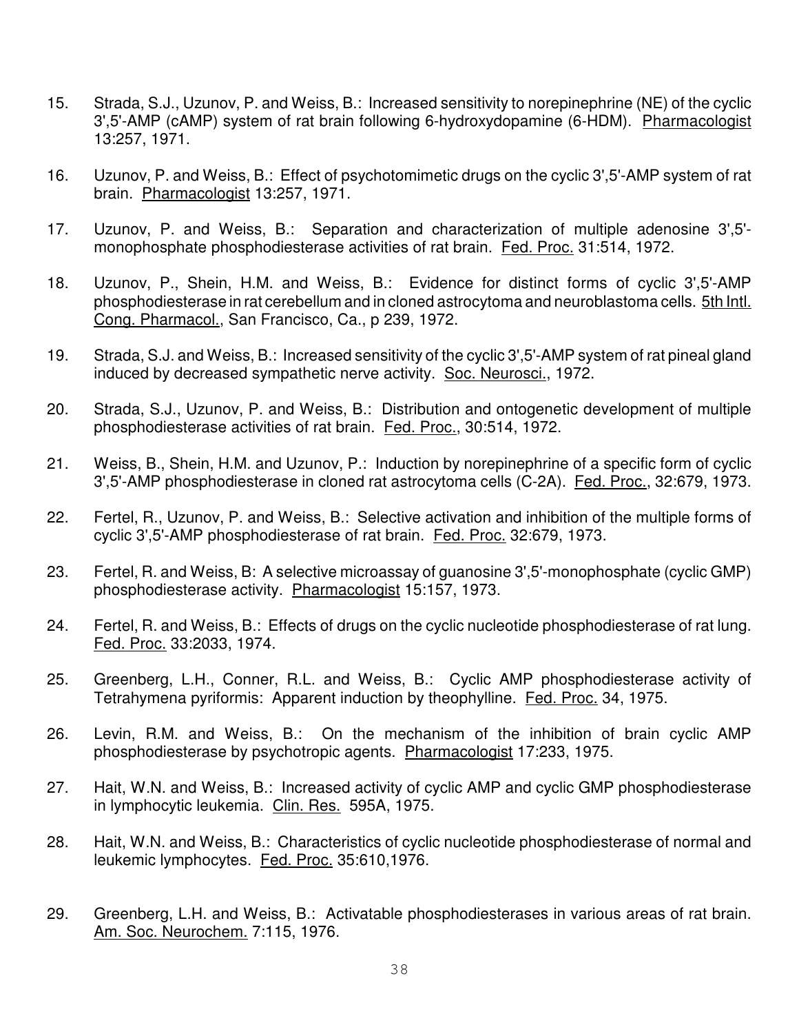15. Strada, S.J., Uzunov, P. and Weiss, B.: Increased sensitivity to norepinephrine (NE) of the cyclic 3',5'-AMP (cAMP) system of rat brain following 6-hydroxydopamine (6-HDM). Pharmacologist 13:257, 1971.

16. Uzunov, P. and Weiss, B.: Effect of psychotomimetic drugs on the cyclic 3',5'-AMP system of rat brain. Pharmacologist 13:257, 1971.

17. Uzunov, P. and Weiss, B.: Separation and characterization of multiple adenosine 3',5'-monophosphate phosphodiesterase activities of rat brain. Fed. Proc. 31:514, 1972.

18. Uzunov, P., Shein, H.M. and Weiss, B.: Evidence for distinct forms of cyclic 3',5'-AMP phosphodiesterase in rat cerebellum and in cloned astrocytoma and neuroblastoma cells. 5th Intl. Cong. Pharmacol., San Francisco, Ca., p 239, 1972.

19. Strada, S.J. and Weiss, B.: Increased sensitivity of the cyclic 3',5'-AMP system of rat pineal gland induced by decreased sympathetic nerve activity. Soc. Neurosci., 1972.

20. Strada, S.J., Uzunov, P. and Weiss, B.: Distribution and ontogenetic development of multiple phosphodiesterase activities of rat brain. Fed. Proc., 30:514, 1972.

21. Weiss, B., Shein, H.M. and Uzunov, P.: Induction by norepinephrine of a specific form of cyclic 3',5'-AMP phosphodiesterase in cloned rat astrocytoma cells (C-2A). Fed. Proc., 32:679, 1973.

22. Fertel, R., Uzunov, P. and Weiss, B.: Selective activation and inhibition of the multiple forms of cyclic 3',5'-AMP phosphodiesterase of rat brain. Fed. Proc. 32:679, 1973.

23. Fertel, R. and Weiss, B: A selective microassay of guanosine 3',5'-monophosphate (cyclic GMP) phosphodiesterase activity. Pharmacologist 15:157, 1973.

24. Fertel, R. and Weiss, B.: Effects of drugs on the cyclic nucleotide phosphodiesterase of rat lung. Fed. Proc. 33:2033, 1974.

25. Greenberg, L.H., Conner, R.L. and Weiss, B.: Cyclic AMP phosphodiesterase activity of Tetrahymena pyriformis: Apparent induction by theophylline. Fed. Proc. 34, 1975.

26. Levin, R.M. and Weiss, B.: On the mechanism of the inhibition of brain cyclic AMP phosphodiesterase by psychotropic agents. Pharmacologist 17:233, 1975.

27. Hait, W.N. and Weiss, B.: Increased activity of cyclic AMP and cyclic GMP phosphodiesterase in lymphocytic leukemia. Clin. Res. 595A, 1975.

28. Hait, W.N. and Weiss, B.: Characteristics of cyclic nucleotide phosphodiesterase of normal and leukemic lymphocytes. Fed. Proc. 35:610,1976.

29. Greenberg, L.H. and Weiss, B.: Activatable phosphodiesterases in various areas of rat brain. Am. Soc. Neurochem. 7:115, 1976.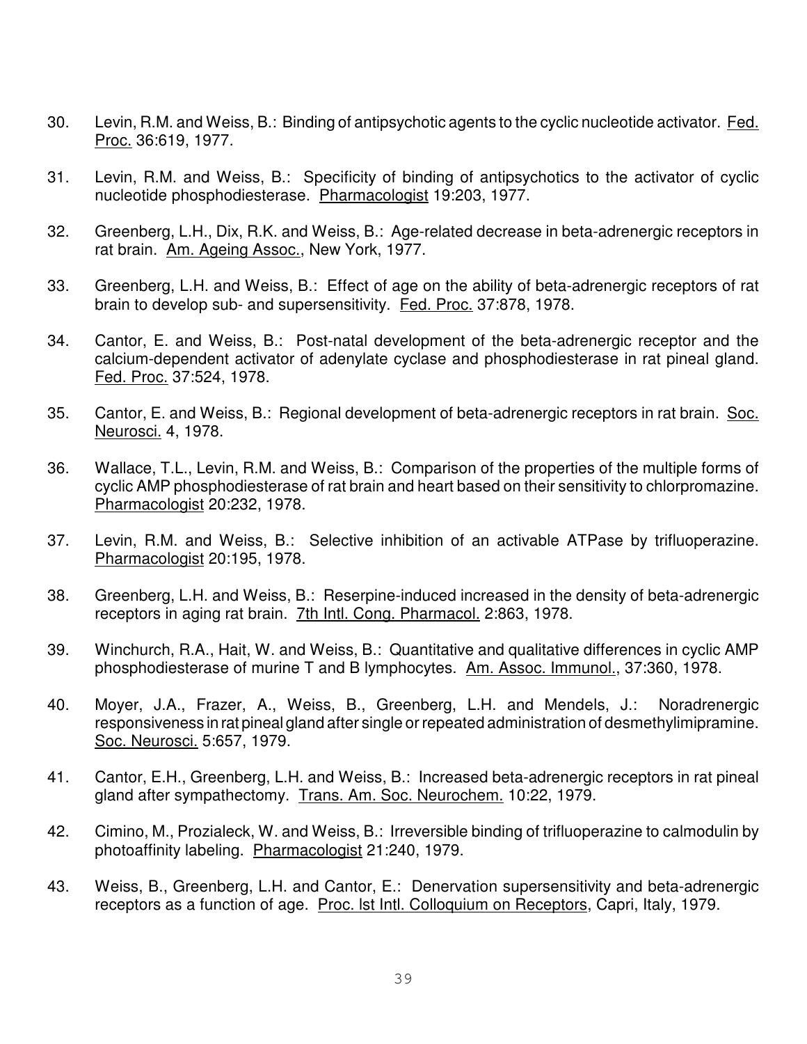30. Levin, R.M. and Weiss, B.: Binding of antipsychotic agents to the cyclic nucleotide activator. Fed. Proc. 36:619, 1977.

31. Levin, R.M. and Weiss, B.: Specificity of binding of antipsychotics to the activator of cyclic nucleotide phosphodiesterase. Pharmacologist 19:203, 1977.

32. Greenberg, L.H., Dix, R.K. and Weiss, B.: Age-related decrease in beta-adrenergic receptors in rat brain. Am. Ageing Assoc., New York, 1977.

33. Greenberg, L.H. and Weiss, B.: Effect of age on the ability of beta-adrenergic receptors of rat brain to develop sub- and supersensitivity. Fed. Proc. 37:878, 1978.

34. Cantor, E. and Weiss, B.: Post-natal development of the beta-adrenergic receptor and the calcium-dependent activator of adenylate cyclase and phosphodiesterase in rat pineal gland. Fed. Proc. 37:524, 1978.

35. Cantor, E. and Weiss, B.: Regional development of beta-adrenergic receptors in rat brain. Soc. Neurosci. 4, 1978.

36. Wallace, T.L., Levin, R.M. and Weiss, B.: Comparison of the properties of the multiple forms of cyclic AMP phosphodiesterase of rat brain and heart based on their sensitivity to chlorpromazine. Pharmacologist 20:232, 1978.

37. Levin, R.M. and Weiss, B.: Selective inhibition of an activable ATPase by trifluoperazine. Pharmacologist 20:195, 1978.

38. Greenberg, L.H. and Weiss, B.: Reserpine-induced increased in the density of beta-adrenergic receptors in aging rat brain. 7th Intl. Cong. Pharmacol. 2:863, 1978.

39. Winchurch, R.A., Hait, W. and Weiss, B.: Quantitative and qualitative differences in cyclic AMP phosphodiesterase of murine T and B lymphocytes. Am. Assoc. Immunol., 37:360, 1978.

40. Moyer, J.A., Frazer, A., Weiss, B., Greenberg, L.H. and Mendels, J.: Noradrenergic responsiveness in rat pineal gland after single or repeated administration of desmethylimipramine. Soc. Neurosci. 5:657, 1979.

41. Cantor, E.H., Greenberg, L.H. and Weiss, B.: Increased beta-adrenergic receptors in rat pineal gland after sympathectomy. Trans. Am. Soc. Neurochem. 10:22, 1979.

42. Cimino, M., Prozialeck, W. and Weiss, B.: Irreversible binding of trifluoperazine to calmodulin by photoaffinity labeling. Pharmacologist 21:240, 1979.

43. Weiss, B., Greenberg, L.H. and Cantor, E.: Denervation supersensitivity and beta-adrenergic receptors as a function of age. Proc. lst Intl. Colloquium on Receptors, Capri, Italy, 1979.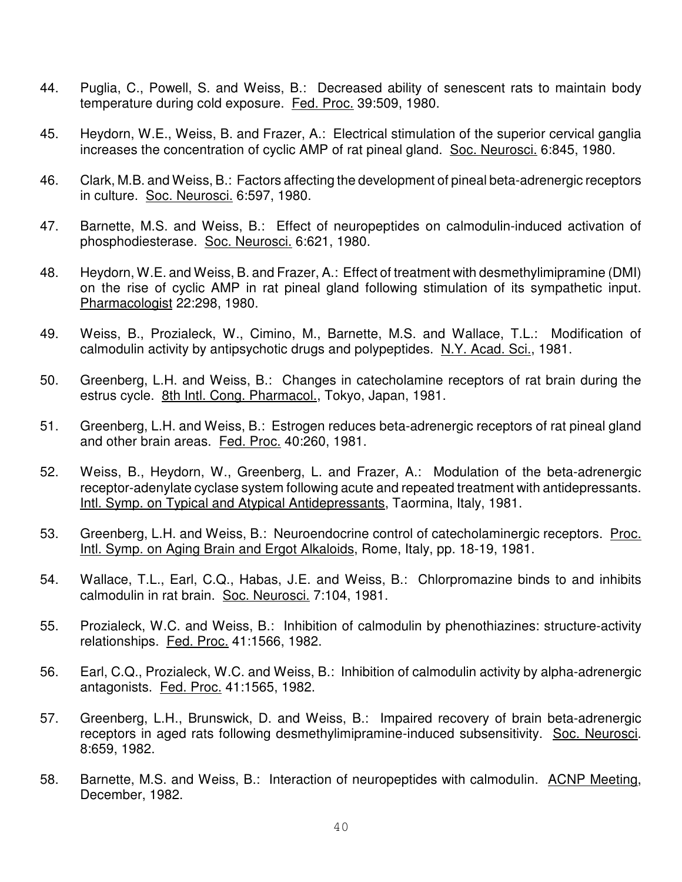44. Puglia, C., Powell, S. and Weiss, B.: Decreased ability of senescent rats to maintain body temperature during cold exposure. Fed. Proc. 39:509, 1980.

45. Heydorn, W.E., Weiss, B. and Frazer, A.: Electrical stimulation of the superior cervical ganglia increases the concentration of cyclic AMP of rat pineal gland. Soc. Neurosci. 6:845, 1980.

46. Clark, M.B. and Weiss, B.: Factors affecting the development of pineal beta-adrenergic receptors in culture. Soc. Neurosci. 6:597, 1980.

47. Barnette, M.S. and Weiss, B.: Effect of neuropeptides on calmodulin-induced activation of phosphodiesterase. Soc. Neurosci. 6:621, 1980.

48. Heydorn, W.E. and Weiss, B. and Frazer, A.: Effect of treatment with desmethylimipramine (DMI) on the rise of cyclic AMP in rat pineal gland following stimulation of its sympathetic input. Pharmacologist 22:298, 1980.

49. Weiss, B., Prozialeck, W., Cimino, M., Barnette, M.S. and Wallace, T.L.: Modification of calmodulin activity by antipsychotic drugs and polypeptides. N.Y. Acad. Sci., 1981.

50. Greenberg, L.H. and Weiss, B.: Changes in catecholamine receptors of rat brain during the estrus cycle. 8th Intl. Cong. Pharmacol., Tokyo, Japan, 1981.

51. Greenberg, L.H. and Weiss, B.: Estrogen reduces beta-adrenergic receptors of rat pineal gland and other brain areas. Fed. Proc. 40:260, 1981.

52. Weiss, B., Heydorn, W., Greenberg, L. and Frazer, A.: Modulation of the beta-adrenergic receptor-adenylate cyclase system following acute and repeated treatment with antidepressants. Intl. Symp. on Typical and Atypical Antidepressants, Taormina, Italy, 1981.

53. Greenberg, L.H. and Weiss, B.: Neuroendocrine control of catecholaminergic receptors. Proc. Intl. Symp. on Aging Brain and Ergot Alkaloids, Rome, Italy, pp. 18-19, 1981.

54. Wallace, T.L., Earl, C.Q., Habas, J.E. and Weiss, B.: Chlorpromazine binds to and inhibits calmodulin in rat brain. Soc. Neurosci. 7:104, 1981.

55. Prozialeck, W.C. and Weiss, B.: Inhibition of calmodulin by phenothiazines: structure-activity relationships. Fed. Proc. 41:1566, 1982.

56. Earl, C.Q., Prozialeck, W.C. and Weiss, B.: Inhibition of calmodulin activity by alpha-adrenergic antagonists. Fed. Proc. 41:1565, 1982.

57. Greenberg, L.H., Brunswick, D. and Weiss, B.: Impaired recovery of brain beta-adrenergic receptors in aged rats following desmethylimipramine-induced subsensitivity. Soc. Neurosci. 8:659, 1982.

58. Barnette, M.S. and Weiss, B.: Interaction of neuropeptides with calmodulin. ACNP Meeting, December, 1982.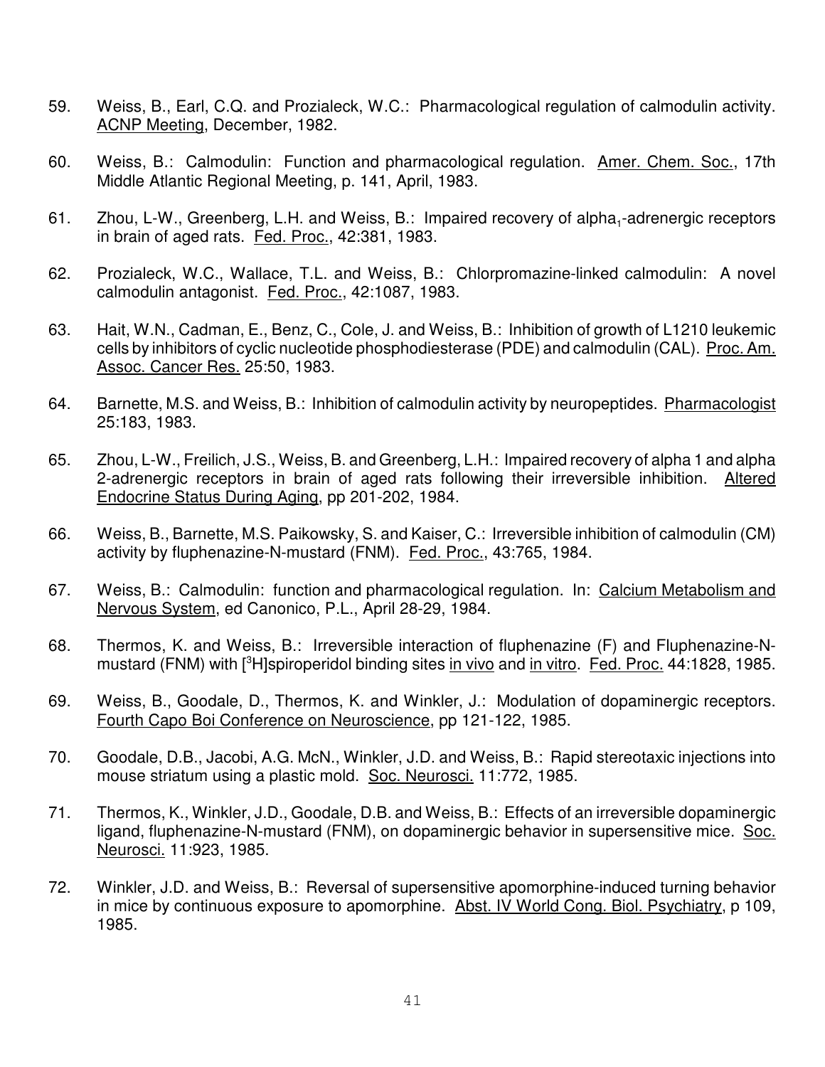59. Weiss, B., Earl, C.Q. and Prozialeck, W.C.: Pharmacological regulation of calmodulin activity. ACNP Meeting, December, 1982.

60. Weiss, B.: Calmodulin: Function and pharmacological regulation. Amer. Chem. Soc., 17th Middle Atlantic Regional Meeting, p. 141, April, 1983.

61. Zhou, L-W., Greenberg, L.H. and Weiss, B.: Impaired recovery of alpha$_1$-adrenergic receptors in brain of aged rats. Fed. Proc., 42:381, 1983.

62. Prozialeck, W.C., Wallace, T.L. and Weiss, B.: Chlorpromazine-linked calmodulin: A novel calmodulin antagonist. Fed. Proc., 42:1087, 1983.

63. Hait, W.N., Cadman, E., Benz, C., Cole, J. and Weiss, B.: Inhibition of growth of L1210 leukemic cells by inhibitors of cyclic nucleotide phosphodiesterase (PDE) and calmodulin (CAL). Proc. Am. Assoc. Cancer Res. 25:50, 1983.

64. Barnette, M.S. and Weiss, B.: Inhibition of calmodulin activity by neuropeptides. Pharmacologist 25:183, 1983.

65. Zhou, L-W., Freilich, J.S., Weiss, B. and Greenberg, L.H.: Impaired recovery of alpha 1 and alpha 2-adrenergic receptors in brain of aged rats following their irreversible inhibition. Altered Endocrine Status During Aging, pp 201-202, 1984.

66. Weiss, B., Barnette, M.S. Paikowsky, S. and Kaiser, C.: Irreversible inhibition of calmodulin (CM) activity by fluphenazine-N-mustard (FNM). Fed. Proc., 43:765, 1984.

67. Weiss, B.: Calmodulin: function and pharmacological regulation. In: Calcium Metabolism and Nervous System, ed Canonico, P.L., April 28-29, 1984.

68. Thermos, K. and Weiss, B.: Irreversible interaction of fluphenazine (F) and Fluphenazine-N-mustard (FNM) with [$^3$H]spiroperidol binding sites in vivo and in vitro. Fed. Proc. 44:1828, 1985.

69. Weiss, B., Goodale, D., Thermos, K. and Winkler, J.: Modulation of dopaminergic receptors. Fourth Capo Boi Conference on Neuroscience, pp 121-122, 1985.

70. Goodale, D.B., Jacobi, A.G. McN., Winkler, J.D. and Weiss, B.: Rapid stereotaxic injections into mouse striatum using a plastic mold. Soc. Neurosci. 11:772, 1985.

71. Thermos, K., Winkler, J.D., Goodale, D.B. and Weiss, B.: Effects of an irreversible dopaminergic ligand, fluphenazine-N-mustard (FNM), on dopaminergic behavior in supersensitive mice. Soc. Neurosci. 11:923, 1985.

72. Winkler, J.D. and Weiss, B.: Reversal of supersensitive apomorphine-induced turning behavior in mice by continuous exposure to apomorphine. Abst. IV World Cong. Biol. Psychiatry, p 109, 1985.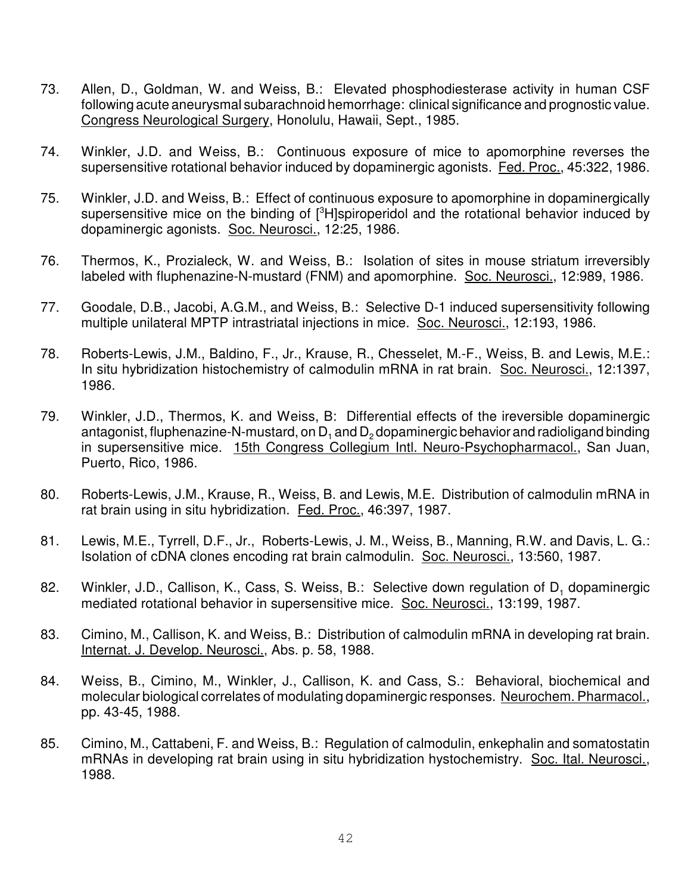73. Allen, D., Goldman, W. and Weiss, B.: Elevated phosphodiesterase activity in human CSF following acute aneurysmal subarachnoid hemorrhage: clinical significance and prognostic value. Congress Neurological Surgery, Honolulu, Hawaii, Sept., 1985.

74. Winkler, J.D. and Weiss, B.: Continuous exposure of mice to apomorphine reverses the supersensitive rotational behavior induced by dopaminergic agonists. Fed. Proc., 45:322, 1986.

75. Winkler, J.D. and Weiss, B.: Effect of continuous exposure to apomorphine in dopaminergically supersensitive mice on the binding of [$^3$H]spiroperidol and the rotational behavior induced by dopaminergic agonists. Soc. Neurosci., 12:25, 1986.

76. Thermos, K., Prozialeck, W. and Weiss, B.: Isolation of sites in mouse striatum irreversibly labeled with fluphenazine-N-mustard (FNM) and apomorphine. Soc. Neurosci., 12:989, 1986.

77. Goodale, D.B., Jacobi, A.G.M., and Weiss, B.: Selective D-1 induced supersensitivity following multiple unilateral MPTP intrastriatal injections in mice. Soc. Neurosci., 12:193, 1986.

78. Roberts-Lewis, J.M., Baldino, F., Jr., Krause, R., Chesselet, M.-F., Weiss, B. and Lewis, M.E.: In situ hybridization histochemistry of calmodulin mRNA in rat brain. Soc. Neurosci., 12:1397, 1986.

79. Winkler, J.D., Thermos, K. and Weiss, B: Differential effects of the ireversible dopaminergic antagonist, fluphenazine-N-mustard, on $D_1$ and $D_2$ dopaminergic behavior and radioligand binding in supersensitive mice. 15th Congress Collegium Intl. Neuro-Psychopharmacol., San Juan, Puerto, Rico, 1986.

80. Roberts-Lewis, J.M., Krause, R., Weiss, B. and Lewis, M.E. Distribution of calmodulin mRNA in rat brain using in situ hybridization. Fed. Proc., 46:397, 1987.

81. Lewis, M.E., Tyrrell, D.F., Jr., Roberts-Lewis, J. M., Weiss, B., Manning, R.W. and Davis, L. G.: Isolation of cDNA clones encoding rat brain calmodulin. Soc. Neurosci., 13:560, 1987.

82. Winkler, J.D., Callison, K., Cass, S. Weiss, B.: Selective down regulation of $D_1$ dopaminergic mediated rotational behavior in supersensitive mice. Soc. Neurosci., 13:199, 1987.

83. Cimino, M., Callison, K. and Weiss, B.: Distribution of calmodulin mRNA in developing rat brain. Internat. J. Develop. Neurosci., Abs. p. 58, 1988.

84. Weiss, B., Cimino, M., Winkler, J., Callison, K. and Cass, S.: Behavioral, biochemical and molecular biological correlates of modulating dopaminergic responses. Neurochem. Pharmacol., pp. 43-45, 1988.

85. Cimino, M., Cattabeni, F. and Weiss, B.: Regulation of calmodulin, enkephalin and somatostatin mRNAs in developing rat brain using in situ hybridization hystochemistry. Soc. Ital. Neurosci., 1988.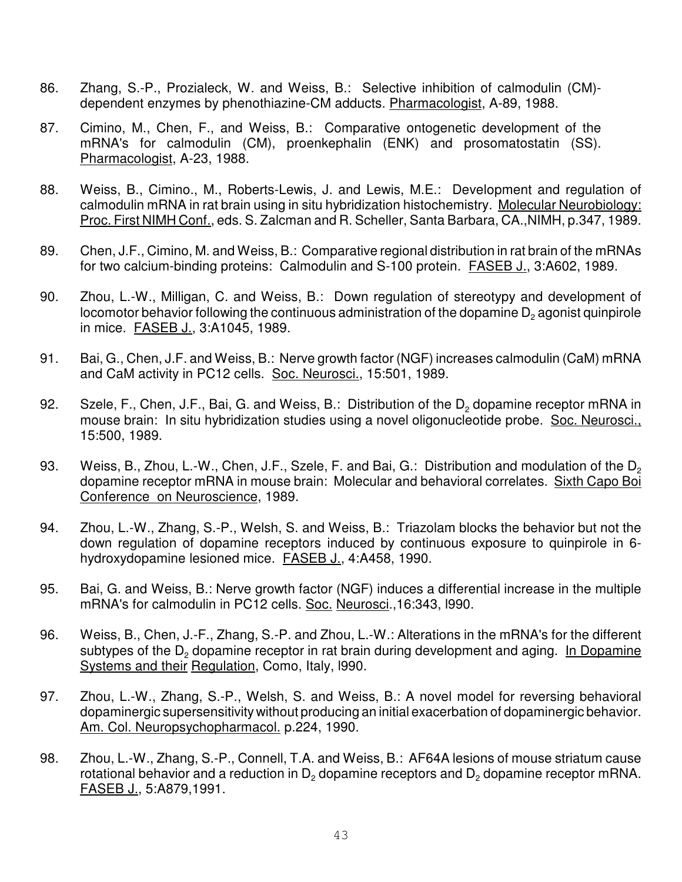86. Zhang, S.-P., Prozialeck, W. and Weiss, B.: Selective inhibition of calmodulin (CM)-dependent enzymes by phenothiazine-CM adducts. Pharmacologist, A-89, 1988.

87. Cimino, M., Chen, F., and Weiss, B.: Comparative ontogenetic development of the mRNA's for calmodulin (CM), proenkephalin (ENK) and prosomatostatin (SS). Pharmacologist, A-23, 1988.

88. Weiss, B., Cimino., M., Roberts-Lewis, J. and Lewis, M.E.: Development and regulation of calmodulin mRNA in rat brain using in situ hybridization histochemistry. Molecular Neurobiology: Proc. First NIMH Conf., eds. S. Zalcman and R. Scheller, Santa Barbara, CA.,NIMH, p.347, 1989.

89. Chen, J.F., Cimino, M. and Weiss, B.: Comparative regional distribution in rat brain of the mRNAs for two calcium-binding proteins: Calmodulin and S-100 protein. FASEB J., 3:A602, 1989.

90. Zhou, L.-W., Milligan, C. and Weiss, B.: Down regulation of stereotypy and development of locomotor behavior following the continuous administration of the dopamine $D_2$ agonist quinpirole in mice. FASEB J., 3:A1045, 1989.

91. Bai, G., Chen, J.F. and Weiss, B.: Nerve growth factor (NGF) increases calmodulin (CaM) mRNA and CaM activity in PC12 cells. Soc. Neurosci., 15:501, 1989.

92. Szele, F., Chen, J.F., Bai, G. and Weiss, B.: Distribution of the $D_2$ dopamine receptor mRNA in mouse brain: In situ hybridization studies using a novel oligonucleotide probe. Soc. Neurosci., 15:500, 1989.

93. Weiss, B., Zhou, L.-W., Chen, J.F., Szele, F. and Bai, G.: Distribution and modulation of the $D_2$ dopamine receptor mRNA in mouse brain: Molecular and behavioral correlates. Sixth Capo Boi Conference on Neuroscience, 1989.

94. Zhou, L.-W., Zhang, S.-P., Welsh, S. and Weiss, B.: Triazolam blocks the behavior but not the down regulation of dopamine receptors induced by continuous exposure to quinpirole in 6-hydroxydopamine lesioned mice. FASEB J., 4:A458, 1990.

95. Bai, G. and Weiss, B.: Nerve growth factor (NGF) induces a differential increase in the multiple mRNA's for calmodulin in PC12 cells. Soc. Neurosci.,16:343, l990.

96. Weiss, B., Chen, J.-F., Zhang, S.-P. and Zhou, L.-W.: Alterations in the mRNA's for the different subtypes of the $D_2$ dopamine receptor in rat brain during development and aging. In Dopamine Systems and their Regulation, Como, Italy, l990.

97. Zhou, L.-W., Zhang, S.-P., Welsh, S. and Weiss, B.: A novel model for reversing behavioral dopaminergic supersensitivity without producing an initial exacerbation of dopaminergic behavior. Am. Col. Neuropsychopharmacol. p.224, 1990.

98. Zhou, L.-W., Zhang, S.-P., Connell, T.A. and Weiss, B.: AF64A lesions of mouse striatum cause rotational behavior and a reduction in $D_2$ dopamine receptors and $D_2$ dopamine receptor mRNA. FASEB J., 5:A879,1991.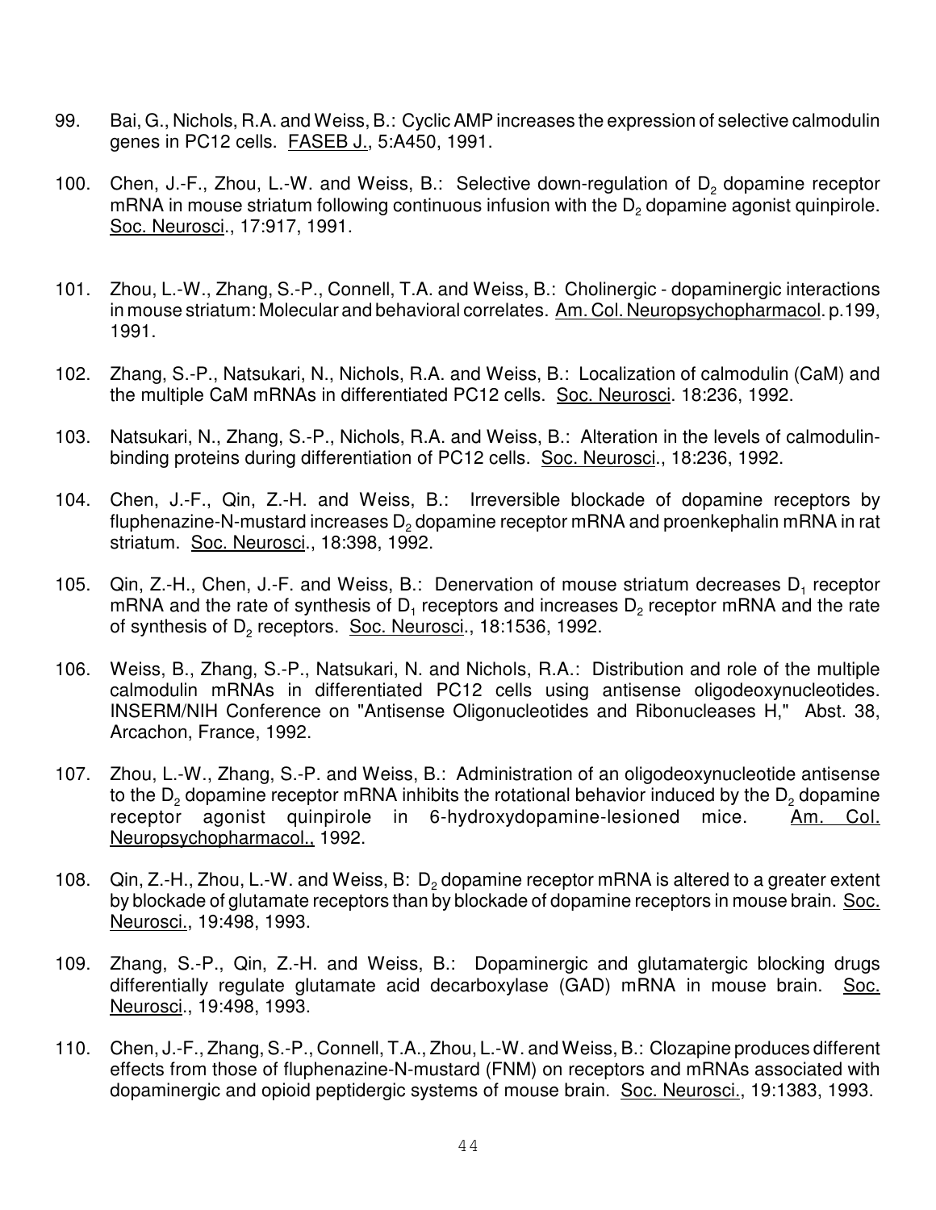99. Bai, G., Nichols, R.A. and Weiss, B.: Cyclic AMP increases the expression of selective calmodulin genes in PC12 cells. FASEB J., 5:A450, 1991.

100. Chen, J.-F., Zhou, L.-W. and Weiss, B.: Selective down-regulation of $D_2$ dopamine receptor mRNA in mouse striatum following continuous infusion with the $D_2$ dopamine agonist quinpirole. Soc. Neurosci., 17:917, 1991.

101. Zhou, L.-W., Zhang, S.-P., Connell, T.A. and Weiss, B.: Cholinergic - dopaminergic interactions in mouse striatum: Molecular and behavioral correlates. Am. Col. Neuropsychopharmacol. p.199, 1991.

102. Zhang, S.-P., Natsukari, N., Nichols, R.A. and Weiss, B.: Localization of calmodulin (CaM) and the multiple CaM mRNAs in differentiated PC12 cells. Soc. Neurosci. 18:236, 1992.

103. Natsukari, N., Zhang, S.-P., Nichols, R.A. and Weiss, B.: Alteration in the levels of calmodulin-binding proteins during differentiation of PC12 cells. Soc. Neurosci., 18:236, 1992.

104. Chen, J.-F., Qin, Z.-H. and Weiss, B.: Irreversible blockade of dopamine receptors by fluphenazine-N-mustard increases $D_2$ dopamine receptor mRNA and proenkephalin mRNA in rat striatum. Soc. Neurosci., 18:398, 1992.

105. Qin, Z.-H., Chen, J.-F. and Weiss, B.: Denervation of mouse striatum decreases $D_1$ receptor mRNA and the rate of synthesis of $D_1$ receptors and increases $D_2$ receptor mRNA and the rate of synthesis of $D_2$ receptors. Soc. Neurosci., 18:1536, 1992.

106. Weiss, B., Zhang, S.-P., Natsukari, N. and Nichols, R.A.: Distribution and role of the multiple calmodulin mRNAs in differentiated PC12 cells using antisense oligodeoxynucleotides. INSERM/NIH Conference on "Antisense Oligonucleotides and Ribonucleases H," Abst. 38, Arcachon, France, 1992.

107. Zhou, L.-W., Zhang, S.-P. and Weiss, B.: Administration of an oligodeoxynucleotide antisense to the $D_2$ dopamine receptor mRNA inhibits the rotational behavior induced by the $D_2$ dopamine receptor agonist quinpirole in 6-hydroxydopamine-lesioned mice. Am. Col. Neuropsychopharmacol., 1992.

108. Qin, Z.-H., Zhou, L.-W. and Weiss, B: $D_2$ dopamine receptor mRNA is altered to a greater extent by blockade of glutamate receptors than by blockade of dopamine receptors in mouse brain. Soc. Neurosci., 19:498, 1993.

109. Zhang, S.-P., Qin, Z.-H. and Weiss, B.: Dopaminergic and glutamatergic blocking drugs differentially regulate glutamate acid decarboxylase (GAD) mRNA in mouse brain. Soc. Neurosci., 19:498, 1993.

110. Chen, J.-F., Zhang, S.-P., Connell, T.A., Zhou, L.-W. and Weiss, B.: Clozapine produces different effects from those of fluphenazine-N-mustard (FNM) on receptors and mRNAs associated with dopaminergic and opioid peptidergic systems of mouse brain. Soc. Neurosci., 19:1383, 1993.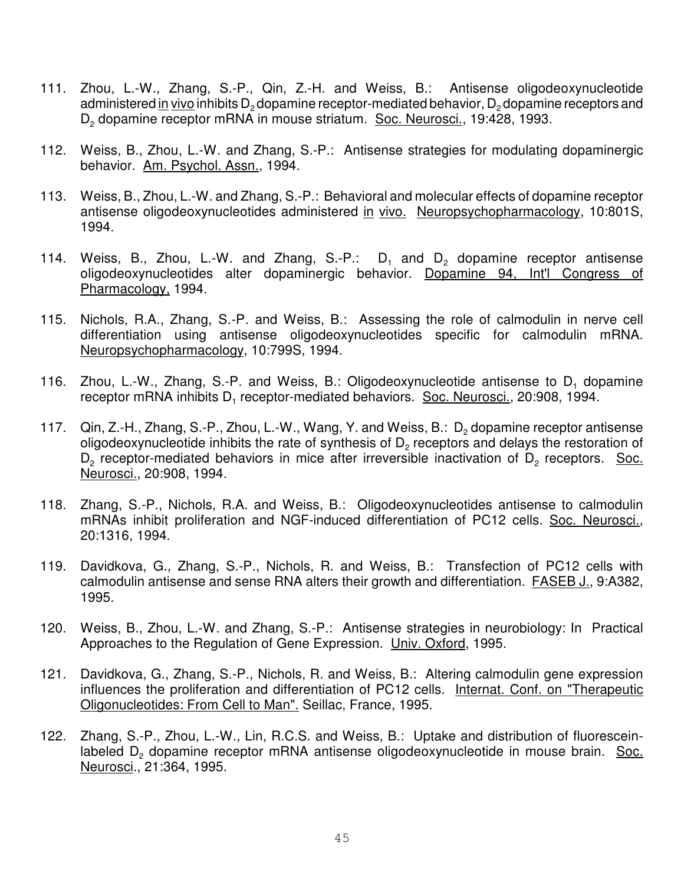111. Zhou, L.-W., Zhang, S.-P., Qin, Z.-H. and Weiss, B.: Antisense oligodeoxynucleotide administered in vivo inhibits $D_2$ dopamine receptor-mediated behavior, $D_2$ dopamine receptors and $D_2$ dopamine receptor mRNA in mouse striatum. Soc. Neurosci., 19:428, 1993.

112. Weiss, B., Zhou, L.-W. and Zhang, S.-P.: Antisense strategies for modulating dopaminergic behavior. Am. Psychol. Assn., 1994.

113. Weiss, B., Zhou, L.-W. and Zhang, S.-P.: Behavioral and molecular effects of dopamine receptor antisense oligodeoxynucleotides administered in vivo. Neuropsychopharmacology, 10:801S, 1994.

114. Weiss, B., Zhou, L.-W. and Zhang, S.-P.: $D_1$ and $D_2$ dopamine receptor antisense oligodeoxynucleotides alter dopaminergic behavior. Dopamine 94, Int'l Congress of Pharmacology, 1994.

115. Nichols, R.A., Zhang, S.-P. and Weiss, B.: Assessing the role of calmodulin in nerve cell differentiation using antisense oligodeoxynucleotides specific for calmodulin mRNA. Neuropsychopharmacology, 10:799S, 1994.

116. Zhou, L.-W., Zhang, S.-P. and Weiss, B.: Oligodeoxynucleotide antisense to $D_1$ dopamine receptor mRNA inhibits $D_1$ receptor-mediated behaviors. Soc. Neurosci., 20:908, 1994.

117. Qin, Z.-H., Zhang, S.-P., Zhou, L.-W., Wang, Y. and Weiss, B.: $D_2$ dopamine receptor antisense oligodeoxynucleotide inhibits the rate of synthesis of $D_2$ receptors and delays the restoration of $D_2$ receptor-mediated behaviors in mice after irreversible inactivation of $D_2$ receptors. Soc. Neurosci., 20:908, 1994.

118. Zhang, S.-P., Nichols, R.A. and Weiss, B.: Oligodeoxynucleotides antisense to calmodulin mRNAs inhibit proliferation and NGF-induced differentiation of PC12 cells. Soc. Neurosci., 20:1316, 1994.

119. Davidkova, G., Zhang, S.-P., Nichols, R. and Weiss, B.: Transfection of PC12 cells with calmodulin antisense and sense RNA alters their growth and differentiation. FASEB J., 9:A382, 1995.

120. Weiss, B., Zhou, L.-W. and Zhang, S.-P.: Antisense strategies in neurobiology: In Practical Approaches to the Regulation of Gene Expression. Univ. Oxford, 1995.

121. Davidkova, G., Zhang, S.-P., Nichols, R. and Weiss, B.: Altering calmodulin gene expression influences the proliferation and differentiation of PC12 cells. Internat. Conf. on "Therapeutic Oligonucleotides: From Cell to Man". Seillac, France, 1995.

122. Zhang, S.-P., Zhou, L.-W., Lin, R.C.S. and Weiss, B.: Uptake and distribution of fluorescein-labeled $D_2$ dopamine receptor mRNA antisense oligodeoxynucleotide in mouse brain. Soc. Neurosci., 21:364, 1995.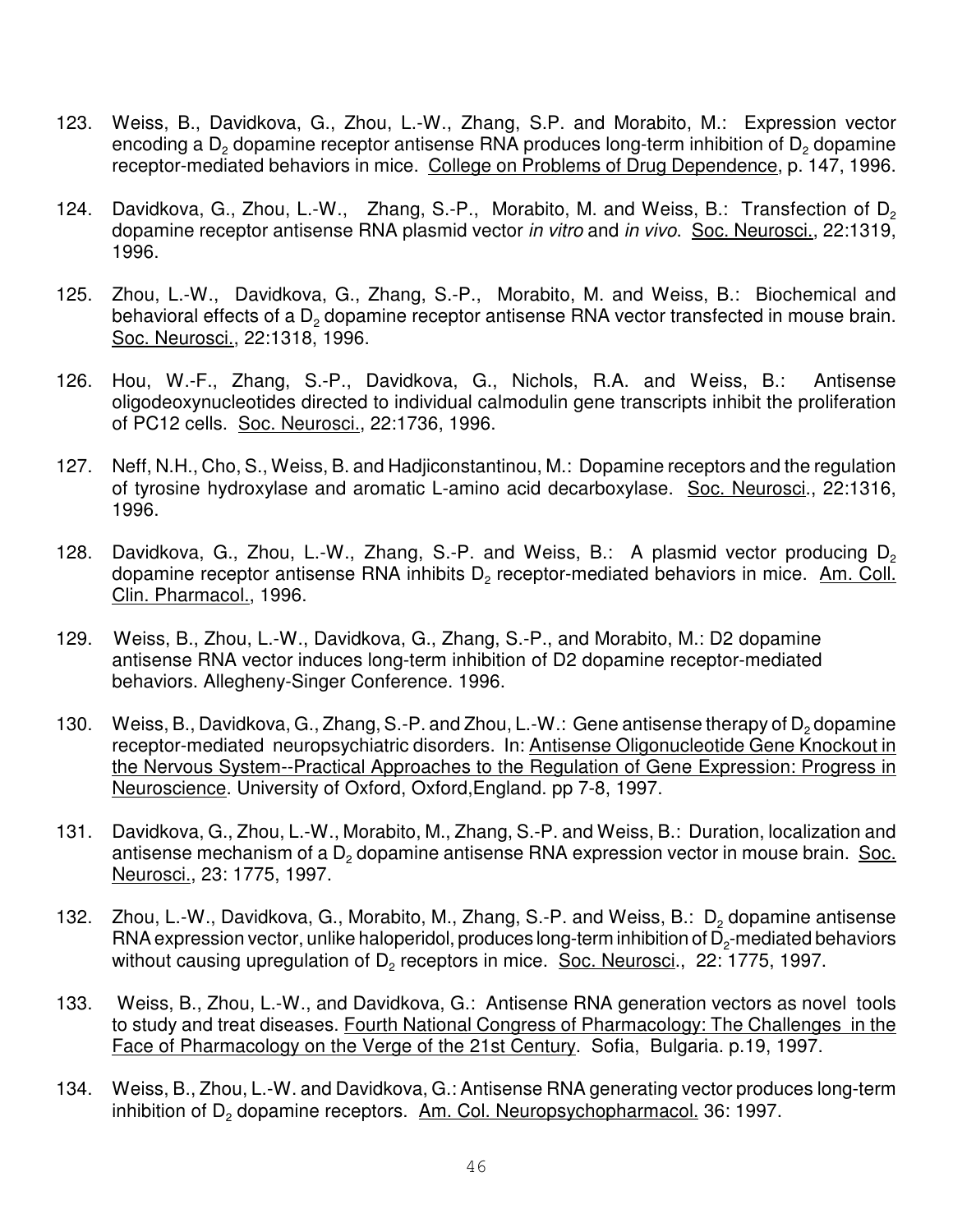123. Weiss, B., Davidkova, G., Zhou, L.-W., Zhang, S.P. and Morabito, M.: Expression vector encoding a $D_2$ dopamine receptor antisense RNA produces long-term inhibition of $D_2$ dopamine receptor-mediated behaviors in mice. College on Problems of Drug Dependence, p. 147, 1996.

124. Davidkova, G., Zhou, L.-W., Zhang, S.-P., Morabito, M. and Weiss, B.: Transfection of $D_2$ dopamine receptor antisense RNA plasmid vector *in vitro* and *in vivo*. Soc. Neurosci., 22:1319, 1996.

125. Zhou, L.-W., Davidkova, G., Zhang, S.-P., Morabito, M. and Weiss, B.: Biochemical and behavioral effects of a $D_2$ dopamine receptor antisense RNA vector transfected in mouse brain. Soc. Neurosci., 22:1318, 1996.

126. Hou, W.-F., Zhang, S.-P., Davidkova, G., Nichols, R.A. and Weiss, B.: Antisense oligodeoxynucleotides directed to individual calmodulin gene transcripts inhibit the proliferation of PC12 cells. Soc. Neurosci., 22:1736, 1996.

127. Neff, N.H., Cho, S., Weiss, B. and Hadjiconstantinou, M.: Dopamine receptors and the regulation of tyrosine hydroxylase and aromatic L-amino acid decarboxylase. Soc. Neurosci., 22:1316, 1996.

128. Davidkova, G., Zhou, L.-W., Zhang, S.-P. and Weiss, B.: A plasmid vector producing $D_2$ dopamine receptor antisense RNA inhibits $D_2$ receptor-mediated behaviors in mice. Am. Coll. Clin. Pharmacol., 1996.

129. Weiss, B., Zhou, L.-W., Davidkova, G., Zhang, S.-P., and Morabito, M.: D2 dopamine antisense RNA vector induces long-term inhibition of D2 dopamine receptor-mediated behaviors. Allegheny-Singer Conference. 1996.

130. Weiss, B., Davidkova, G., Zhang, S.-P. and Zhou, L.-W.: Gene antisense therapy of $D_2$ dopamine receptor-mediated neuropsychiatric disorders. In: Antisense Oligonucleotide Gene Knockout in the Nervous System--Practical Approaches to the Regulation of Gene Expression: Progress in Neuroscience. University of Oxford, Oxford,England. pp 7-8, 1997.

131. Davidkova, G., Zhou, L.-W., Morabito, M., Zhang, S.-P. and Weiss, B.: Duration, localization and antisense mechanism of a $D_2$ dopamine antisense RNA expression vector in mouse brain. Soc. Neurosci., 23: 1775, 1997.

132. Zhou, L.-W., Davidkova, G., Morabito, M., Zhang, S.-P. and Weiss, B.: $D_2$ dopamine antisense RNA expression vector, unlike haloperidol, produces long-term inhibition of $D_2$-mediated behaviors without causing upregulation of $D_2$ receptors in mice. Soc. Neurosci., 22: 1775, 1997.

133. Weiss, B., Zhou, L.-W., and Davidkova, G.: Antisense RNA generation vectors as novel tools to study and treat diseases. Fourth National Congress of Pharmacology: The Challenges in the Face of Pharmacology on the Verge of the 21st Century. Sofia, Bulgaria. p.19, 1997.

134. Weiss, B., Zhou, L.-W. and Davidkova, G.: Antisense RNA generating vector produces long-term inhibition of $D_2$ dopamine receptors. Am. Col. Neuropsychopharmacol. 36: 1997.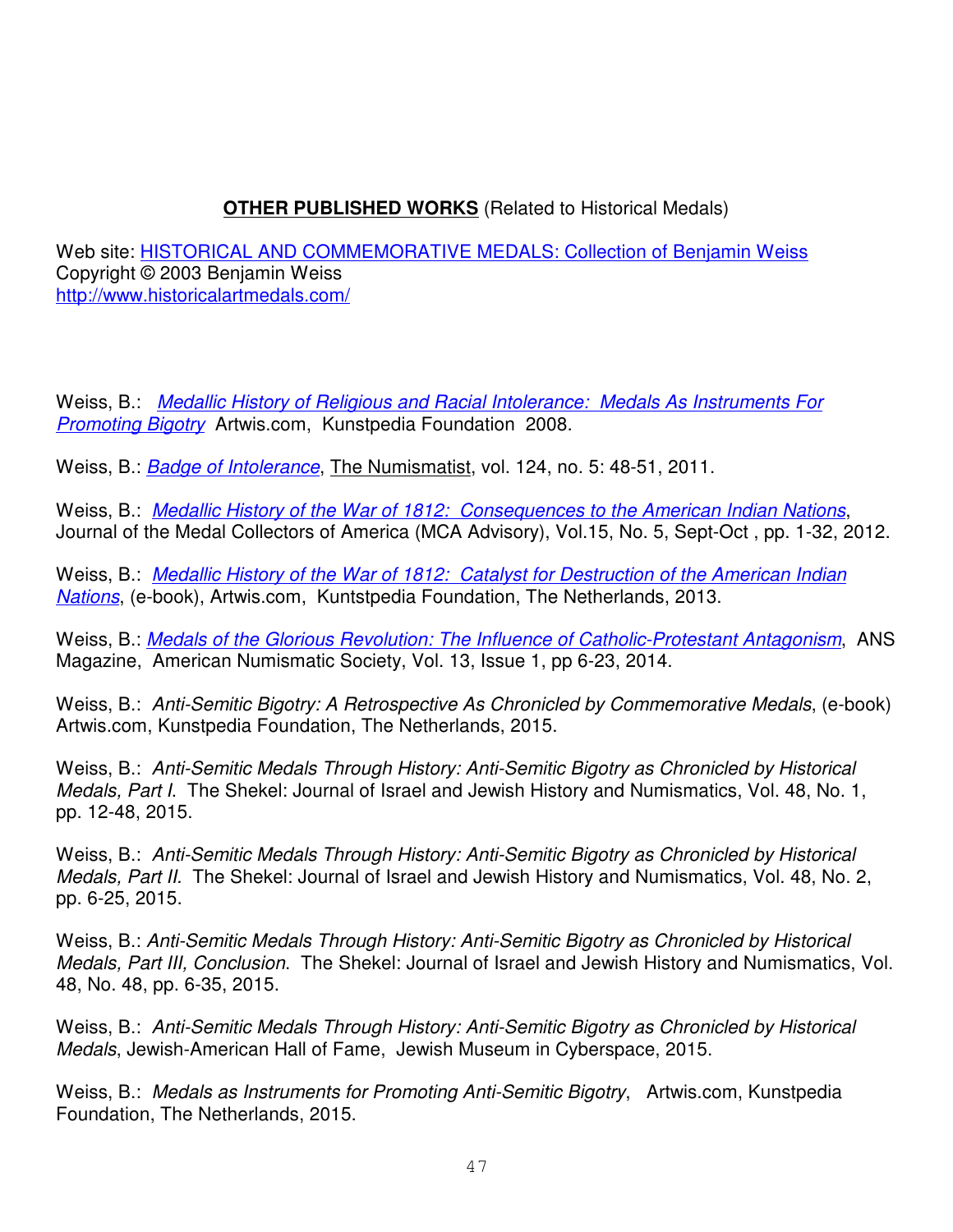## **OTHER PUBLISHED WORKS** (Related to Historical Medals)

Web site: HISTORICAL AND COMMEMORATIVE MEDALS: Collection of Benjamin Weiss
Copyright © 2003 Benjamin Weiss
http://www.historicalartmedals.com/

Weiss, B.: *Medallic History of Religious and Racial Intolerance: Medals As Instruments For Promoting Bigotry* Artwis.com, Kunstpedia Foundation 2008.

Weiss, B.: *Badge of Intolerance*, The Numismatist, vol. 124, no. 5: 48-51, 2011.

Weiss, B.: *Medallic History of the War of 1812: Consequences to the American Indian Nations*, Journal of the Medal Collectors of America (MCA Advisory), Vol.15, No. 5, Sept-Oct , pp. 1-32, 2012.

Weiss, B.: *Medallic History of the War of 1812: Catalyst for Destruction of the American Indian Nations*, (e-book), Artwis.com, Kuntstpedia Foundation, The Netherlands, 2013.

Weiss, B.: *Medals of the Glorious Revolution: The Influence of Catholic-Protestant Antagonism*, ANS Magazine, American Numismatic Society, Vol. 13, Issue 1, pp 6-23, 2014.

Weiss, B.: *Anti-Semitic Bigotry: A Retrospective As Chronicled by Commemorative Medals*, (e-book) Artwis.com, Kunstpedia Foundation, The Netherlands, 2015.

Weiss, B.: *Anti-Semitic Medals Through History: Anti-Semitic Bigotry as Chronicled by Historical Medals, Part I*. The Shekel: Journal of Israel and Jewish History and Numismatics, Vol. 48, No. 1, pp. 12-48, 2015.

Weiss, B.: *Anti-Semitic Medals Through History: Anti-Semitic Bigotry as Chronicled by Historical Medals, Part II.* The Shekel: Journal of Israel and Jewish History and Numismatics, Vol. 48, No. 2, pp. 6-25, 2015.

Weiss, B.: *Anti-Semitic Medals Through History: Anti-Semitic Bigotry as Chronicled by Historical Medals, Part III, Conclusion*. The Shekel: Journal of Israel and Jewish History and Numismatics, Vol. 48, No. 48, pp. 6-35, 2015.

Weiss, B.: *Anti-Semitic Medals Through History: Anti-Semitic Bigotry as Chronicled by Historical Medals*, Jewish-American Hall of Fame, Jewish Museum in Cyberspace, 2015.

Weiss, B.: *Medals as Instruments for Promoting Anti-Semitic Bigotry*, Artwis.com, Kunstpedia Foundation, The Netherlands, 2015.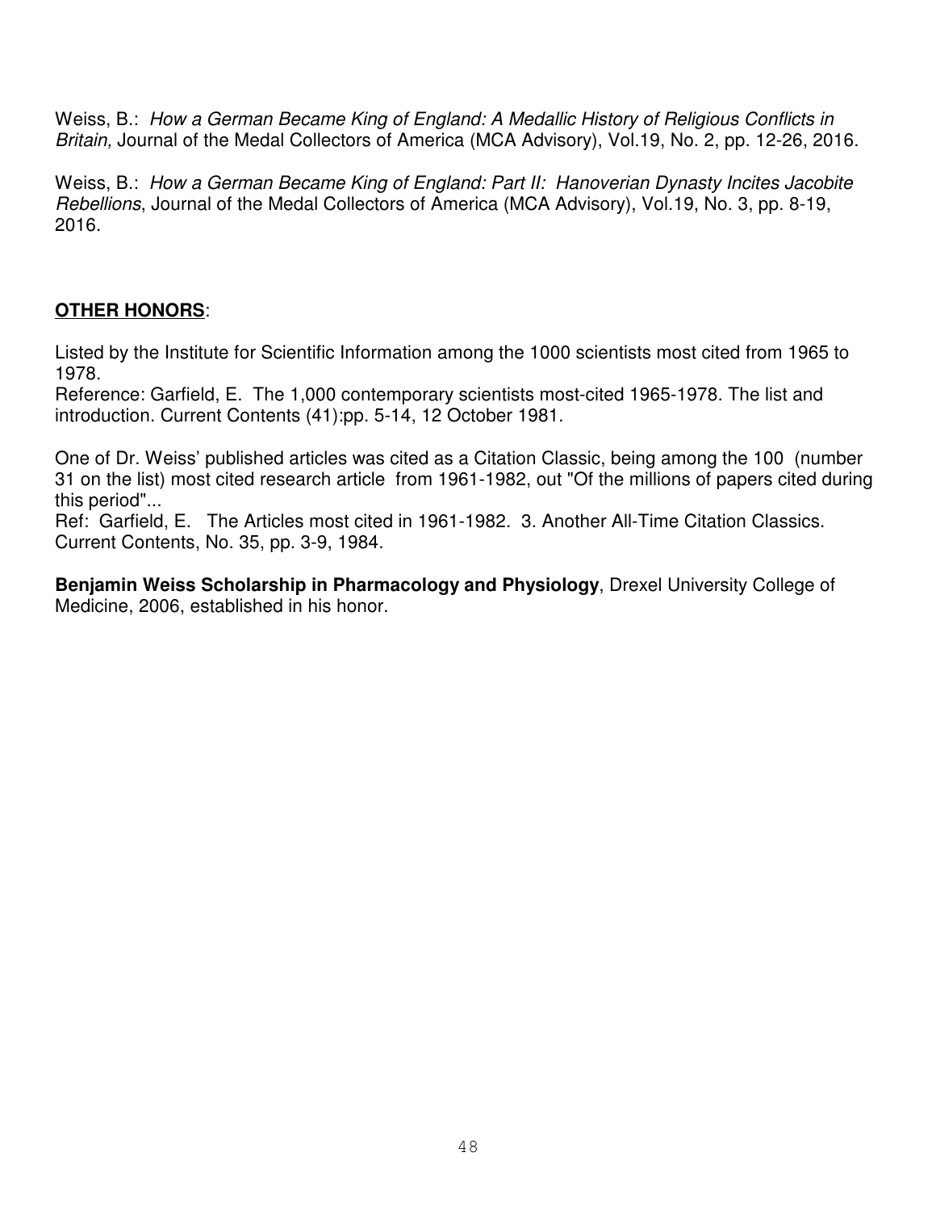Weiss, B.: *How a German Became King of England: A Medallic History of Religious Conflicts in Britain,* Journal of the Medal Collectors of America (MCA Advisory), Vol.19, No. 2, pp. 12-26, 2016.

Weiss, B.: *How a German Became King of England: Part II: Hanoverian Dynasty Incites Jacobite Rebellions*, Journal of the Medal Collectors of America (MCA Advisory), Vol.19, No. 3, pp. 8-19, 2016.

**OTHER HONORS**:

Listed by the Institute for Scientific Information among the 1000 scientists most cited from 1965 to 1978.
Reference: Garfield, E. The 1,000 contemporary scientists most-cited 1965-1978. The list and introduction. Current Contents (41):pp. 5-14, 12 October 1981.

One of Dr. Weiss' published articles was cited as a Citation Classic, being among the 100 (number 31 on the list) most cited research article from 1961-1982, out "Of the millions of papers cited during this period"...
Ref: Garfield, E. The Articles most cited in 1961-1982. 3. Another All-Time Citation Classics. Current Contents, No. 35, pp. 3-9, 1984.

**Benjamin Weiss Scholarship in Pharmacology and Physiology**, Drexel University College of Medicine, 2006, established in his honor.